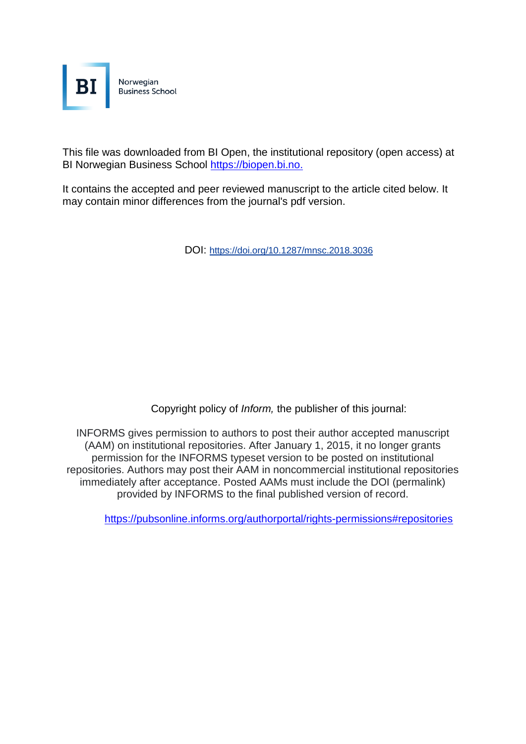Norwegian Business School

This file was downloaded from BI Open, the institutional repository (open access) at BI Norwegian Business School https://biopen.bi.no.

It contains the accepted and peer reviewed manuscript to the article cited below. It may contain minor differences from the journal's pdf version.

DOI: https://doi.org/10.1287/mnsc.2018.3036

Copyright policy of *Inform,* the publisher of this journal:

INFORMS gives permission to authors to post their author accepted manuscript (AAM) on institutional repositories. After January 1, 2015, it no longer grants permission for the INFORMS typeset version to be posted on institutional repositories. Authors may post their AAM in noncommercial institutional repositories immediately after acceptance. Posted AAMs must include the DOI (permalink) provided by INFORMS to the final published version of record.

https://pubsonline.informs.org/authorportal/rights-permissions#repositories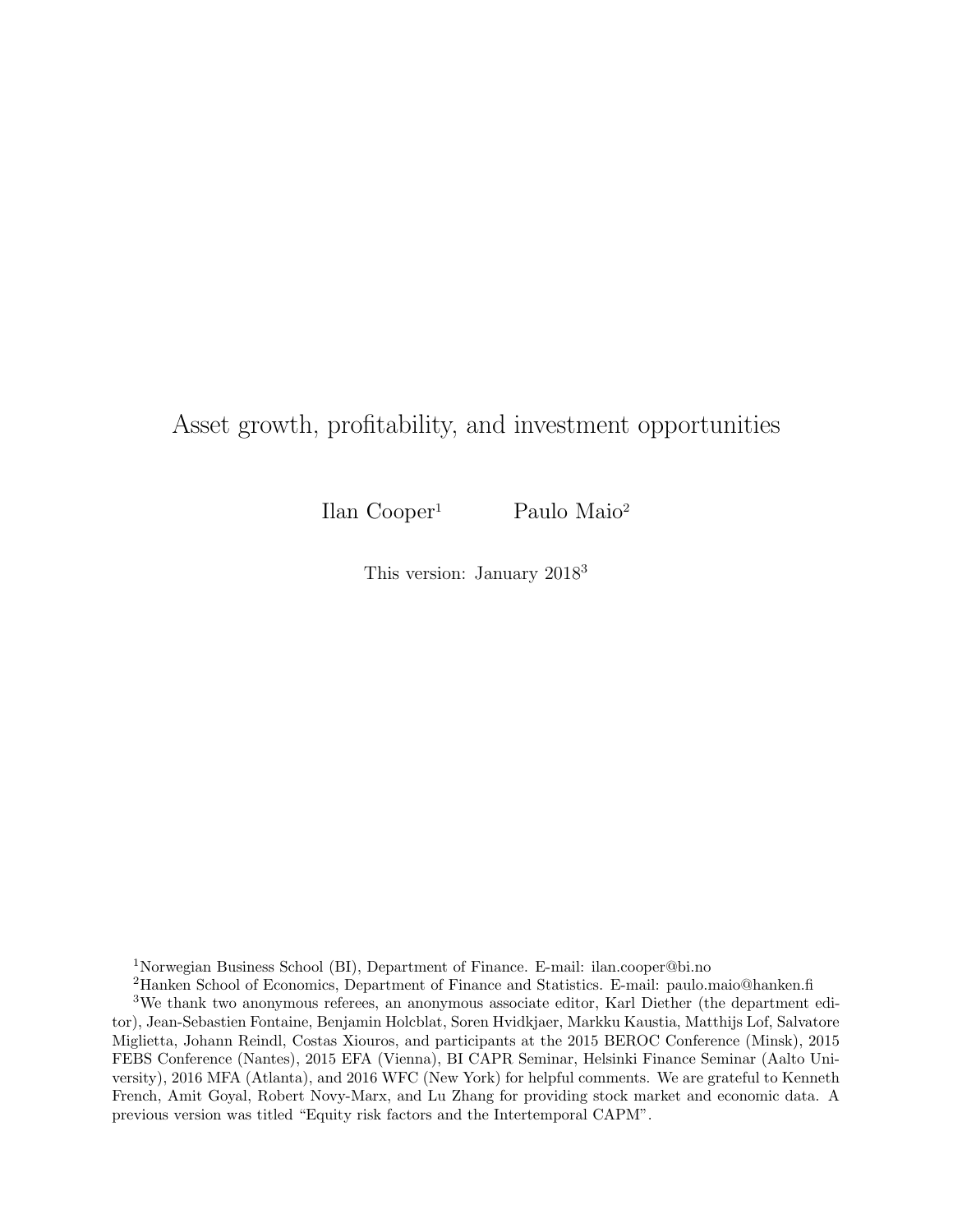# Asset growth, profitability, and investment opportunities

Ilan Cooper[1] Paulo Maio[2]

This version: January 2018[3]

[1]Norwegian Business School (BI), Department of Finance. E-mail: ilan.cooper@bi.no

[2]Hanken School of Economics, Department of Finance and Statistics. E-mail: paulo.maio@hanken.fi

[3]We thank two anonymous referees, an anonymous associate editor, Karl Diether (the department editor), Jean-Sebastien Fontaine, Benjamin Holcblat, Soren Hvidkjaer, Markku Kaustia, Matthijs Lof, Salvatore Miglietta, Johann Reindl, Costas Xiouros, and participants at the 2015 BEROC Conference (Minsk), 2015 FEBS Conference (Nantes), 2015 EFA (Vienna), BI CAPR Seminar, Helsinki Finance Seminar (Aalto University), 2016 MFA (Atlanta), and 2016 WFC (New York) for helpful comments. We are grateful to Kenneth French, Amit Goyal, Robert Novy-Marx, and Lu Zhang for providing stock market and economic data. A previous version was titled "Equity risk factors and the Intertemporal CAPM".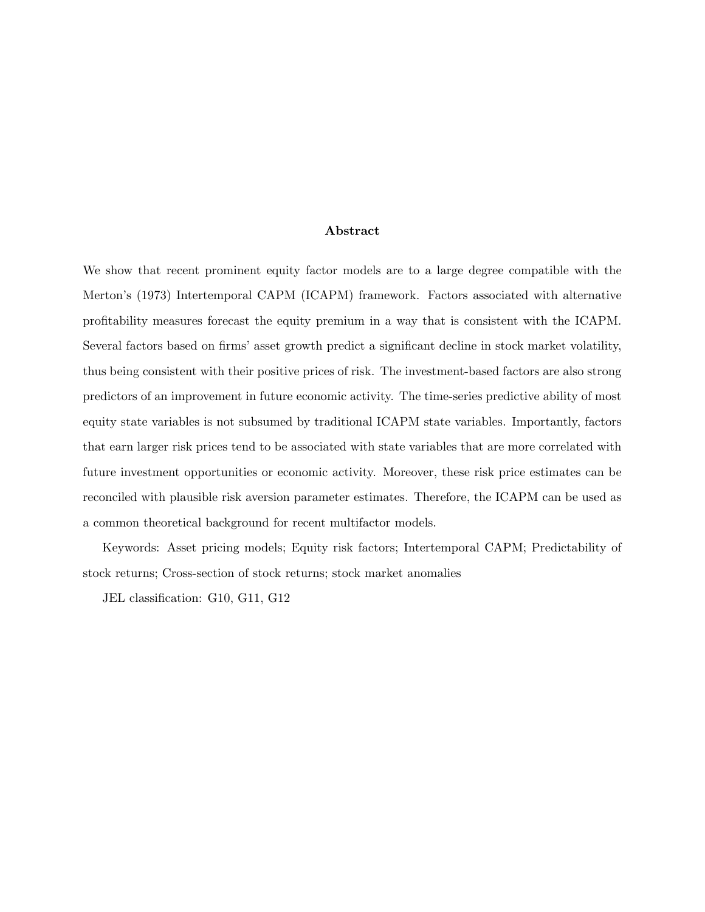## Abstract

We show that recent prominent equity factor models are to a large degree compatible with the Merton's (1973) Intertemporal CAPM (ICAPM) framework. Factors associated with alternative profitability measures forecast the equity premium in a way that is consistent with the ICAPM. Several factors based on firms' asset growth predict a significant decline in stock market volatility, thus being consistent with their positive prices of risk. The investment-based factors are also strong predictors of an improvement in future economic activity. The time-series predictive ability of most equity state variables is not subsumed by traditional ICAPM state variables. Importantly, factors that earn larger risk prices tend to be associated with state variables that are more correlated with future investment opportunities or economic activity. Moreover, these risk price estimates can be reconciled with plausible risk aversion parameter estimates. Therefore, the ICAPM can be used as a common theoretical background for recent multifactor models.

Keywords: Asset pricing models; Equity risk factors; Intertemporal CAPM; Predictability of stock returns; Cross-section of stock returns; stock market anomalies

JEL classification: G10, G11, G12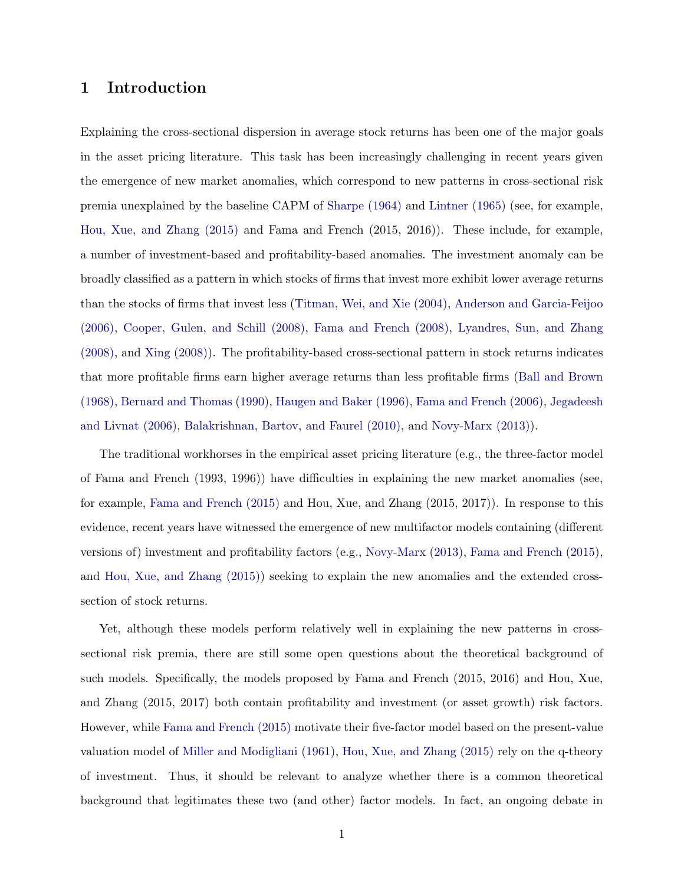# 1 Introduction

Explaining the cross-sectional dispersion in average stock returns has been one of the major goals in the asset pricing literature. This task has been increasingly challenging in recent years given the emergence of new market anomalies, which correspond to new patterns in cross-sectional risk premia unexplained by the baseline CAPM of Sharpe (1964) and Lintner (1965) (see, for example, Hou, Xue, and Zhang (2015) and Fama and French (2015, 2016)). These include, for example, a number of investment-based and profitability-based anomalies. The investment anomaly can be broadly classified as a pattern in which stocks of firms that invest more exhibit lower average returns than the stocks of firms that invest less (Titman, Wei, and Xie (2004), Anderson and Garcia-Feijoo (2006), Cooper, Gulen, and Schill (2008), Fama and French (2008), Lyandres, Sun, and Zhang (2008), and Xing (2008)). The profitability-based cross-sectional pattern in stock returns indicates that more profitable firms earn higher average returns than less profitable firms (Ball and Brown (1968), Bernard and Thomas (1990), Haugen and Baker (1996), Fama and French (2006), Jegadeesh and Livnat (2006), Balakrishnan, Bartov, and Faurel (2010), and Novy-Marx (2013)).

The traditional workhorses in the empirical asset pricing literature (e.g., the three-factor model of Fama and French (1993, 1996)) have difficulties in explaining the new market anomalies (see, for example, Fama and French (2015) and Hou, Xue, and Zhang (2015, 2017)). In response to this evidence, recent years have witnessed the emergence of new multifactor models containing (different versions of) investment and profitability factors (e.g., Novy-Marx (2013), Fama and French (2015), and Hou, Xue, and Zhang (2015)) seeking to explain the new anomalies and the extended cross-section of stock returns.

Yet, although these models perform relatively well in explaining the new patterns in cross-sectional risk premia, there are still some open questions about the theoretical background of such models. Specifically, the models proposed by Fama and French (2015, 2016) and Hou, Xue, and Zhang (2015, 2017) both contain profitability and investment (or asset growth) risk factors. However, while Fama and French (2015) motivate their five-factor model based on the present-value valuation model of Miller and Modigliani (1961), Hou, Xue, and Zhang (2015) rely on the q-theory of investment. Thus, it should be relevant to analyze whether there is a common theoretical background that legitimates these two (and other) factor models. In fact, an ongoing debate in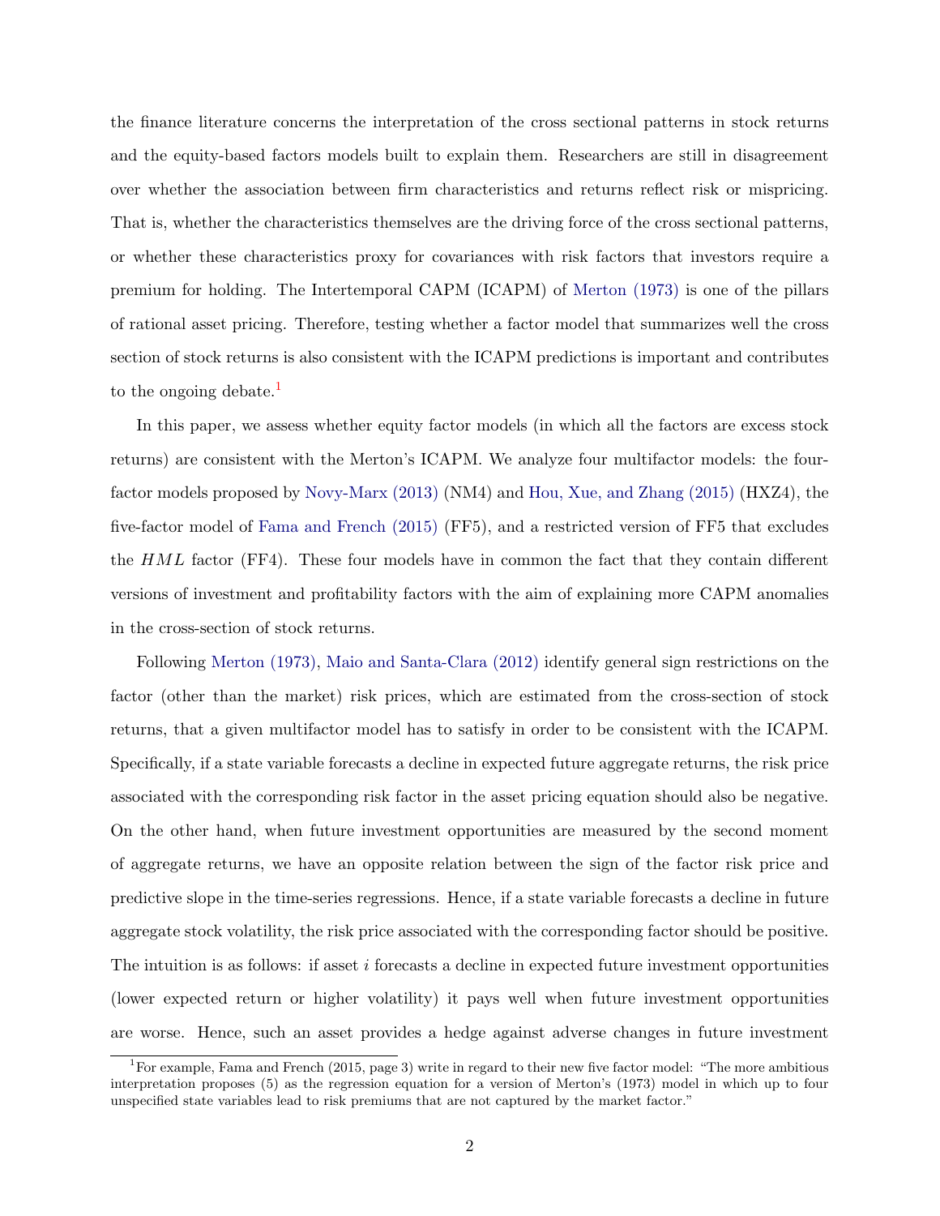the finance literature concerns the interpretation of the cross sectional patterns in stock returns and the equity-based factors models built to explain them. Researchers are still in disagreement over whether the association between firm characteristics and returns reflect risk or mispricing. That is, whether the characteristics themselves are the driving force of the cross sectional patterns, or whether these characteristics proxy for covariances with risk factors that investors require a premium for holding. The Intertemporal CAPM (ICAPM) of Merton (1973) is one of the pillars of rational asset pricing. Therefore, testing whether a factor model that summarizes well the cross section of stock returns is also consistent with the ICAPM predictions is important and contributes to the ongoing debate.[1]

In this paper, we assess whether equity factor models (in which all the factors are excess stock returns) are consistent with the Merton's ICAPM. We analyze four multifactor models: the four-factor models proposed by Novy-Marx (2013) (NM4) and Hou, Xue, and Zhang (2015) (HXZ4), the five-factor model of Fama and French (2015) (FF5), and a restricted version of FF5 that excludes the $HML$ factor (FF4). These four models have in common the fact that they contain different versions of investment and profitability factors with the aim of explaining more CAPM anomalies in the cross-section of stock returns.

Following Merton (1973), Maio and Santa-Clara (2012) identify general sign restrictions on the factor (other than the market) risk prices, which are estimated from the cross-section of stock returns, that a given multifactor model has to satisfy in order to be consistent with the ICAPM. Specifically, if a state variable forecasts a decline in expected future aggregate returns, the risk price associated with the corresponding risk factor in the asset pricing equation should also be negative. On the other hand, when future investment opportunities are measured by the second moment of aggregate returns, we have an opposite relation between the sign of the factor risk price and predictive slope in the time-series regressions. Hence, if a state variable forecasts a decline in future aggregate stock volatility, the risk price associated with the corresponding factor should be positive. The intuition is as follows: if asset $i$ forecasts a decline in expected future investment opportunities (lower expected return or higher volatility) it pays well when future investment opportunities are worse. Hence, such an asset provides a hedge against adverse changes in future investment

[1] For example, Fama and French (2015, page 3) write in regard to their new five factor model: "The more ambitious interpretation proposes (5) as the regression equation for a version of Merton's (1973) model in which up to four unspecified state variables lead to risk premiums that are not captured by the market factor."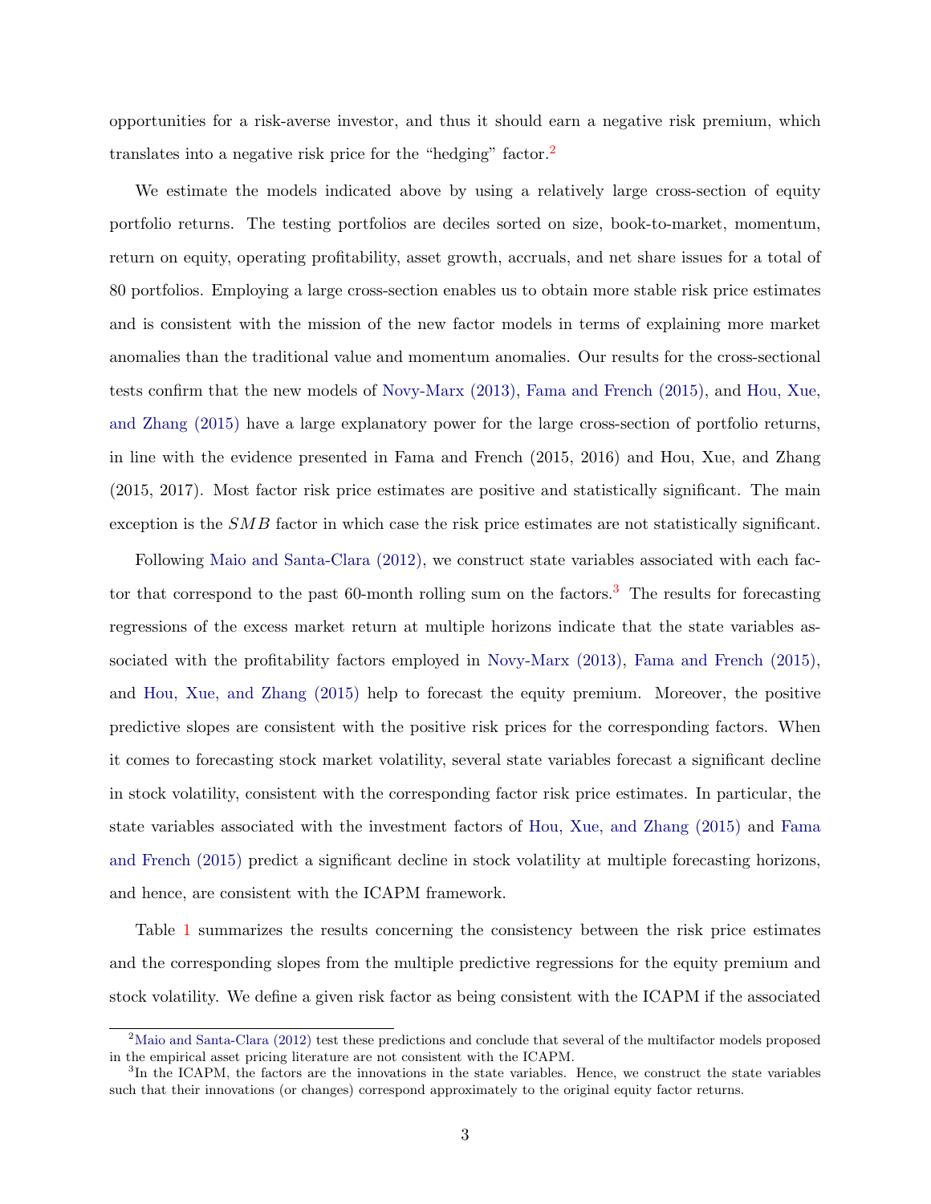opportunities for a risk-averse investor, and thus it should earn a negative risk premium, which translates into a negative risk price for the "hedging" factor.[2]

We estimate the models indicated above by using a relatively large cross-section of equity portfolio returns. The testing portfolios are deciles sorted on size, book-to-market, momentum, return on equity, operating profitability, asset growth, accruals, and net share issues for a total of 80 portfolios. Employing a large cross-section enables us to obtain more stable risk price estimates and is consistent with the mission of the new factor models in terms of explaining more market anomalies than the traditional value and momentum anomalies. Our results for the cross-sectional tests confirm that the new models of Novy-Marx (2013), Fama and French (2015), and Hou, Xue, and Zhang (2015) have a large explanatory power for the large cross-section of portfolio returns, in line with the evidence presented in Fama and French (2015, 2016) and Hou, Xue, and Zhang (2015, 2017). Most factor risk price estimates are positive and statistically significant. The main exception is the $SMB$ factor in which case the risk price estimates are not statistically significant.

Following Maio and Santa-Clara (2012), we construct state variables associated with each factor that correspond to the past 60-month rolling sum on the factors.[3] The results for forecasting regressions of the excess market return at multiple horizons indicate that the state variables associated with the profitability factors employed in Novy-Marx (2013), Fama and French (2015), and Hou, Xue, and Zhang (2015) help to forecast the equity premium. Moreover, the positive predictive slopes are consistent with the positive risk prices for the corresponding factors. When it comes to forecasting stock market volatility, several state variables forecast a significant decline in stock volatility, consistent with the corresponding factor risk price estimates. In particular, the state variables associated with the investment factors of Hou, Xue, and Zhang (2015) and Fama and French (2015) predict a significant decline in stock volatility at multiple forecasting horizons, and hence, are consistent with the ICAPM framework.

Table 1 summarizes the results concerning the consistency between the risk price estimates and the corresponding slopes from the multiple predictive regressions for the equity premium and stock volatility. We define a given risk factor as being consistent with the ICAPM if the associated

[2] Maio and Santa-Clara (2012) test these predictions and conclude that several of the multifactor models proposed in the empirical asset pricing literature are not consistent with the ICAPM.

[3] In the ICAPM, the factors are the innovations in the state variables. Hence, we construct the state variables such that their innovations (or changes) correspond approximately to the original equity factor returns.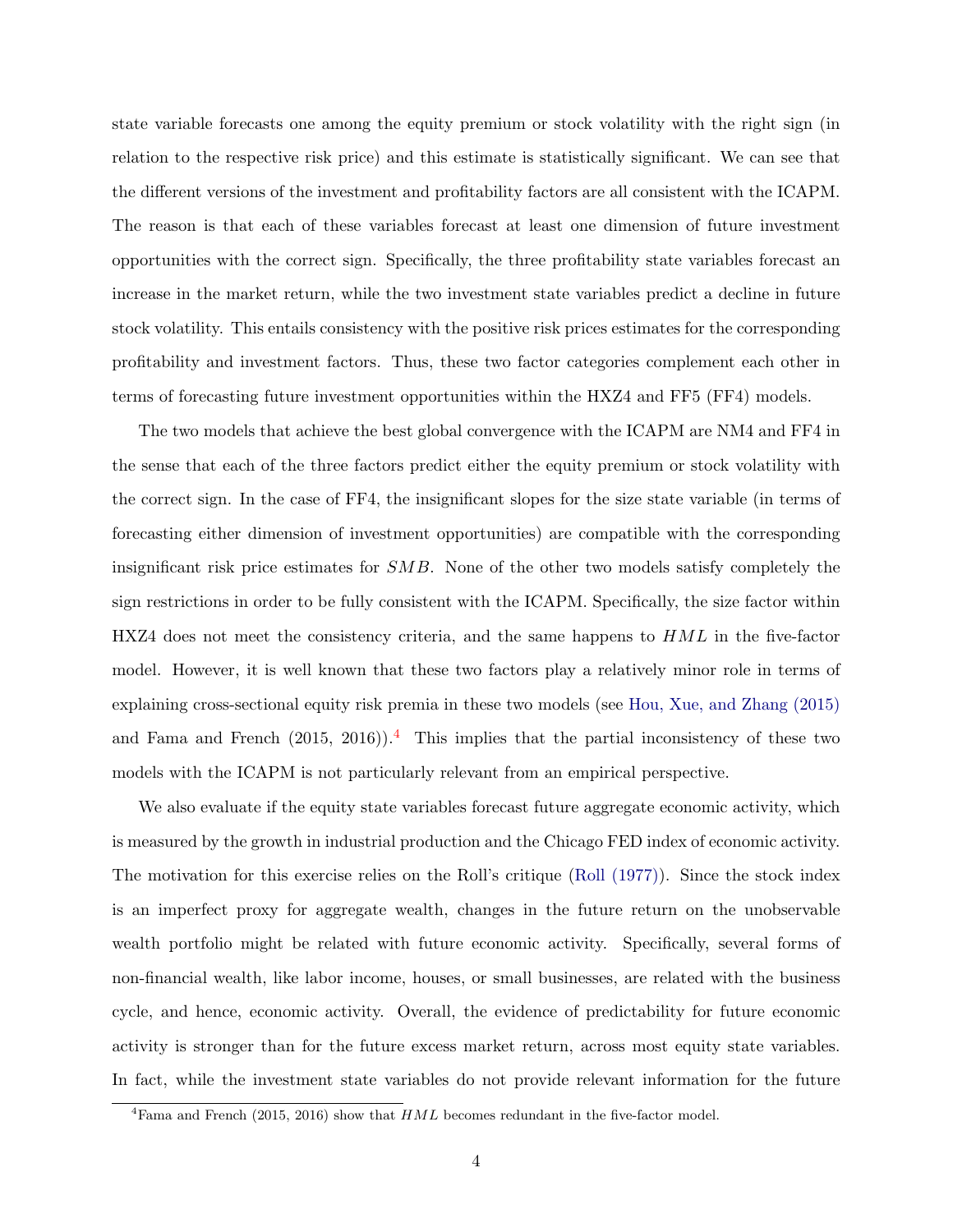state variable forecasts one among the equity premium or stock volatility with the right sign (in relation to the respective risk price) and this estimate is statistically significant. We can see that the different versions of the investment and profitability factors are all consistent with the ICAPM. The reason is that each of these variables forecast at least one dimension of future investment opportunities with the correct sign. Specifically, the three profitability state variables forecast an increase in the market return, while the two investment state variables predict a decline in future stock volatility. This entails consistency with the positive risk prices estimates for the corresponding profitability and investment factors. Thus, these two factor categories complement each other in terms of forecasting future investment opportunities within the HXZ4 and FF5 (FF4) models.

The two models that achieve the best global convergence with the ICAPM are NM4 and FF4 in the sense that each of the three factors predict either the equity premium or stock volatility with the correct sign. In the case of FF4, the insignificant slopes for the size state variable (in terms of forecasting either dimension of investment opportunities) are compatible with the corresponding insignificant risk price estimates for $SMB$. None of the other two models satisfy completely the sign restrictions in order to be fully consistent with the ICAPM. Specifically, the size factor within HXZ4 does not meet the consistency criteria, and the same happens to $HML$ in the five-factor model. However, it is well known that these two factors play a relatively minor role in terms of explaining cross-sectional equity risk premia in these two models (see Hou, Xue, and Zhang (2015) and Fama and French (2015, 2016)).[4] This implies that the partial inconsistency of these two models with the ICAPM is not particularly relevant from an empirical perspective.

We also evaluate if the equity state variables forecast future aggregate economic activity, which is measured by the growth in industrial production and the Chicago FED index of economic activity. The motivation for this exercise relies on the Roll's critique (Roll (1977)). Since the stock index is an imperfect proxy for aggregate wealth, changes in the future return on the unobservable wealth portfolio might be related with future economic activity. Specifically, several forms of non-financial wealth, like labor income, houses, or small businesses, are related with the business cycle, and hence, economic activity. Overall, the evidence of predictability for future economic activity is stronger than for the future excess market return, across most equity state variables. In fact, while the investment state variables do not provide relevant information for the future

[4] Fama and French (2015, 2016) show that $HML$ becomes redundant in the five-factor model.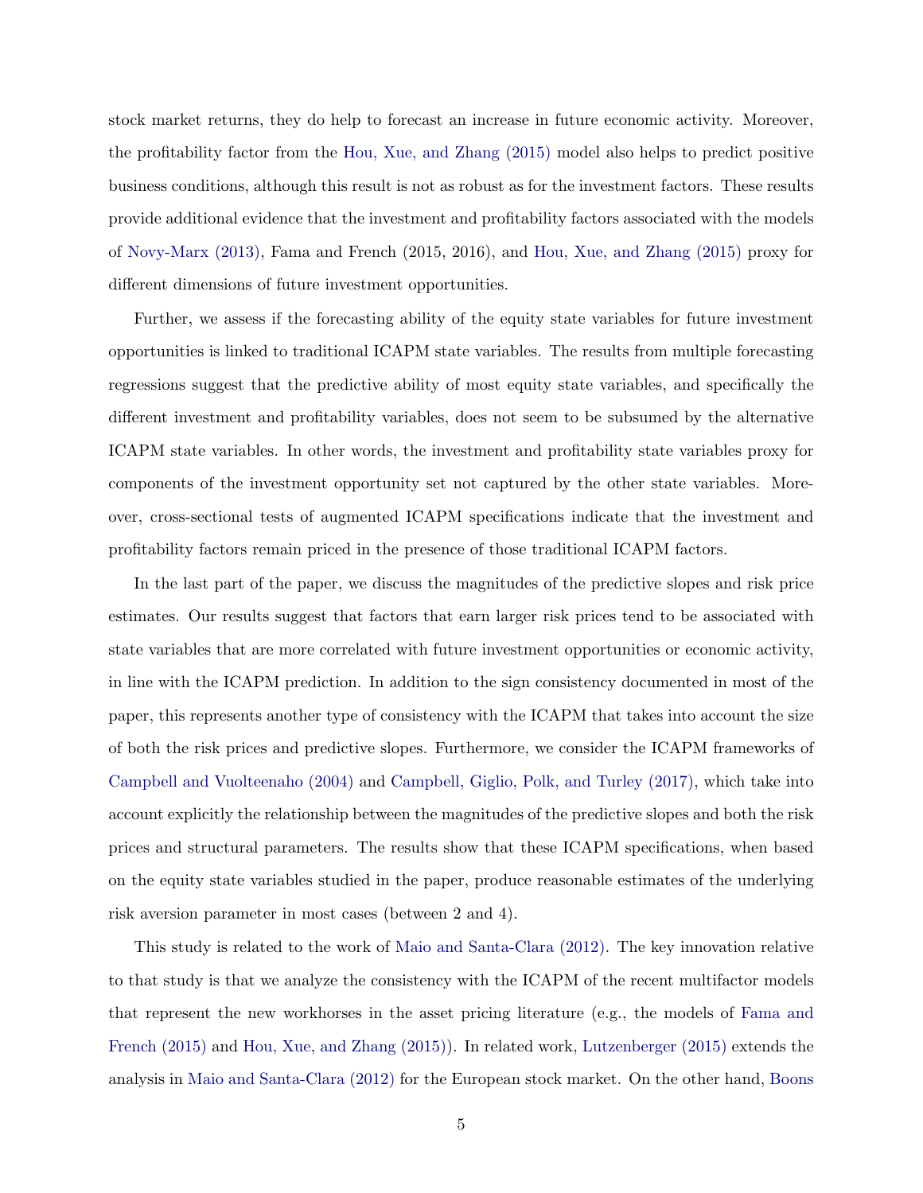stock market returns, they do help to forecast an increase in future economic activity. Moreover, the profitability factor from the Hou, Xue, and Zhang (2015) model also helps to predict positive business conditions, although this result is not as robust as for the investment factors. These results provide additional evidence that the investment and profitability factors associated with the models of Novy-Marx (2013), Fama and French (2015, 2016), and Hou, Xue, and Zhang (2015) proxy for different dimensions of future investment opportunities.

Further, we assess if the forecasting ability of the equity state variables for future investment opportunities is linked to traditional ICAPM state variables. The results from multiple forecasting regressions suggest that the predictive ability of most equity state variables, and specifically the different investment and profitability variables, does not seem to be subsumed by the alternative ICAPM state variables. In other words, the investment and profitability state variables proxy for components of the investment opportunity set not captured by the other state variables. Moreover, cross-sectional tests of augmented ICAPM specifications indicate that the investment and profitability factors remain priced in the presence of those traditional ICAPM factors.

In the last part of the paper, we discuss the magnitudes of the predictive slopes and risk price estimates. Our results suggest that factors that earn larger risk prices tend to be associated with state variables that are more correlated with future investment opportunities or economic activity, in line with the ICAPM prediction. In addition to the sign consistency documented in most of the paper, this represents another type of consistency with the ICAPM that takes into account the size of both the risk prices and predictive slopes. Furthermore, we consider the ICAPM frameworks of Campbell and Vuolteenaho (2004) and Campbell, Giglio, Polk, and Turley (2017), which take into account explicitly the relationship between the magnitudes of the predictive slopes and both the risk prices and structural parameters. The results show that these ICAPM specifications, when based on the equity state variables studied in the paper, produce reasonable estimates of the underlying risk aversion parameter in most cases (between 2 and 4).

This study is related to the work of Maio and Santa-Clara (2012). The key innovation relative to that study is that we analyze the consistency with the ICAPM of the recent multifactor models that represent the new workhorses in the asset pricing literature (e.g., the models of Fama and French (2015) and Hou, Xue, and Zhang (2015)). In related work, Lutzenberger (2015) extends the analysis in Maio and Santa-Clara (2012) for the European stock market. On the other hand, Boons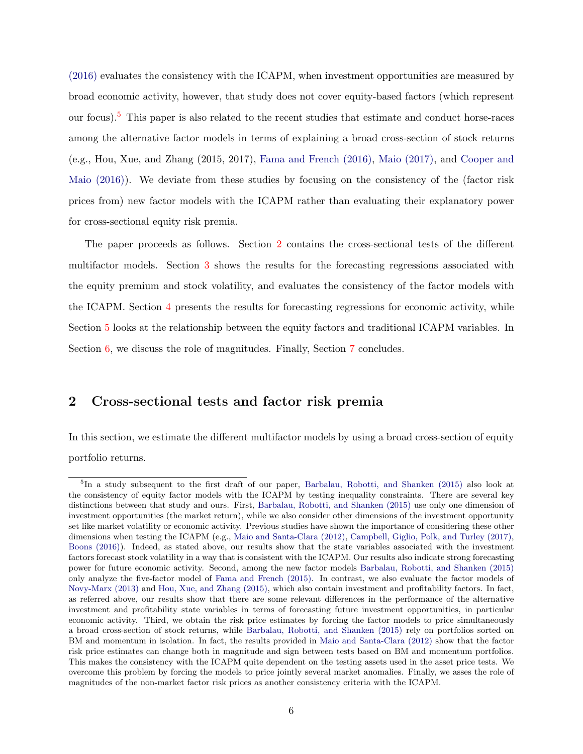(2016) evaluates the consistency with the ICAPM, when investment opportunities are measured by broad economic activity, however, that study does not cover equity-based factors (which represent our focus).[5] This paper is also related to the recent studies that estimate and conduct horse-races among the alternative factor models in terms of explaining a broad cross-section of stock returns (e.g., Hou, Xue, and Zhang (2015, 2017), Fama and French (2016), Maio (2017), and Cooper and Maio (2016)). We deviate from these studies by focusing on the consistency of the (factor risk prices from) new factor models with the ICAPM rather than evaluating their explanatory power for cross-sectional equity risk premia.

The paper proceeds as follows. Section 2 contains the cross-sectional tests of the different multifactor models. Section 3 shows the results for the forecasting regressions associated with the equity premium and stock volatility, and evaluates the consistency of the factor models with the ICAPM. Section 4 presents the results for forecasting regressions for economic activity, while Section 5 looks at the relationship between the equity factors and traditional ICAPM variables. In Section 6, we discuss the role of magnitudes. Finally, Section 7 concludes.

## 2 Cross-sectional tests and factor risk premia

In this section, we estimate the different multifactor models by using a broad cross-section of equity portfolio returns.

[5] In a study subsequent to the first draft of our paper, Barbalau, Robotti, and Shanken (2015) also look at the consistency of equity factor models with the ICAPM by testing inequality constraints. There are several key distinctions between that study and ours. First, Barbalau, Robotti, and Shanken (2015) use only one dimension of investment opportunities (the market return), while we also consider other dimensions of the investment opportunity set like market volatility or economic activity. Previous studies have shown the importance of considering these other dimensions when testing the ICAPM (e.g., Maio and Santa-Clara (2012), Campbell, Giglio, Polk, and Turley (2017), Boons (2016)). Indeed, as stated above, our results show that the state variables associated with the investment factors forecast stock volatility in a way that is consistent with the ICAPM. Our results also indicate strong forecasting power for future economic activity. Second, among the new factor models Barbalau, Robotti, and Shanken (2015) only analyze the five-factor model of Fama and French (2015). In contrast, we also evaluate the factor models of Novy-Marx (2013) and Hou, Xue, and Zhang (2015), which also contain investment and profitability factors. In fact, as referred above, our results show that there are some relevant differences in the performance of the alternative investment and profitability state variables in terms of forecasting future investment opportunities, in particular economic activity. Third, we obtain the risk price estimates by forcing the factor models to price simultaneously a broad cross-section of stock returns, while Barbalau, Robotti, and Shanken (2015) rely on portfolios sorted on BM and momentum in isolation. In fact, the results provided in Maio and Santa-Clara (2012) show that the factor risk price estimates can change both in magnitude and sign between tests based on BM and momentum portfolios. This makes the consistency with the ICAPM quite dependent on the testing assets used in the asset price tests. We overcome this problem by forcing the models to price jointly several market anomalies. Finally, we asses the role of magnitudes of the non-market factor risk prices as another consistency criteria with the ICAPM.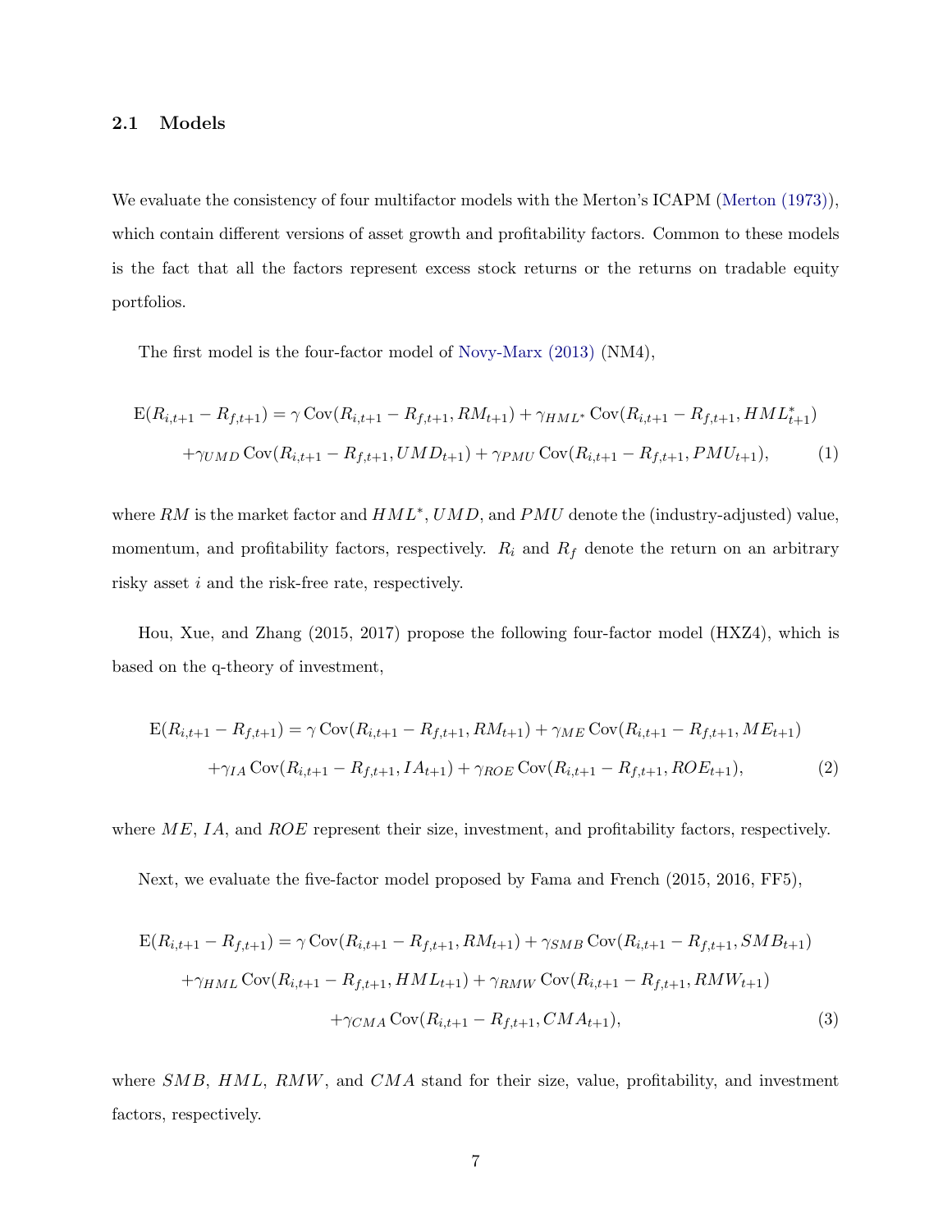## 2.1 Models

We evaluate the consistency of four multifactor models with the Merton's ICAPM (Merton (1973)), which contain different versions of asset growth and profitability factors. Common to these models is the fact that all the factors represent excess stock returns or the returns on tradable equity portfolios.

The first model is the four-factor model of Novy-Marx (2013) (NM4),

$$
\begin{aligned}
\mathrm{E}(R_{i,t+1} - R_{f,t+1}) &= \gamma \operatorname{Cov}(R_{i,t+1} - R_{f,t+1}, RM_{t+1}) + \gamma_{HML^*} \operatorname{Cov}(R_{i,t+1} - R_{f,t+1}, HML^*_{t+1}) \\
&+ \gamma_{UMD} \operatorname{Cov}(R_{i,t+1} - R_{f,t+1}, UMD_{t+1}) + \gamma_{PMU} \operatorname{Cov}(R_{i,t+1} - R_{f,t+1}, PMU_{t+1}), \qquad (1)
\end{aligned}
$$

where $RM$ is the market factor and $HML^*$, $UMD$, and $PMU$ denote the (industry-adjusted) value, momentum, and profitability factors, respectively. $R_i$ and $R_f$ denote the return on an arbitrary risky asset $i$ and the risk-free rate, respectively.

Hou, Xue, and Zhang (2015, 2017) propose the following four-factor model (HXZ4), which is based on the q-theory of investment,

$$
\begin{aligned}
\mathrm{E}(R_{i,t+1} - R_{f,t+1}) &= \gamma \operatorname{Cov}(R_{i,t+1} - R_{f,t+1}, RM_{t+1}) + \gamma_{ME} \operatorname{Cov}(R_{i,t+1} - R_{f,t+1}, ME_{t+1}) \\
&+ \gamma_{IA} \operatorname{Cov}(R_{i,t+1} - R_{f,t+1}, IA_{t+1}) + \gamma_{ROE} \operatorname{Cov}(R_{i,t+1} - R_{f,t+1}, ROE_{t+1}), \qquad (2)
\end{aligned}
$$

where $ME$, $IA$, and $ROE$ represent their size, investment, and profitability factors, respectively.

Next, we evaluate the five-factor model proposed by Fama and French (2015, 2016, FF5),

$$
\begin{aligned}
\mathrm{E}(R_{i,t+1} - R_{f,t+1}) &= \gamma \operatorname{Cov}(R_{i,t+1} - R_{f,t+1}, RM_{t+1}) + \gamma_{SMB} \operatorname{Cov}(R_{i,t+1} - R_{f,t+1}, SMB_{t+1}) \\
&+ \gamma_{HML} \operatorname{Cov}(R_{i,t+1} - R_{f,t+1}, HML_{t+1}) + \gamma_{RMW} \operatorname{Cov}(R_{i,t+1} - R_{f,t+1}, RMW_{t+1}) \\
&+ \gamma_{CMA} \operatorname{Cov}(R_{i,t+1} - R_{f,t+1}, CMA_{t+1}), \qquad (3)
\end{aligned}
$$

where $SMB$, $HML$, $RMW$, and $CMA$ stand for their size, value, profitability, and investment factors, respectively.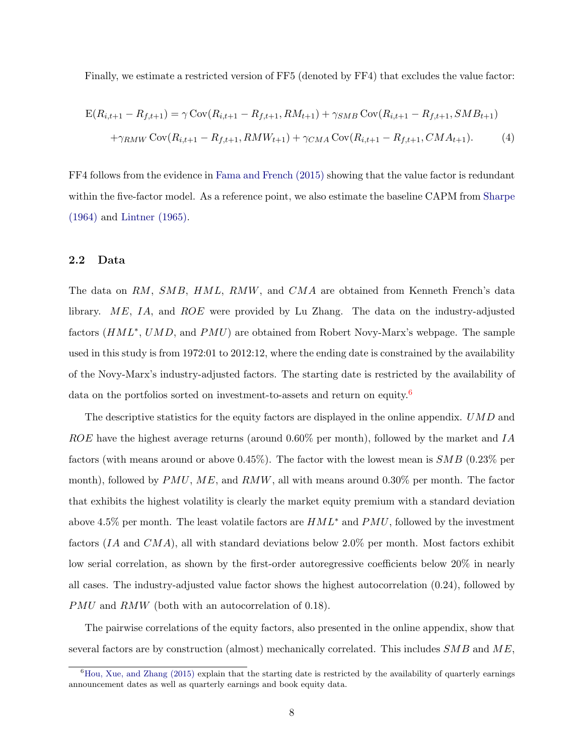Finally, we estimate a restricted version of FF5 (denoted by FF4) that excludes the value factor:

$$
\begin{aligned}
\mathrm{E}(R_{i,t+1} - R_{f,t+1}) = {} & \gamma \operatorname{Cov}(R_{i,t+1} - R_{f,t+1}, RM_{t+1}) + \gamma_{SMB} \operatorname{Cov}(R_{i,t+1} - R_{f,t+1}, SMB_{t+1}) \\
& + \gamma_{RMW} \operatorname{Cov}(R_{i,t+1} - R_{f,t+1}, RMW_{t+1}) + \gamma_{CMA} \operatorname{Cov}(R_{i,t+1} - R_{f,t+1}, CMA_{t+1}). \qquad (4)
\end{aligned}
$$

FF4 follows from the evidence in Fama and French (2015) showing that the value factor is redundant within the five-factor model. As a reference point, we also estimate the baseline CAPM from Sharpe (1964) and Lintner (1965).

## 2.2 Data

The data on $RM$, $SMB$, $HML$, $RMW$, and $CMA$ are obtained from Kenneth French's data library. $ME$, $IA$, and $ROE$ were provided by Lu Zhang. The data on the industry-adjusted factors ($HML^*$, $UMD$, and $PMU$) are obtained from Robert Novy-Marx's webpage. The sample used in this study is from 1972:01 to 2012:12, where the ending date is constrained by the availability of the Novy-Marx's industry-adjusted factors. The starting date is restricted by the availability of data on the portfolios sorted on investment-to-assets and return on equity.[6]

The descriptive statistics for the equity factors are displayed in the online appendix. $UMD$ and $ROE$ have the highest average returns (around 0.60% per month), followed by the market and $IA$ factors (with means around or above 0.45%). The factor with the lowest mean is $SMB$ (0.23% per month), followed by $PMU$, $ME$, and $RMW$, all with means around 0.30% per month. The factor that exhibits the highest volatility is clearly the market equity premium with a standard deviation above 4.5% per month. The least volatile factors are $HML^*$ and $PMU$, followed by the investment factors ($IA$ and $CMA$), all with standard deviations below 2.0% per month. Most factors exhibit low serial correlation, as shown by the first-order autoregressive coefficients below 20% in nearly all cases. The industry-adjusted value factor shows the highest autocorrelation (0.24), followed by $PMU$ and $RMW$ (both with an autocorrelation of 0.18).

The pairwise correlations of the equity factors, also presented in the online appendix, show that several factors are by construction (almost) mechanically correlated. This includes $SMB$ and $ME$,

[6] Hou, Xue, and Zhang (2015) explain that the starting date is restricted by the availability of quarterly earnings announcement dates as well as quarterly earnings and book equity data.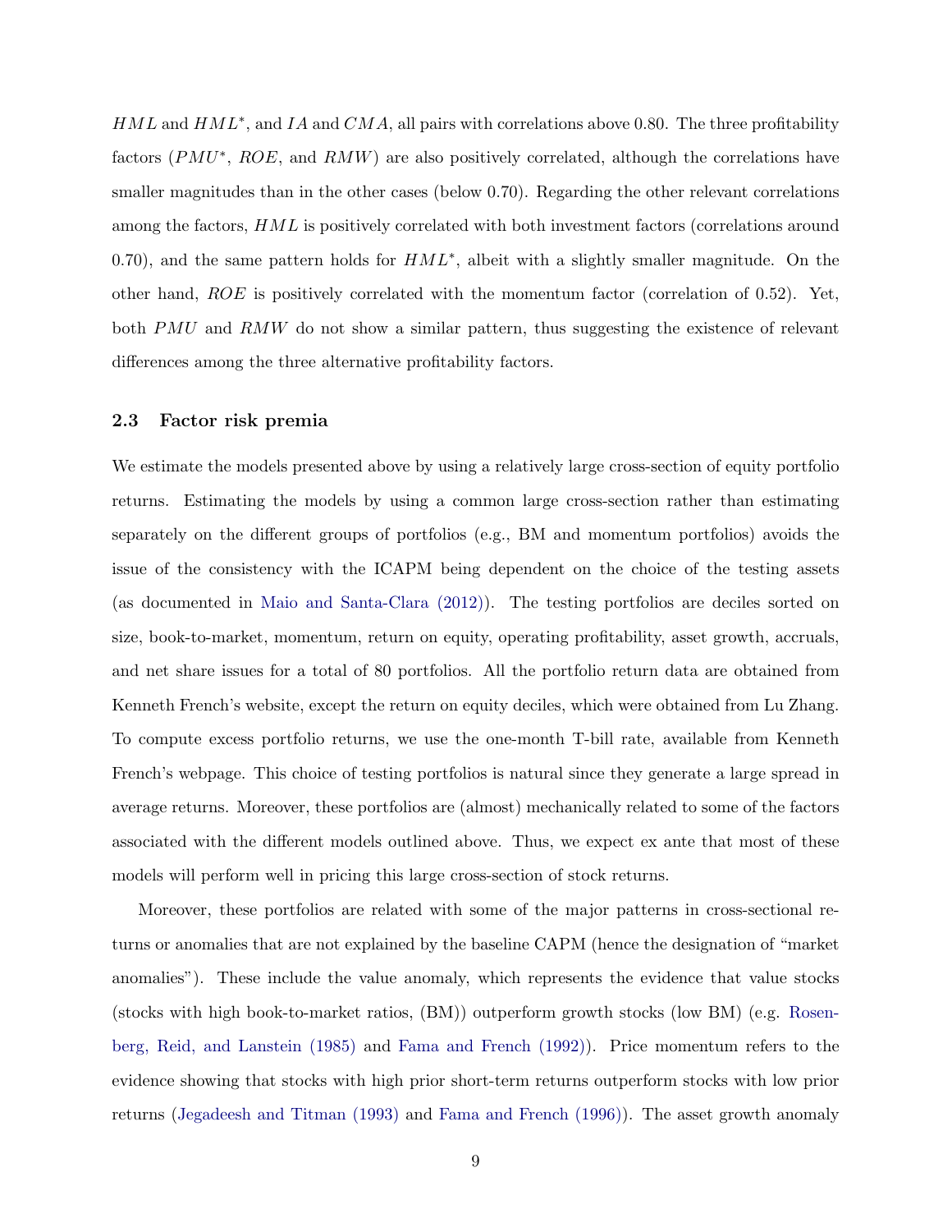$HML$ and $HML^*$, and $IA$ and $CMA$, all pairs with correlations above 0.80. The three profitability factors ($PMU^*$, $ROE$, and $RMW$) are also positively correlated, although the correlations have smaller magnitudes than in the other cases (below 0.70). Regarding the other relevant correlations among the factors, $HML$ is positively correlated with both investment factors (correlations around 0.70), and the same pattern holds for $HML^*$, albeit with a slightly smaller magnitude. On the other hand, $ROE$ is positively correlated with the momentum factor (correlation of 0.52). Yet, both $PMU$ and $RMW$ do not show a similar pattern, thus suggesting the existence of relevant differences among the three alternative profitability factors.

### 2.3 Factor risk premia

We estimate the models presented above by using a relatively large cross-section of equity portfolio returns. Estimating the models by using a common large cross-section rather than estimating separately on the different groups of portfolios (e.g., BM and momentum portfolios) avoids the issue of the consistency with the ICAPM being dependent on the choice of the testing assets (as documented in Maio and Santa-Clara (2012)). The testing portfolios are deciles sorted on size, book-to-market, momentum, return on equity, operating profitability, asset growth, accruals, and net share issues for a total of 80 portfolios. All the portfolio return data are obtained from Kenneth French's website, except the return on equity deciles, which were obtained from Lu Zhang. To compute excess portfolio returns, we use the one-month T-bill rate, available from Kenneth French's webpage. This choice of testing portfolios is natural since they generate a large spread in average returns. Moreover, these portfolios are (almost) mechanically related to some of the factors associated with the different models outlined above. Thus, we expect ex ante that most of these models will perform well in pricing this large cross-section of stock returns.

Moreover, these portfolios are related with some of the major patterns in cross-sectional returns or anomalies that are not explained by the baseline CAPM (hence the designation of "market anomalies"). These include the value anomaly, which represents the evidence that value stocks (stocks with high book-to-market ratios, (BM)) outperform growth stocks (low BM) (e.g. Rosenberg, Reid, and Lanstein (1985) and Fama and French (1992)). Price momentum refers to the evidence showing that stocks with high prior short-term returns outperform stocks with low prior returns (Jegadeesh and Titman (1993) and Fama and French (1996)). The asset growth anomaly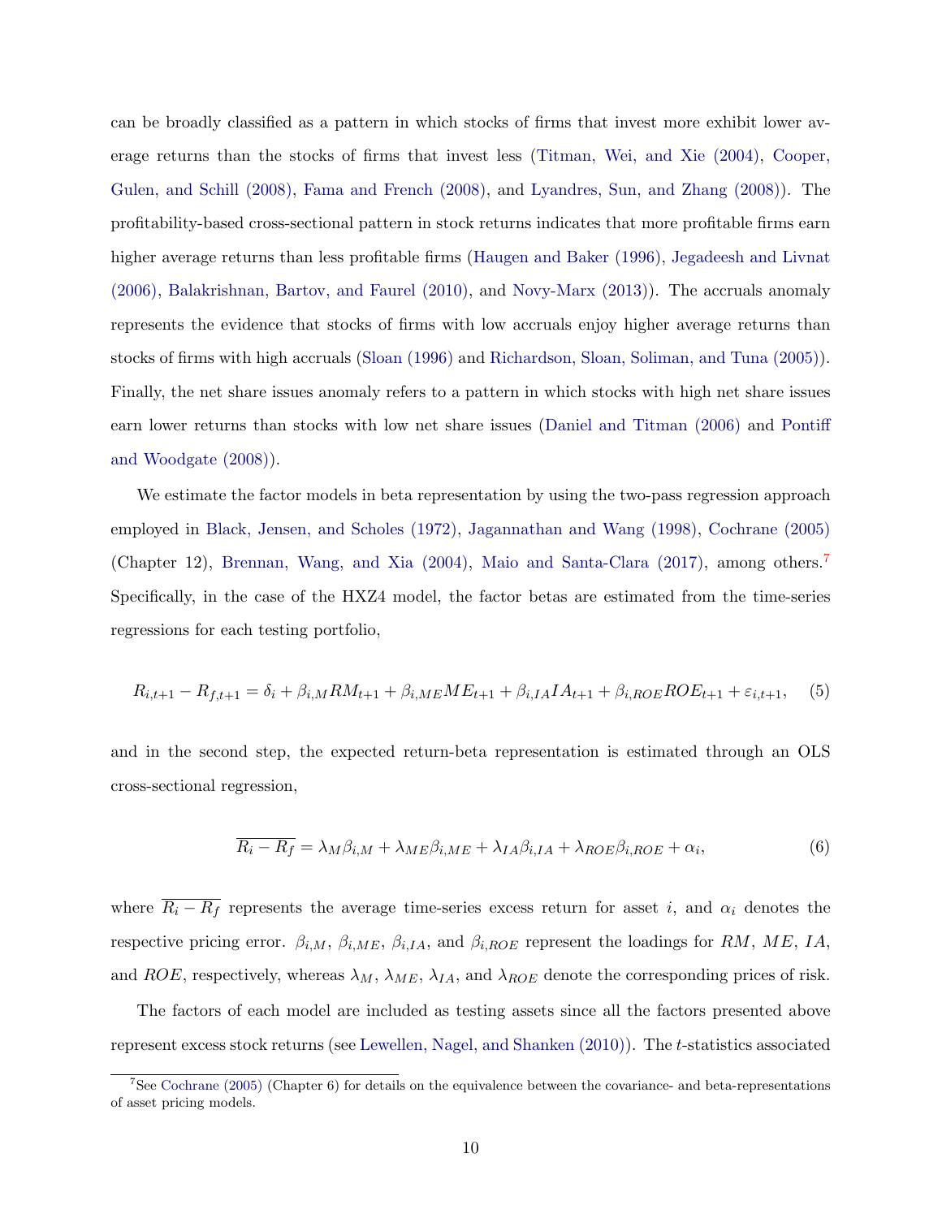can be broadly classified as a pattern in which stocks of firms that invest more exhibit lower average returns than the stocks of firms that invest less (Titman, Wei, and Xie (2004), Cooper, Gulen, and Schill (2008), Fama and French (2008), and Lyandres, Sun, and Zhang (2008)). The profitability-based cross-sectional pattern in stock returns indicates that more profitable firms earn higher average returns than less profitable firms (Haugen and Baker (1996), Jegadeesh and Livnat (2006), Balakrishnan, Bartov, and Faurel (2010), and Novy-Marx (2013)). The accruals anomaly represents the evidence that stocks of firms with low accruals enjoy higher average returns than stocks of firms with high accruals (Sloan (1996) and Richardson, Sloan, Soliman, and Tuna (2005)). Finally, the net share issues anomaly refers to a pattern in which stocks with high net share issues earn lower returns than stocks with low net share issues (Daniel and Titman (2006) and Pontiff and Woodgate (2008)).

We estimate the factor models in beta representation by using the two-pass regression approach employed in Black, Jensen, and Scholes (1972), Jagannathan and Wang (1998), Cochrane (2005) (Chapter 12), Brennan, Wang, and Xia (2004), Maio and Santa-Clara (2017), among others.[7] Specifically, in the case of the HXZ4 model, the factor betas are estimated from the time-series regressions for each testing portfolio,

$$R_{i,t+1} - R_{f,t+1} = \delta_i + \beta_{i,M} RM_{t+1} + \beta_{i,ME} ME_{t+1} + \beta_{i,IA} IA_{t+1} + \beta_{i,ROE} ROE_{t+1} + \varepsilon_{i,t+1}, \quad (5)$$

and in the second step, the expected return-beta representation is estimated through an OLS cross-sectional regression,

$$\overline{R_i - R_f} = \lambda_M \beta_{i,M} + \lambda_{ME} \beta_{i,ME} + \lambda_{IA} \beta_{i,IA} + \lambda_{ROE} \beta_{i,ROE} + \alpha_i, \quad (6)$$

where $\overline{R_i - R_f}$ represents the average time-series excess return for asset $i$, and $\alpha_i$ denotes the respective pricing error. $\beta_{i,M}$, $\beta_{i,ME}$, $\beta_{i,IA}$, and $\beta_{i,ROE}$ represent the loadings for $RM$, $ME$, $IA$, and $ROE$, respectively, whereas $\lambda_M$, $\lambda_{ME}$, $\lambda_{IA}$, and $\lambda_{ROE}$ denote the corresponding prices of risk.

The factors of each model are included as testing assets since all the factors presented above represent excess stock returns (see Lewellen, Nagel, and Shanken (2010)). The $t$-statistics associated

[7] See Cochrane (2005) (Chapter 6) for details on the equivalence between the covariance- and beta-representations of asset pricing models.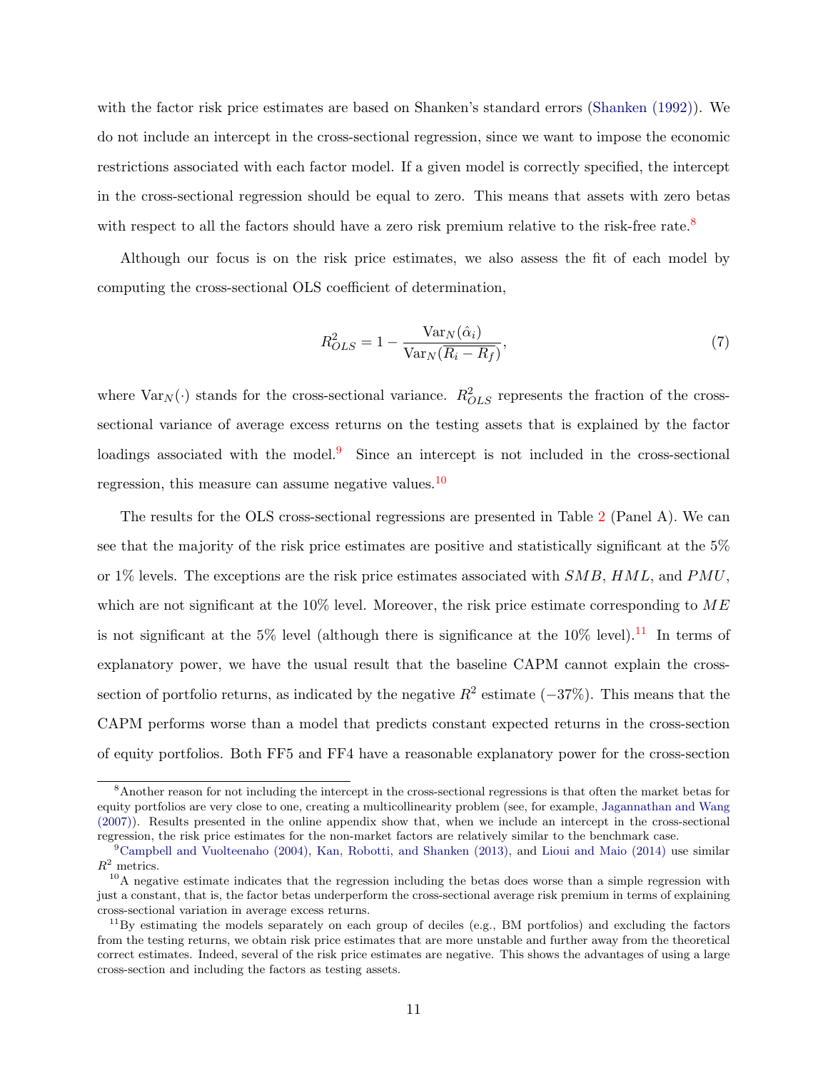with the factor risk price estimates are based on Shanken's standard errors (Shanken (1992)). We do not include an intercept in the cross-sectional regression, since we want to impose the economic restrictions associated with each factor model. If a given model is correctly specified, the intercept in the cross-sectional regression should be equal to zero. This means that assets with zero betas with respect to all the factors should have a zero risk premium relative to the risk-free rate.[8]

Although our focus is on the risk price estimates, we also assess the fit of each model by computing the cross-sectional OLS coefficient of determination,

$$R^2_{OLS} = 1 - \frac{\mathrm{Var}_N(\hat{\alpha}_i)}{\mathrm{Var}_N(\overline{R_i - R_f})}, \tag{7}$$

where $\mathrm{Var}_N(\cdot)$ stands for the cross-sectional variance. $R^2_{OLS}$ represents the fraction of the cross-sectional variance of average excess returns on the testing assets that is explained by the factor loadings associated with the model.[9] Since an intercept is not included in the cross-sectional regression, this measure can assume negative values.[10]

The results for the OLS cross-sectional regressions are presented in Table 2 (Panel A). We can see that the majority of the risk price estimates are positive and statistically significant at the 5% or 1% levels. The exceptions are the risk price estimates associated with $SMB$, $HML$, and $PMU$, which are not significant at the 10% level. Moreover, the risk price estimate corresponding to $ME$ is not significant at the 5% level (although there is significance at the 10% level).[11] In terms of explanatory power, we have the usual result that the baseline CAPM cannot explain the cross-section of portfolio returns, as indicated by the negative $R^2$ estimate (−37%). This means that the CAPM performs worse than a model that predicts constant expected returns in the cross-section of equity portfolios. Both FF5 and FF4 have a reasonable explanatory power for the cross-section

---

[8] Another reason for not including the intercept in the cross-sectional regressions is that often the market betas for equity portfolios are very close to one, creating a multicollinearity problem (see, for example, Jagannathan and Wang (2007)). Results presented in the online appendix show that, when we include an intercept in the cross-sectional regression, the risk price estimates for the non-market factors are relatively similar to the benchmark case.

[9] Campbell and Vuolteenaho (2004), Kan, Robotti, and Shanken (2013), and Lioui and Maio (2014) use similar $R^2$ metrics.

[10] A negative estimate indicates that the regression including the betas does worse than a simple regression with just a constant, that is, the factor betas underperform the cross-sectional average risk premium in terms of explaining cross-sectional variation in average excess returns.

[11] By estimating the models separately on each group of deciles (e.g., BM portfolios) and excluding the factors from the testing returns, we obtain risk price estimates that are more unstable and further away from the theoretical correct estimates. Indeed, several of the risk price estimates are negative. This shows the advantages of using a large cross-section and including the factors as testing assets.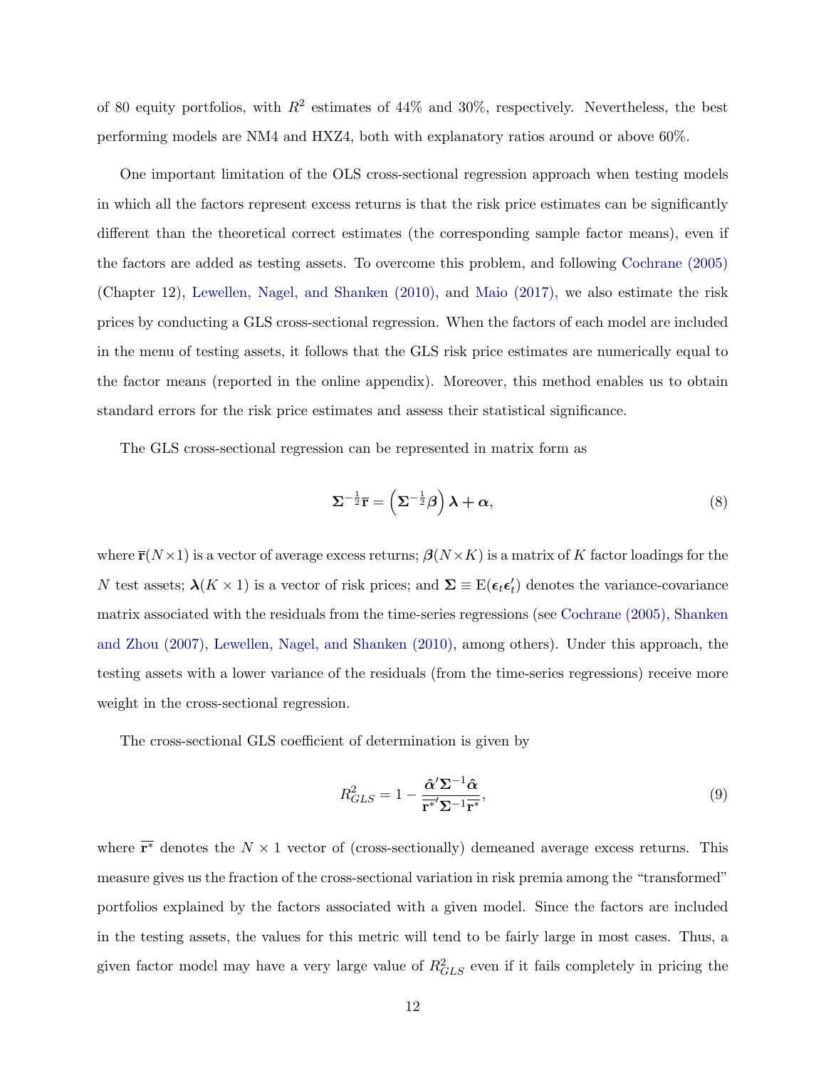of 80 equity portfolios, with $R^2$ estimates of 44% and 30%, respectively. Nevertheless, the best performing models are NM4 and HXZ4, both with explanatory ratios around or above 60%.

One important limitation of the OLS cross-sectional regression approach when testing models in which all the factors represent excess returns is that the risk price estimates can be significantly different than the theoretical correct estimates (the corresponding sample factor means), even if the factors are added as testing assets. To overcome this problem, and following Cochrane (2005) (Chapter 12), Lewellen, Nagel, and Shanken (2010), and Maio (2017), we also estimate the risk prices by conducting a GLS cross-sectional regression. When the factors of each model are included in the menu of testing assets, it follows that the GLS risk price estimates are numerically equal to the factor means (reported in the online appendix). Moreover, this method enables us to obtain standard errors for the risk price estimates and assess their statistical significance.

The GLS cross-sectional regression can be represented in matrix form as

$$\boldsymbol{\Sigma}^{-\frac{1}{2}}\overline{\mathbf{r}} = \left(\boldsymbol{\Sigma}^{-\frac{1}{2}}\boldsymbol{\beta}\right)\boldsymbol{\lambda} + \boldsymbol{\alpha}, \tag{8}$$

where $\overline{\mathbf{r}}(N \times 1)$ is a vector of average excess returns; $\boldsymbol{\beta}(N \times K)$ is a matrix of $K$ factor loadings for the $N$ test assets; $\boldsymbol{\lambda}(K \times 1)$ is a vector of risk prices; and $\boldsymbol{\Sigma} \equiv \mathrm{E}(\boldsymbol{\epsilon}_t \boldsymbol{\epsilon}_t')$ denotes the variance-covariance matrix associated with the residuals from the time-series regressions (see Cochrane (2005), Shanken and Zhou (2007), Lewellen, Nagel, and Shanken (2010), among others). Under this approach, the testing assets with a lower variance of the residuals (from the time-series regressions) receive more weight in the cross-sectional regression.

The cross-sectional GLS coefficient of determination is given by

$$R^2_{GLS} = 1 - \frac{\hat{\boldsymbol{\alpha}}'\boldsymbol{\Sigma}^{-1}\hat{\boldsymbol{\alpha}}}{\overline{\mathbf{r}^*}'\boldsymbol{\Sigma}^{-1}\overline{\mathbf{r}^*}}, \tag{9}$$

where $\overline{\mathbf{r}^*}$ denotes the $N \times 1$ vector of (cross-sectionally) demeaned average excess returns. This measure gives us the fraction of the cross-sectional variation in risk premia among the "transformed" portfolios explained by the factors associated with a given model. Since the factors are included in the testing assets, the values for this metric will tend to be fairly large in most cases. Thus, a given factor model may have a very large value of $R^2_{GLS}$ even if it fails completely in pricing the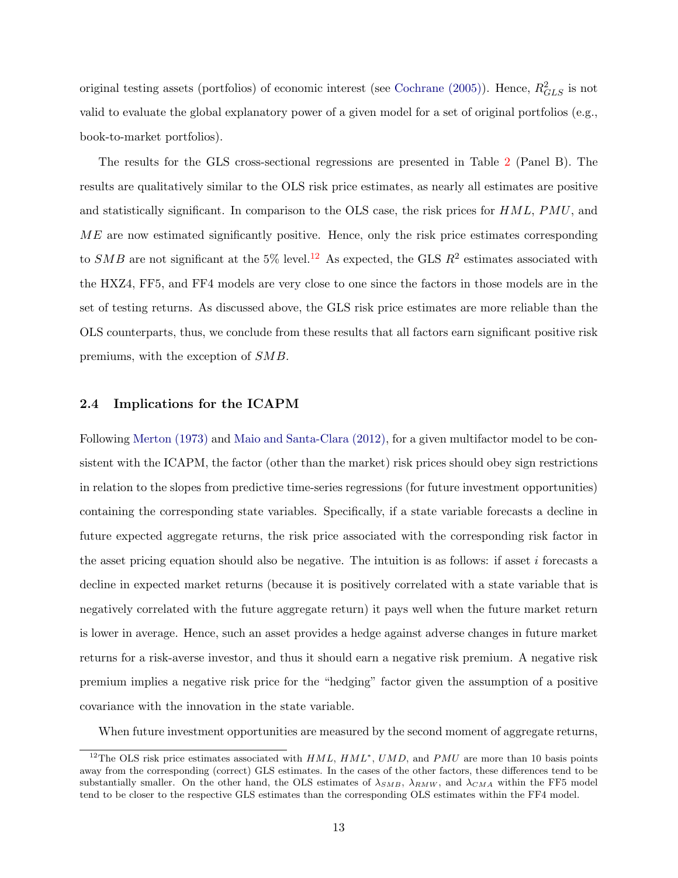original testing assets (portfolios) of economic interest (see Cochrane (2005)). Hence, $R^2_{GLS}$ is not valid to evaluate the global explanatory power of a given model for a set of original portfolios (e.g., book-to-market portfolios).

The results for the GLS cross-sectional regressions are presented in Table 2 (Panel B). The results are qualitatively similar to the OLS risk price estimates, as nearly all estimates are positive and statistically significant. In comparison to the OLS case, the risk prices for $HML$, $PMU$, and $ME$ are now estimated significantly positive. Hence, only the risk price estimates corresponding to $SMB$ are not significant at the 5% level.[12] As expected, the GLS $R^2$ estimates associated with the HXZ4, FF5, and FF4 models are very close to one since the factors in those models are in the set of testing returns. As discussed above, the GLS risk price estimates are more reliable than the OLS counterparts, thus, we conclude from these results that all factors earn significant positive risk premiums, with the exception of $SMB$.

### 2.4 Implications for the ICAPM

Following Merton (1973) and Maio and Santa-Clara (2012), for a given multifactor model to be consistent with the ICAPM, the factor (other than the market) risk prices should obey sign restrictions in relation to the slopes from predictive time-series regressions (for future investment opportunities) containing the corresponding state variables. Specifically, if a state variable forecasts a decline in future expected aggregate returns, the risk price associated with the corresponding risk factor in the asset pricing equation should also be negative. The intuition is as follows: if asset $i$ forecasts a decline in expected market returns (because it is positively correlated with a state variable that is negatively correlated with the future aggregate return) it pays well when the future market return is lower in average. Hence, such an asset provides a hedge against adverse changes in future market returns for a risk-averse investor, and thus it should earn a negative risk premium. A negative risk premium implies a negative risk price for the "hedging" factor given the assumption of a positive covariance with the innovation in the state variable.

When future investment opportunities are measured by the second moment of aggregate returns,

[12] The OLS risk price estimates associated with $HML$, $HML^*$, $UMD$, and $PMU$ are more than 10 basis points away from the corresponding (correct) GLS estimates. In the cases of the other factors, these differences tend to be substantially smaller. On the other hand, the OLS estimates of $\lambda_{SMB}$, $\lambda_{RMW}$, and $\lambda_{CMA}$ within the FF5 model tend to be closer to the respective GLS estimates than the corresponding OLS estimates within the FF4 model.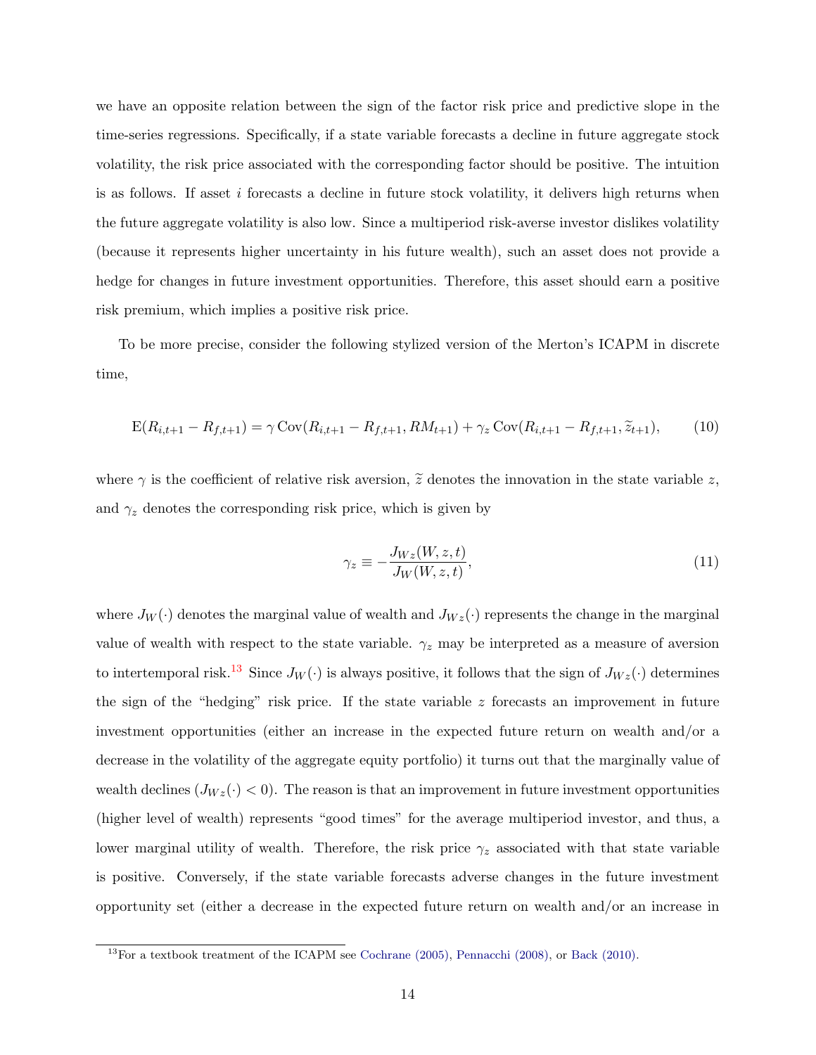we have an opposite relation between the sign of the factor risk price and predictive slope in the time-series regressions. Specifically, if a state variable forecasts a decline in future aggregate stock volatility, the risk price associated with the corresponding factor should be positive. The intuition is as follows. If asset $i$ forecasts a decline in future stock volatility, it delivers high returns when the future aggregate volatility is also low. Since a multiperiod risk-averse investor dislikes volatility (because it represents higher uncertainty in his future wealth), such an asset does not provide a hedge for changes in future investment opportunities. Therefore, this asset should earn a positive risk premium, which implies a positive risk price.

To be more precise, consider the following stylized version of the Merton's ICAPM in discrete time,

$$\mathrm{E}(R_{i,t+1} - R_{f,t+1}) = \gamma \,\mathrm{Cov}(R_{i,t+1} - R_{f,t+1}, RM_{t+1}) + \gamma_z \,\mathrm{Cov}(R_{i,t+1} - R_{f,t+1}, \widetilde{z}_{t+1}), \tag{10}$$

where $\gamma$ is the coefficient of relative risk aversion, $\widetilde{z}$ denotes the innovation in the state variable $z$, and $\gamma_z$ denotes the corresponding risk price, which is given by

$$\gamma_z \equiv -\frac{J_{Wz}(W, z, t)}{J_W(W, z, t)}, \tag{11}$$

where $J_W(\cdot)$ denotes the marginal value of wealth and $J_{Wz}(\cdot)$ represents the change in the marginal value of wealth with respect to the state variable. $\gamma_z$ may be interpreted as a measure of aversion to intertemporal risk.[13] Since $J_W(\cdot)$ is always positive, it follows that the sign of $J_{Wz}(\cdot)$ determines the sign of the "hedging" risk price. If the state variable $z$ forecasts an improvement in future investment opportunities (either an increase in the expected future return on wealth and/or a decrease in the volatility of the aggregate equity portfolio) it turns out that the marginally value of wealth declines ($J_{Wz}(\cdot) < 0$). The reason is that an improvement in future investment opportunities (higher level of wealth) represents "good times" for the average multiperiod investor, and thus, a lower marginal utility of wealth. Therefore, the risk price $\gamma_z$ associated with that state variable is positive. Conversely, if the state variable forecasts adverse changes in the future investment opportunity set (either a decrease in the expected future return on wealth and/or an increase in

[13] For a textbook treatment of the ICAPM see Cochrane (2005), Pennacchi (2008), or Back (2010).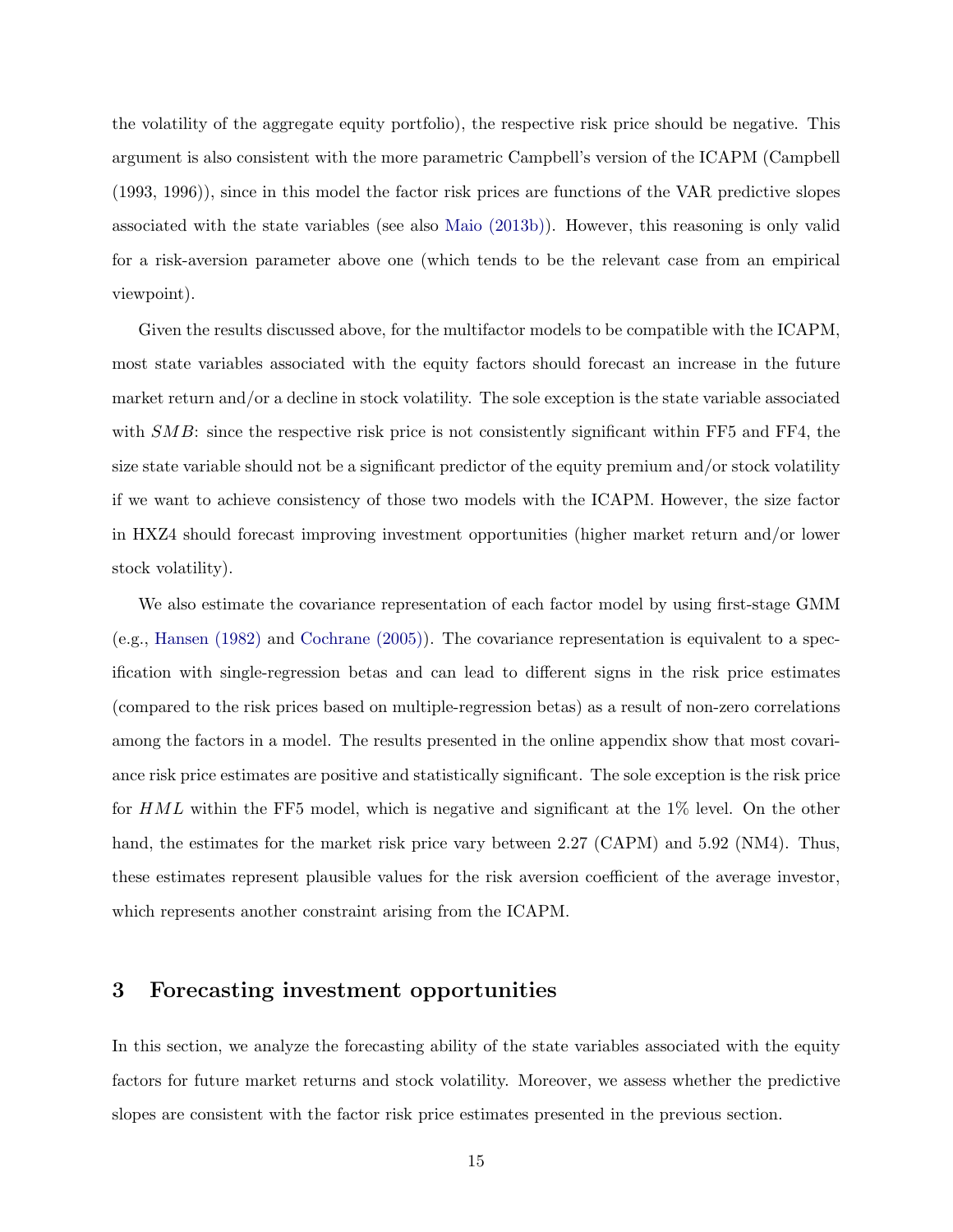the volatility of the aggregate equity portfolio), the respective risk price should be negative. This argument is also consistent with the more parametric Campbell's version of the ICAPM (Campbell (1993, 1996)), since in this model the factor risk prices are functions of the VAR predictive slopes associated with the state variables (see also Maio (2013b)). However, this reasoning is only valid for a risk-aversion parameter above one (which tends to be the relevant case from an empirical viewpoint).

Given the results discussed above, for the multifactor models to be compatible with the ICAPM, most state variables associated with the equity factors should forecast an increase in the future market return and/or a decline in stock volatility. The sole exception is the state variable associated with $SMB$: since the respective risk price is not consistently significant within FF5 and FF4, the size state variable should not be a significant predictor of the equity premium and/or stock volatility if we want to achieve consistency of those two models with the ICAPM. However, the size factor in HXZ4 should forecast improving investment opportunities (higher market return and/or lower stock volatility).

We also estimate the covariance representation of each factor model by using first-stage GMM (e.g., Hansen (1982) and Cochrane (2005)). The covariance representation is equivalent to a specification with single-regression betas and can lead to different signs in the risk price estimates (compared to the risk prices based on multiple-regression betas) as a result of non-zero correlations among the factors in a model. The results presented in the online appendix show that most covariance risk price estimates are positive and statistically significant. The sole exception is the risk price for $HML$ within the FF5 model, which is negative and significant at the 1% level. On the other hand, the estimates for the market risk price vary between 2.27 (CAPM) and 5.92 (NM4). Thus, these estimates represent plausible values for the risk aversion coefficient of the average investor, which represents another constraint arising from the ICAPM.

# 3 Forecasting investment opportunities

In this section, we analyze the forecasting ability of the state variables associated with the equity factors for future market returns and stock volatility. Moreover, we assess whether the predictive slopes are consistent with the factor risk price estimates presented in the previous section.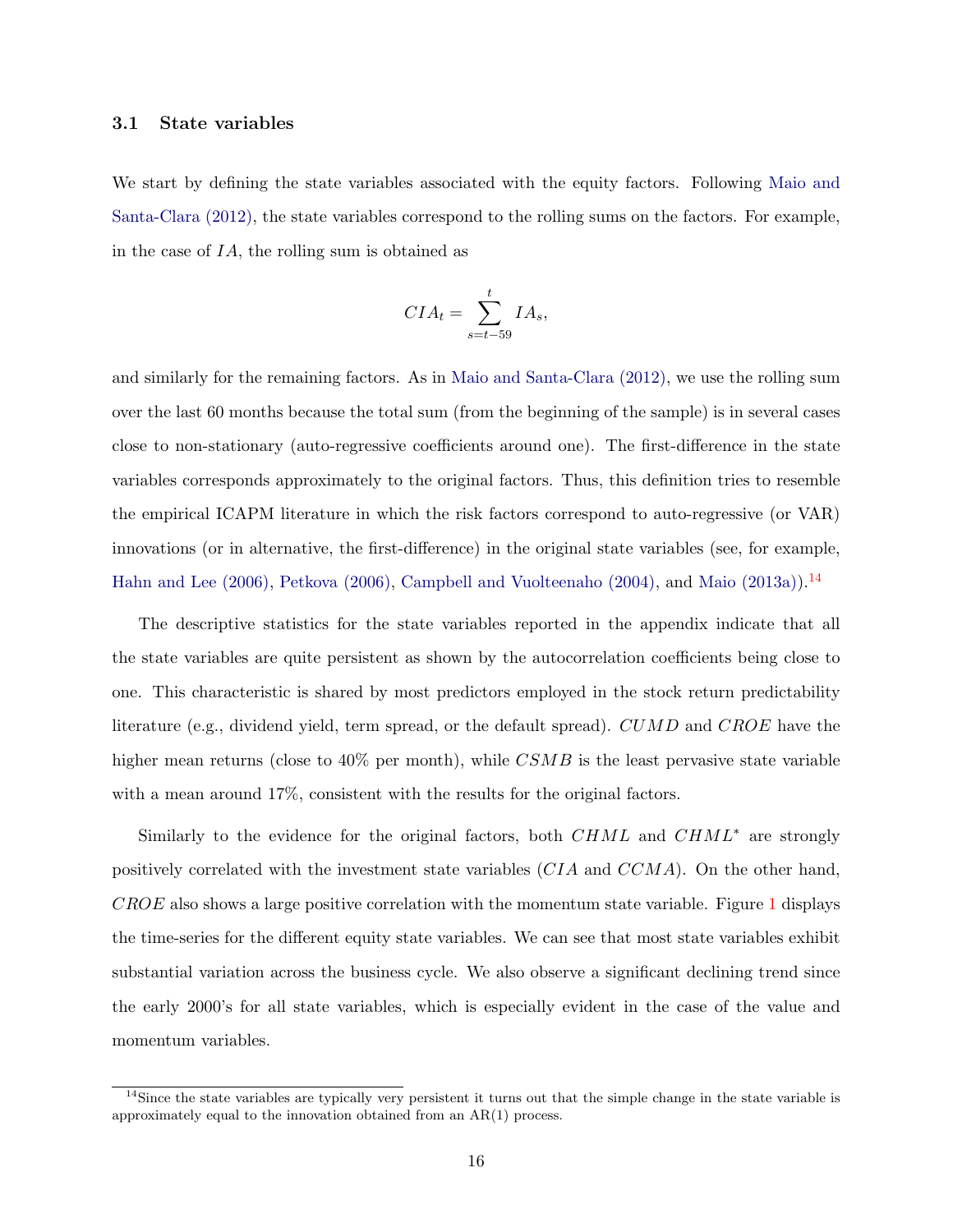### 3.1 State variables

We start by defining the state variables associated with the equity factors. Following Maio and Santa-Clara (2012), the state variables correspond to the rolling sums on the factors. For example, in the case of $IA$, the rolling sum is obtained as

$$CIA_t = \sum_{s=t-59}^{t} IA_s,$$

and similarly for the remaining factors. As in Maio and Santa-Clara (2012), we use the rolling sum over the last 60 months because the total sum (from the beginning of the sample) is in several cases close to non-stationary (auto-regressive coefficients around one). The first-difference in the state variables corresponds approximately to the original factors. Thus, this definition tries to resemble the empirical ICAPM literature in which the risk factors correspond to auto-regressive (or VAR) innovations (or in alternative, the first-difference) in the original state variables (see, for example, Hahn and Lee (2006), Petkova (2006), Campbell and Vuolteenaho (2004), and Maio (2013a)).[14]

The descriptive statistics for the state variables reported in the appendix indicate that all the state variables are quite persistent as shown by the autocorrelation coefficients being close to one. This characteristic is shared by most predictors employed in the stock return predictability literature (e.g., dividend yield, term spread, or the default spread). $CUMD$ and $CROE$ have the higher mean returns (close to 40% per month), while $CSMB$ is the least pervasive state variable with a mean around 17%, consistent with the results for the original factors.

Similarly to the evidence for the original factors, both $CHML$ and $CHML^*$ are strongly positively correlated with the investment state variables ($CIA$ and $CCMA$). On the other hand, $CROE$ also shows a large positive correlation with the momentum state variable. Figure 1 displays the time-series for the different equity state variables. We can see that most state variables exhibit substantial variation across the business cycle. We also observe a significant declining trend since the early 2000's for all state variables, which is especially evident in the case of the value and momentum variables.

[14] Since the state variables are typically very persistent it turns out that the simple change in the state variable is approximately equal to the innovation obtained from an AR(1) process.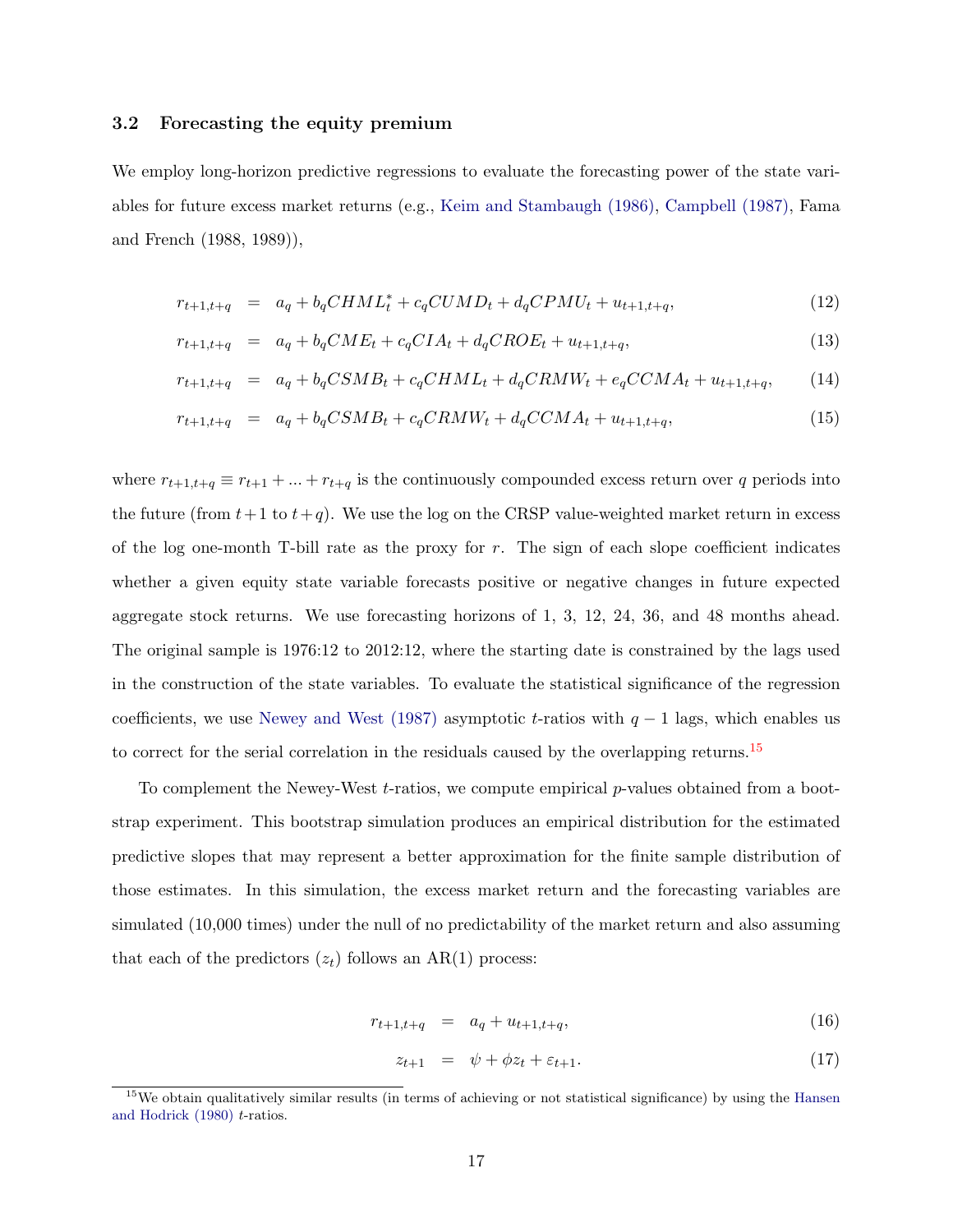### 3.2 Forecasting the equity premium

We employ long-horizon predictive regressions to evaluate the forecasting power of the state variables for future excess market returns (e.g., Keim and Stambaugh (1986), Campbell (1987), Fama and French (1988, 1989)),

$$r_{t+1,t+q} = a_q + b_q CHML_t^* + c_q CUMD_t + d_q CPMU_t + u_{t+1,t+q}, \tag{12}$$

$$r_{t+1,t+q} = a_q + b_q CME_t + c_q CIA_t + d_q CROE_t + u_{t+1,t+q}, \tag{13}$$

$$r_{t+1,t+q} = a_q + b_q CSMB_t + c_q CHML_t + d_q CRMW_t + e_q CCMA_t + u_{t+1,t+q}, \tag{14}$$

$$r_{t+1,t+q} = a_q + b_q CSMB_t + c_q CRMW_t + d_q CCMA_t + u_{t+1,t+q}, \tag{15}$$

where $r_{t+1,t+q} \equiv r_{t+1} + ... + r_{t+q}$ is the continuously compounded excess return over $q$ periods into the future (from $t+1$ to $t+q$). We use the log on the CRSP value-weighted market return in excess of the log one-month T-bill rate as the proxy for $r$. The sign of each slope coefficient indicates whether a given equity state variable forecasts positive or negative changes in future expected aggregate stock returns. We use forecasting horizons of 1, 3, 12, 24, 36, and 48 months ahead. The original sample is 1976:12 to 2012:12, where the starting date is constrained by the lags used in the construction of the state variables. To evaluate the statistical significance of the regression coefficients, we use Newey and West (1987) asymptotic $t$-ratios with $q-1$ lags, which enables us to correct for the serial correlation in the residuals caused by the overlapping returns.[15]

To complement the Newey-West $t$-ratios, we compute empirical $p$-values obtained from a bootstrap experiment. This bootstrap simulation produces an empirical distribution for the estimated predictive slopes that may represent a better approximation for the finite sample distribution of those estimates. In this simulation, the excess market return and the forecasting variables are simulated (10,000 times) under the null of no predictability of the market return and also assuming that each of the predictors ($z_t$) follows an AR(1) process:

$$r_{t+1,t+q} = a_q + u_{t+1,t+q}, \tag{16}$$

$$z_{t+1} = \psi + \phi z_t + \varepsilon_{t+1}. \tag{17}$$

[15] We obtain qualitatively similar results (in terms of achieving or not statistical significance) by using the Hansen and Hodrick (1980) $t$-ratios.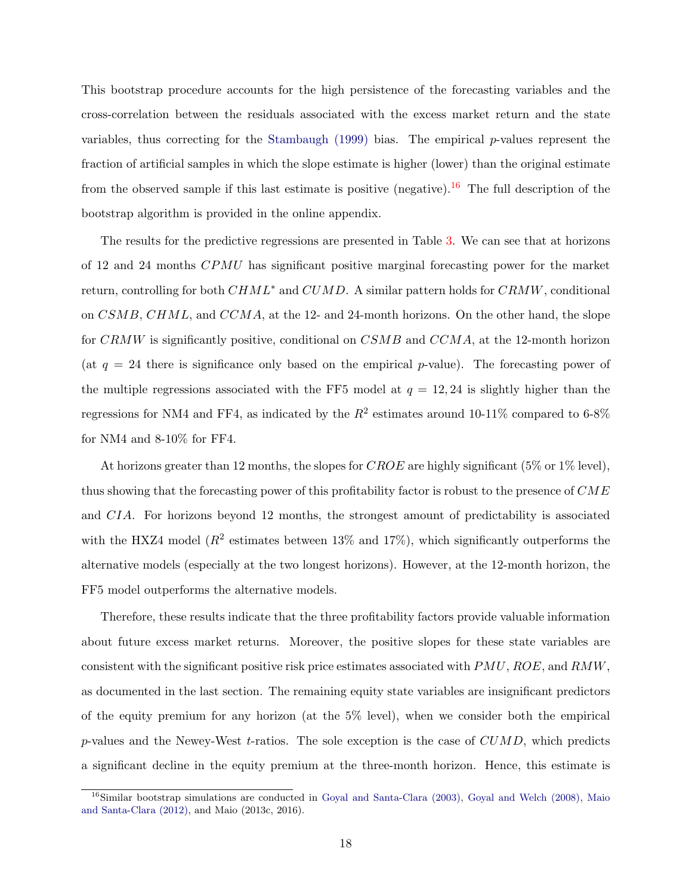This bootstrap procedure accounts for the high persistence of the forecasting variables and the cross-correlation between the residuals associated with the excess market return and the state variables, thus correcting for the Stambaugh (1999) bias. The empirical $p$-values represent the fraction of artificial samples in which the slope estimate is higher (lower) than the original estimate from the observed sample if this last estimate is positive (negative).[16] The full description of the bootstrap algorithm is provided in the online appendix.

The results for the predictive regressions are presented in Table 3. We can see that at horizons of 12 and 24 months $CPMU$ has significant positive marginal forecasting power for the market return, controlling for both $CHML^{*}$ and $CUMD$. A similar pattern holds for $CRMW$, conditional on $CSMB$, $CHML$, and $CCMA$, at the 12- and 24-month horizons. On the other hand, the slope for $CRMW$ is significantly positive, conditional on $CSMB$ and $CCMA$, at the 12-month horizon (at $q = 24$ there is significance only based on the empirical $p$-value). The forecasting power of the multiple regressions associated with the FF5 model at $q = 12, 24$ is slightly higher than the regressions for NM4 and FF4, as indicated by the $R^2$ estimates around 10-11% compared to 6-8% for NM4 and 8-10% for FF4.

At horizons greater than 12 months, the slopes for $CROE$ are highly significant (5% or 1% level), thus showing that the forecasting power of this profitability factor is robust to the presence of $CME$ and $CIA$. For horizons beyond 12 months, the strongest amount of predictability is associated with the HXZ4 model ($R^2$ estimates between 13% and 17%), which significantly outperforms the alternative models (especially at the two longest horizons). However, at the 12-month horizon, the FF5 model outperforms the alternative models.

Therefore, these results indicate that the three profitability factors provide valuable information about future excess market returns. Moreover, the positive slopes for these state variables are consistent with the significant positive risk price estimates associated with $PMU$, $ROE$, and $RMW$, as documented in the last section. The remaining equity state variables are insignificant predictors of the equity premium for any horizon (at the 5% level), when we consider both the empirical $p$-values and the Newey-West $t$-ratios. The sole exception is the case of $CUMD$, which predicts a significant decline in the equity premium at the three-month horizon. Hence, this estimate is

[16] Similar bootstrap simulations are conducted in Goyal and Santa-Clara (2003), Goyal and Welch (2008), Maio and Santa-Clara (2012), and Maio (2013c, 2016).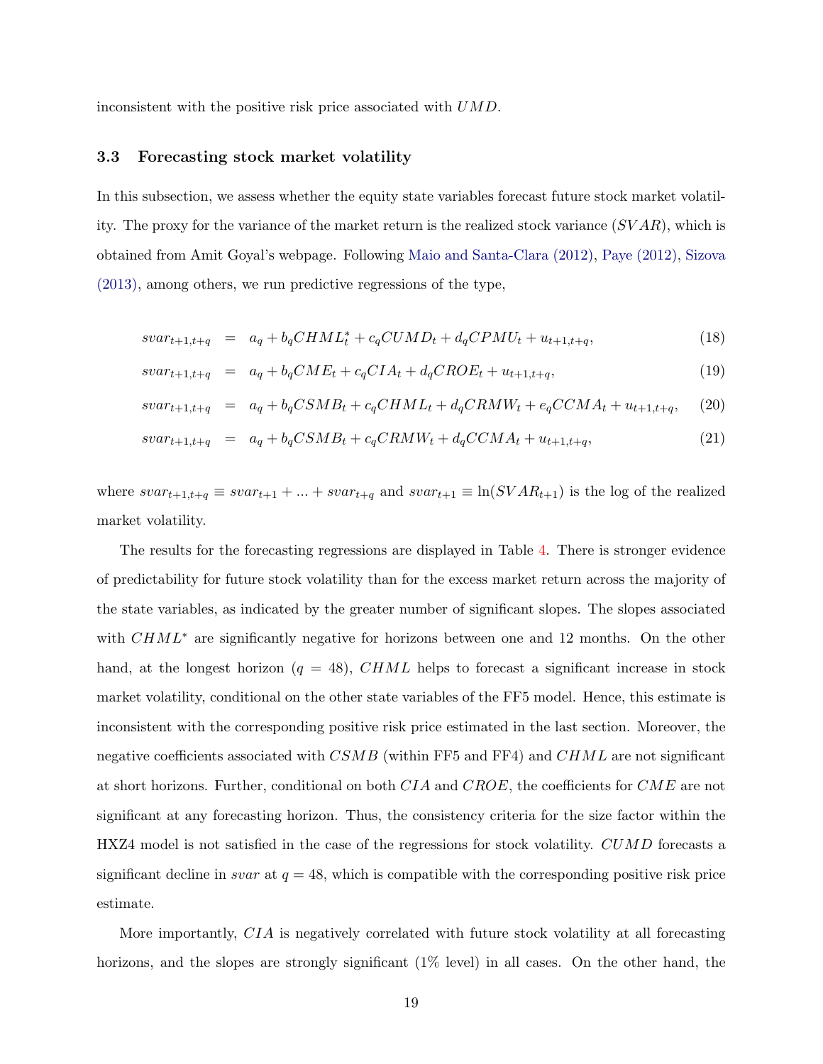inconsistent with the positive risk price associated with $UMD$.

### 3.3 Forecasting stock market volatility

In this subsection, we assess whether the equity state variables forecast future stock market volatility. The proxy for the variance of the market return is the realized stock variance ($SVAR$), which is obtained from Amit Goyal's webpage. Following Maio and Santa-Clara (2012), Paye (2012), Sizova (2013), among others, we run predictive regressions of the type,

$$svar_{t+1,t+q} = a_q + b_q CHML_t^* + c_q CUMD_t + d_q CPMU_t + u_{t+1,t+q}, \tag{18}$$

$$svar_{t+1,t+q} = a_q + b_q CME_t + c_q CIA_t + d_q CROE_t + u_{t+1,t+q}, \tag{19}$$

$$svar_{t+1,t+q} = a_q + b_q CSMB_t + c_q CHML_t + d_q CRMW_t + e_q CCMA_t + u_{t+1,t+q}, \tag{20}$$

$$svar_{t+1,t+q} = a_q + b_q CSMB_t + c_q CRMW_t + d_q CCMA_t + u_{t+1,t+q}, \tag{21}$$

where $svar_{t+1,t+q} \equiv svar_{t+1} + ... + svar_{t+q}$ and $svar_{t+1} \equiv \ln(SVAR_{t+1})$ is the log of the realized market volatility.

The results for the forecasting regressions are displayed in Table 4. There is stronger evidence of predictability for future stock volatility than for the excess market return across the majority of the state variables, as indicated by the greater number of significant slopes. The slopes associated with $CHML^*$ are significantly negative for horizons between one and 12 months. On the other hand, at the longest horizon ($q = 48$), $CHML$ helps to forecast a significant increase in stock market volatility, conditional on the other state variables of the FF5 model. Hence, this estimate is inconsistent with the corresponding positive risk price estimated in the last section. Moreover, the negative coefficients associated with $CSMB$ (within FF5 and FF4) and $CHML$ are not significant at short horizons. Further, conditional on both $CIA$ and $CROE$, the coefficients for $CME$ are not significant at any forecasting horizon. Thus, the consistency criteria for the size factor within the HXZ4 model is not satisfied in the case of the regressions for stock volatility. $CUMD$ forecasts a significant decline in $svar$ at $q = 48$, which is compatible with the corresponding positive risk price estimate.

More importantly, $CIA$ is negatively correlated with future stock volatility at all forecasting horizons, and the slopes are strongly significant (1% level) in all cases. On the other hand, the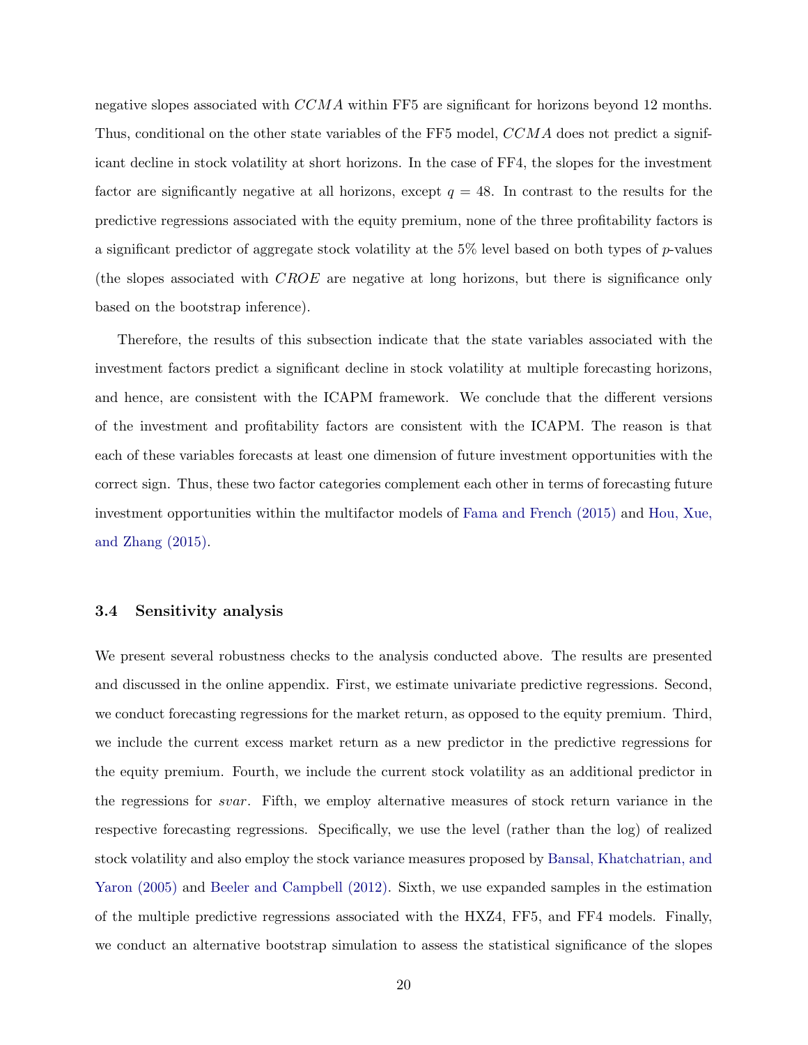negative slopes associated with $CCMA$ within FF5 are significant for horizons beyond 12 months. Thus, conditional on the other state variables of the FF5 model, $CCMA$ does not predict a significant decline in stock volatility at short horizons. In the case of FF4, the slopes for the investment factor are significantly negative at all horizons, except $q = 48$. In contrast to the results for the predictive regressions associated with the equity premium, none of the three profitability factors is a significant predictor of aggregate stock volatility at the 5% level based on both types of $p$-values (the slopes associated with $CROE$ are negative at long horizons, but there is significance only based on the bootstrap inference).

Therefore, the results of this subsection indicate that the state variables associated with the investment factors predict a significant decline in stock volatility at multiple forecasting horizons, and hence, are consistent with the ICAPM framework. We conclude that the different versions of the investment and profitability factors are consistent with the ICAPM. The reason is that each of these variables forecasts at least one dimension of future investment opportunities with the correct sign. Thus, these two factor categories complement each other in terms of forecasting future investment opportunities within the multifactor models of Fama and French (2015) and Hou, Xue, and Zhang (2015).

### 3.4 Sensitivity analysis

We present several robustness checks to the analysis conducted above. The results are presented and discussed in the online appendix. First, we estimate univariate predictive regressions. Second, we conduct forecasting regressions for the market return, as opposed to the equity premium. Third, we include the current excess market return as a new predictor in the predictive regressions for the equity premium. Fourth, we include the current stock volatility as an additional predictor in the regressions for $svar$. Fifth, we employ alternative measures of stock return variance in the respective forecasting regressions. Specifically, we use the level (rather than the log) of realized stock volatility and also employ the stock variance measures proposed by Bansal, Khatchatrian, and Yaron (2005) and Beeler and Campbell (2012). Sixth, we use expanded samples in the estimation of the multiple predictive regressions associated with the HXZ4, FF5, and FF4 models. Finally, we conduct an alternative bootstrap simulation to assess the statistical significance of the slopes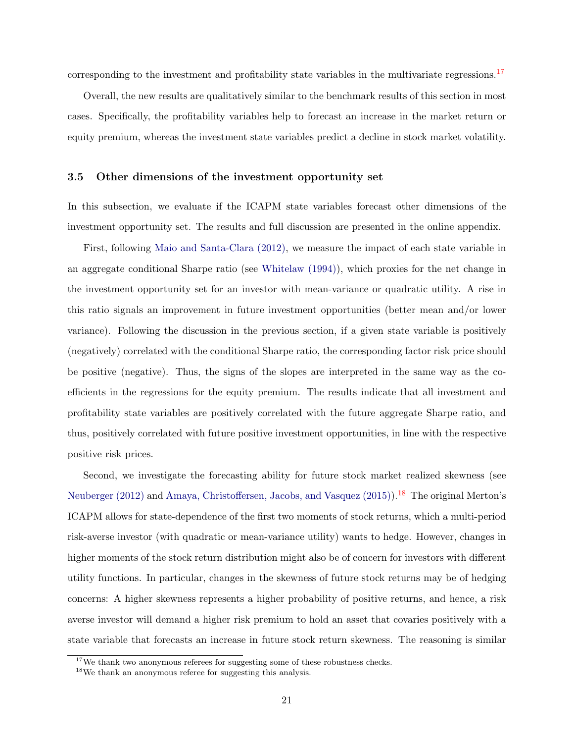corresponding to the investment and profitability state variables in the multivariate regressions.[17]

Overall, the new results are qualitatively similar to the benchmark results of this section in most cases. Specifically, the profitability variables help to forecast an increase in the market return or equity premium, whereas the investment state variables predict a decline in stock market volatility.

### 3.5 Other dimensions of the investment opportunity set

In this subsection, we evaluate if the ICAPM state variables forecast other dimensions of the investment opportunity set. The results and full discussion are presented in the online appendix.

First, following Maio and Santa-Clara (2012), we measure the impact of each state variable in an aggregate conditional Sharpe ratio (see Whitelaw (1994)), which proxies for the net change in the investment opportunity set for an investor with mean-variance or quadratic utility. A rise in this ratio signals an improvement in future investment opportunities (better mean and/or lower variance). Following the discussion in the previous section, if a given state variable is positively (negatively) correlated with the conditional Sharpe ratio, the corresponding factor risk price should be positive (negative). Thus, the signs of the slopes are interpreted in the same way as the coefficients in the regressions for the equity premium. The results indicate that all investment and profitability state variables are positively correlated with the future aggregate Sharpe ratio, and thus, positively correlated with future positive investment opportunities, in line with the respective positive risk prices.

Second, we investigate the forecasting ability for future stock market realized skewness (see Neuberger (2012) and Amaya, Christoffersen, Jacobs, and Vasquez (2015)).[18] The original Merton's ICAPM allows for state-dependence of the first two moments of stock returns, which a multi-period risk-averse investor (with quadratic or mean-variance utility) wants to hedge. However, changes in higher moments of the stock return distribution might also be of concern for investors with different utility functions. In particular, changes in the skewness of future stock returns may be of hedging concerns: A higher skewness represents a higher probability of positive returns, and hence, a risk averse investor will demand a higher risk premium to hold an asset that covaries positively with a state variable that forecasts an increase in future stock return skewness. The reasoning is similar

[17] We thank two anonymous referees for suggesting some of these robustness checks.

[18] We thank an anonymous referee for suggesting this analysis.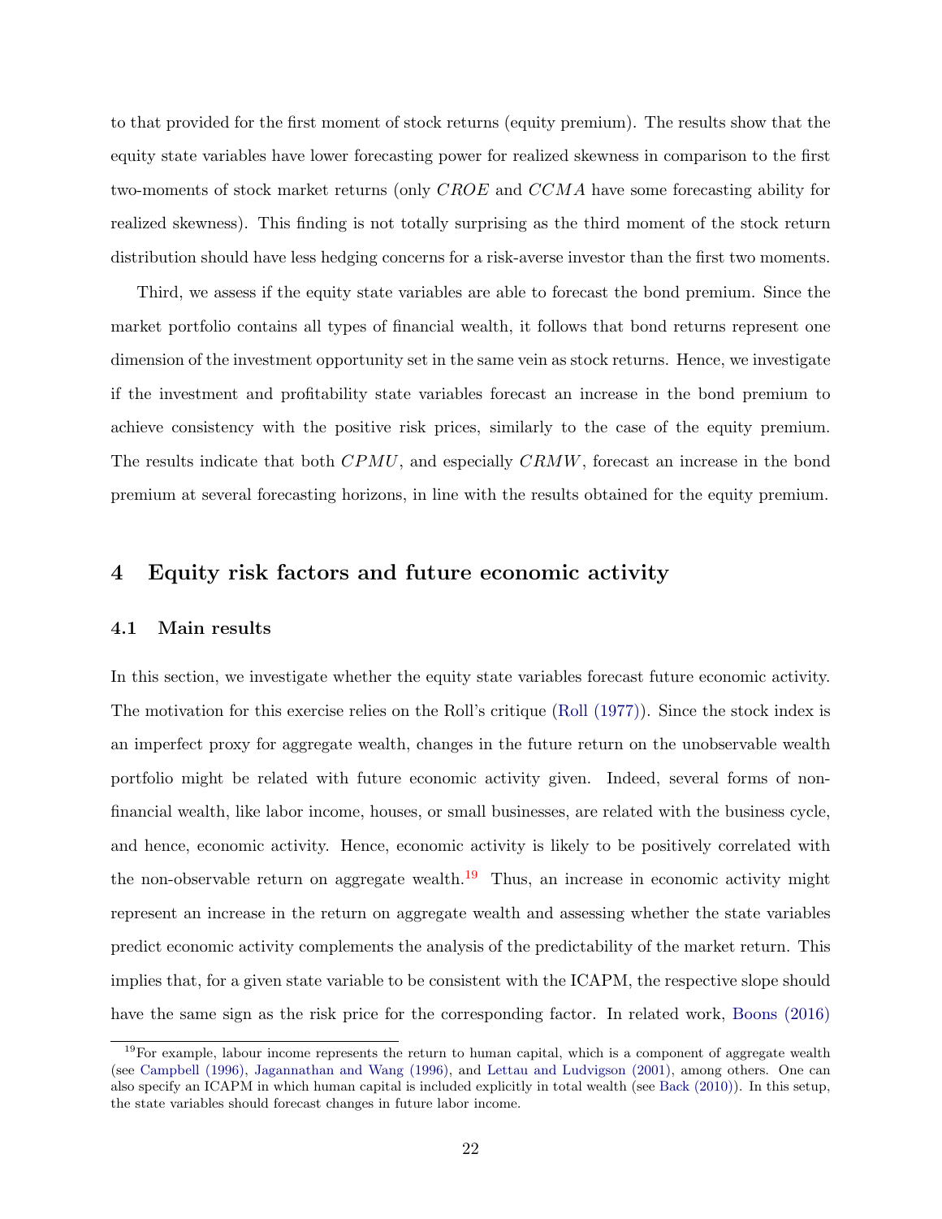to that provided for the first moment of stock returns (equity premium). The results show that the equity state variables have lower forecasting power for realized skewness in comparison to the first two-moments of stock market returns (only $CROE$ and $CCMA$ have some forecasting ability for realized skewness). This finding is not totally surprising as the third moment of the stock return distribution should have less hedging concerns for a risk-averse investor than the first two moments.

Third, we assess if the equity state variables are able to forecast the bond premium. Since the market portfolio contains all types of financial wealth, it follows that bond returns represent one dimension of the investment opportunity set in the same vein as stock returns. Hence, we investigate if the investment and profitability state variables forecast an increase in the bond premium to achieve consistency with the positive risk prices, similarly to the case of the equity premium. The results indicate that both $CPMU$, and especially $CRMW$, forecast an increase in the bond premium at several forecasting horizons, in line with the results obtained for the equity premium.

# 4 Equity risk factors and future economic activity

## 4.1 Main results

In this section, we investigate whether the equity state variables forecast future economic activity. The motivation for this exercise relies on the Roll's critique (Roll (1977)). Since the stock index is an imperfect proxy for aggregate wealth, changes in the future return on the unobservable wealth portfolio might be related with future economic activity given. Indeed, several forms of non-financial wealth, like labor income, houses, or small businesses, are related with the business cycle, and hence, economic activity. Hence, economic activity is likely to be positively correlated with the non-observable return on aggregate wealth.[19] Thus, an increase in economic activity might represent an increase in the return on aggregate wealth and assessing whether the state variables predict economic activity complements the analysis of the predictability of the market return. This implies that, for a given state variable to be consistent with the ICAPM, the respective slope should have the same sign as the risk price for the corresponding factor. In related work, Boons (2016)

[19] For example, labour income represents the return to human capital, which is a component of aggregate wealth (see Campbell (1996), Jagannathan and Wang (1996), and Lettau and Ludvigson (2001), among others. One can also specify an ICAPM in which human capital is included explicitly in total wealth (see Back (2010)). In this setup, the state variables should forecast changes in future labor income.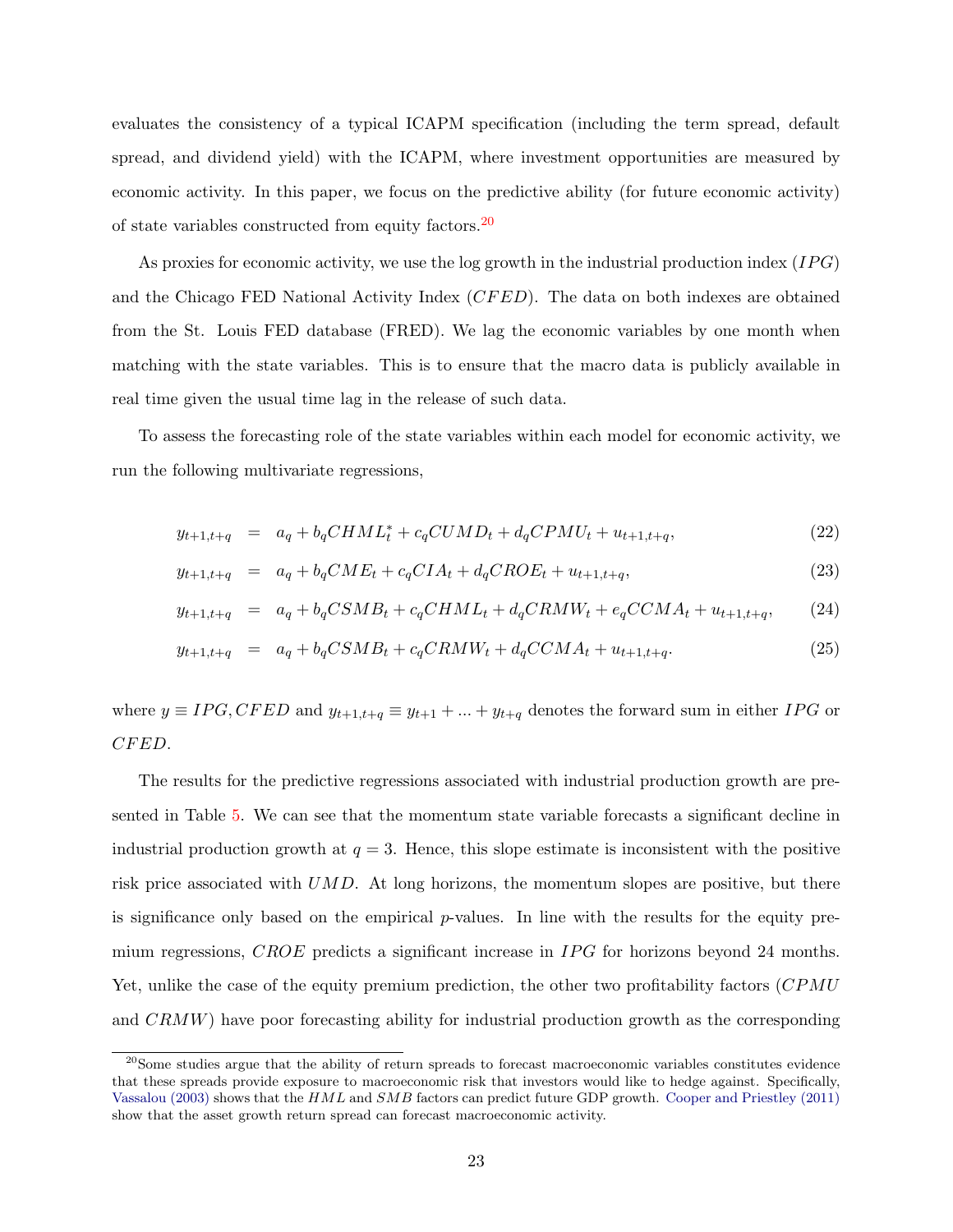evaluates the consistency of a typical ICAPM specification (including the term spread, default spread, and dividend yield) with the ICAPM, where investment opportunities are measured by economic activity. In this paper, we focus on the predictive ability (for future economic activity) of state variables constructed from equity factors.[20]

As proxies for economic activity, we use the log growth in the industrial production index ($IPG$) and the Chicago FED National Activity Index ($CFED$). The data on both indexes are obtained from the St. Louis FED database (FRED). We lag the economic variables by one month when matching with the state variables. This is to ensure that the macro data is publicly available in real time given the usual time lag in the release of such data.

To assess the forecasting role of the state variables within each model for economic activity, we run the following multivariate regressions,

$$y_{t+1,t+q} = a_q + b_q CHML_t^* + c_q CUMD_t + d_q CPMU_t + u_{t+1,t+q}, \tag{22}$$

$$y_{t+1,t+q} = a_q + b_q CME_t + c_q CIA_t + d_q CROE_t + u_{t+1,t+q}, \tag{23}$$

$$y_{t+1,t+q} = a_q + b_q CSMB_t + c_q CHML_t + d_q CRMW_t + e_q CCMA_t + u_{t+1,t+q}, \tag{24}$$

$$y_{t+1,t+q} = a_q + b_q CSMB_t + c_q CRMW_t + d_q CCMA_t + u_{t+1,t+q}. \tag{25}$$

where $y \equiv IPG, CFED$ and $y_{t+1,t+q} \equiv y_{t+1} + ... + y_{t+q}$ denotes the forward sum in either $IPG$ or $CFED$.

The results for the predictive regressions associated with industrial production growth are presented in Table 5. We can see that the momentum state variable forecasts a significant decline in industrial production growth at $q = 3$. Hence, this slope estimate is inconsistent with the positive risk price associated with $UMD$. At long horizons, the momentum slopes are positive, but there is significance only based on the empirical $p$-values. In line with the results for the equity premium regressions, $CROE$ predicts a significant increase in $IPG$ for horizons beyond 24 months. Yet, unlike the case of the equity premium prediction, the other two profitability factors ($CPMU$ and $CRMW$) have poor forecasting ability for industrial production growth as the corresponding

[20] Some studies argue that the ability of return spreads to forecast macroeconomic variables constitutes evidence that these spreads provide exposure to macroeconomic risk that investors would like to hedge against. Specifically, Vassalou (2003) shows that the $HML$ and $SMB$ factors can predict future GDP growth. Cooper and Priestley (2011) show that the asset growth return spread can forecast macroeconomic activity.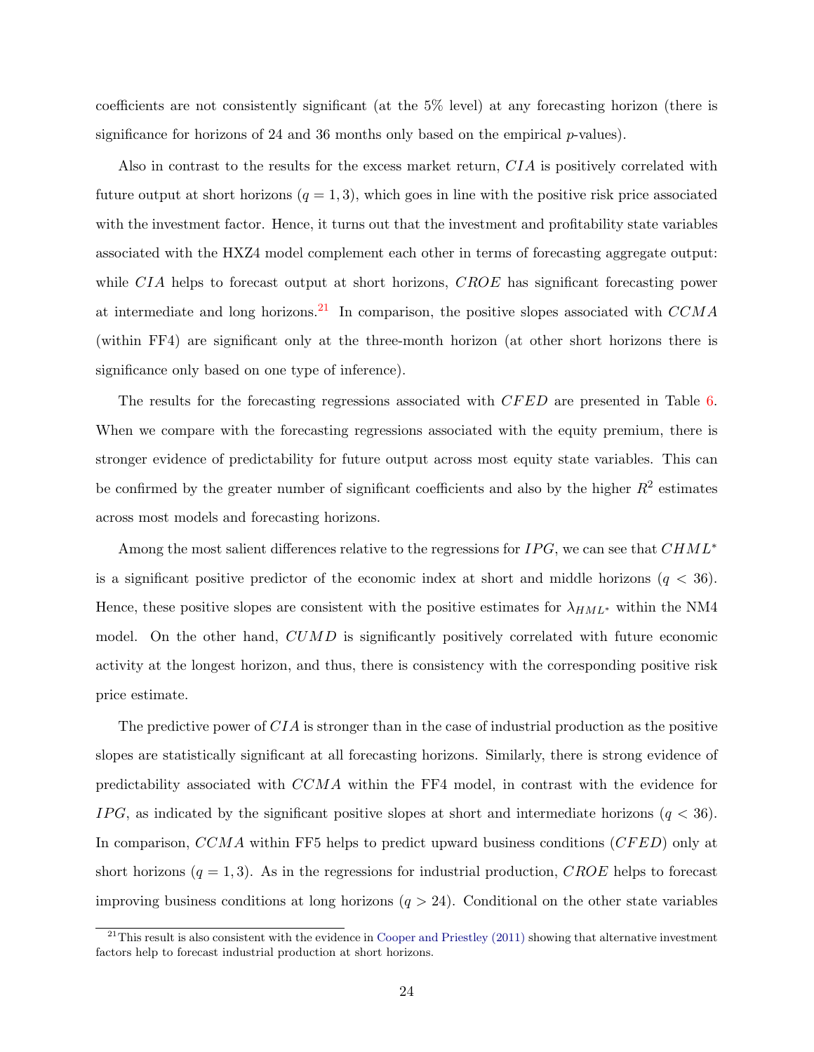coefficients are not consistently significant (at the 5% level) at any forecasting horizon (there is significance for horizons of 24 and 36 months only based on the empirical $p$-values).

Also in contrast to the results for the excess market return, $CIA$ is positively correlated with future output at short horizons ($q = 1, 3$), which goes in line with the positive risk price associated with the investment factor. Hence, it turns out that the investment and profitability state variables associated with the HXZ4 model complement each other in terms of forecasting aggregate output: while $CIA$ helps to forecast output at short horizons, $CROE$ has significant forecasting power at intermediate and long horizons.[21] In comparison, the positive slopes associated with $CCMA$ (within FF4) are significant only at the three-month horizon (at other short horizons there is significance only based on one type of inference).

The results for the forecasting regressions associated with $CFED$ are presented in Table 6. When we compare with the forecasting regressions associated with the equity premium, there is stronger evidence of predictability for future output across most equity state variables. This can be confirmed by the greater number of significant coefficients and also by the higher $R^2$ estimates across most models and forecasting horizons.

Among the most salient differences relative to the regressions for $IPG$, we can see that $CHML^*$ is a significant positive predictor of the economic index at short and middle horizons ($q < 36$). Hence, these positive slopes are consistent with the positive estimates for $\lambda_{HML^*}$ within the NM4 model. On the other hand, $CUMD$ is significantly positively correlated with future economic activity at the longest horizon, and thus, there is consistency with the corresponding positive risk price estimate.

The predictive power of $CIA$ is stronger than in the case of industrial production as the positive slopes are statistically significant at all forecasting horizons. Similarly, there is strong evidence of predictability associated with $CCMA$ within the FF4 model, in contrast with the evidence for $IPG$, as indicated by the significant positive slopes at short and intermediate horizons ($q < 36$). In comparison, $CCMA$ within FF5 helps to predict upward business conditions ($CFED$) only at short horizons ($q = 1, 3$). As in the regressions for industrial production, $CROE$ helps to forecast improving business conditions at long horizons ($q > 24$). Conditional on the other state variables

[21] This result is also consistent with the evidence in Cooper and Priestley (2011) showing that alternative investment factors help to forecast industrial production at short horizons.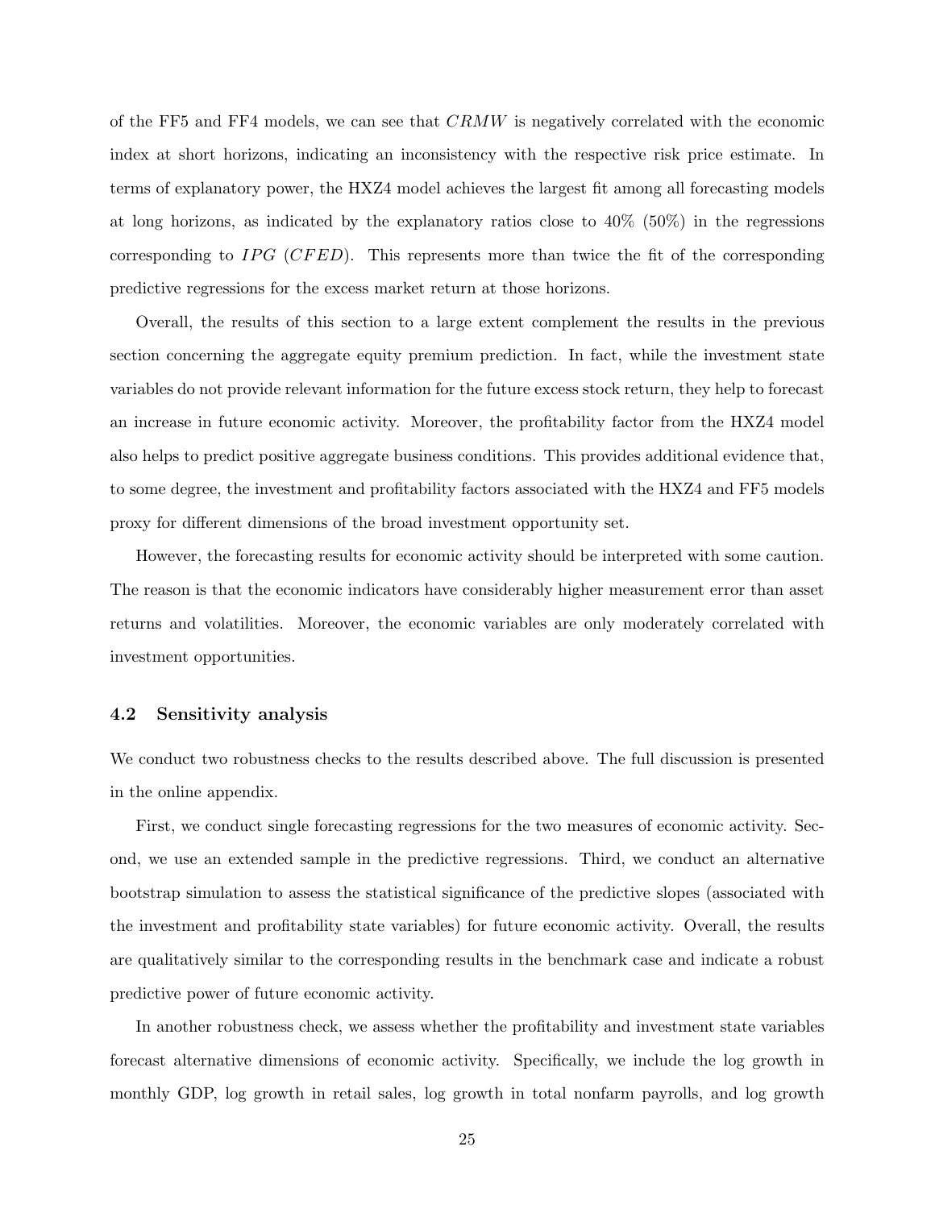of the FF5 and FF4 models, we can see that $CRMW$ is negatively correlated with the economic index at short horizons, indicating an inconsistency with the respective risk price estimate. In terms of explanatory power, the HXZ4 model achieves the largest fit among all forecasting models at long horizons, as indicated by the explanatory ratios close to 40% (50%) in the regressions corresponding to $IPG$ ($CFED$). This represents more than twice the fit of the corresponding predictive regressions for the excess market return at those horizons.

Overall, the results of this section to a large extent complement the results in the previous section concerning the aggregate equity premium prediction. In fact, while the investment state variables do not provide relevant information for the future excess stock return, they help to forecast an increase in future economic activity. Moreover, the profitability factor from the HXZ4 model also helps to predict positive aggregate business conditions. This provides additional evidence that, to some degree, the investment and profitability factors associated with the HXZ4 and FF5 models proxy for different dimensions of the broad investment opportunity set.

However, the forecasting results for economic activity should be interpreted with some caution. The reason is that the economic indicators have considerably higher measurement error than asset returns and volatilities. Moreover, the economic variables are only moderately correlated with investment opportunities.

### 4.2 Sensitivity analysis

We conduct two robustness checks to the results described above. The full discussion is presented in the online appendix.

First, we conduct single forecasting regressions for the two measures of economic activity. Second, we use an extended sample in the predictive regressions. Third, we conduct an alternative bootstrap simulation to assess the statistical significance of the predictive slopes (associated with the investment and profitability state variables) for future economic activity. Overall, the results are qualitatively similar to the corresponding results in the benchmark case and indicate a robust predictive power of future economic activity.

In another robustness check, we assess whether the profitability and investment state variables forecast alternative dimensions of economic activity. Specifically, we include the log growth in monthly GDP, log growth in retail sales, log growth in total nonfarm payrolls, and log growth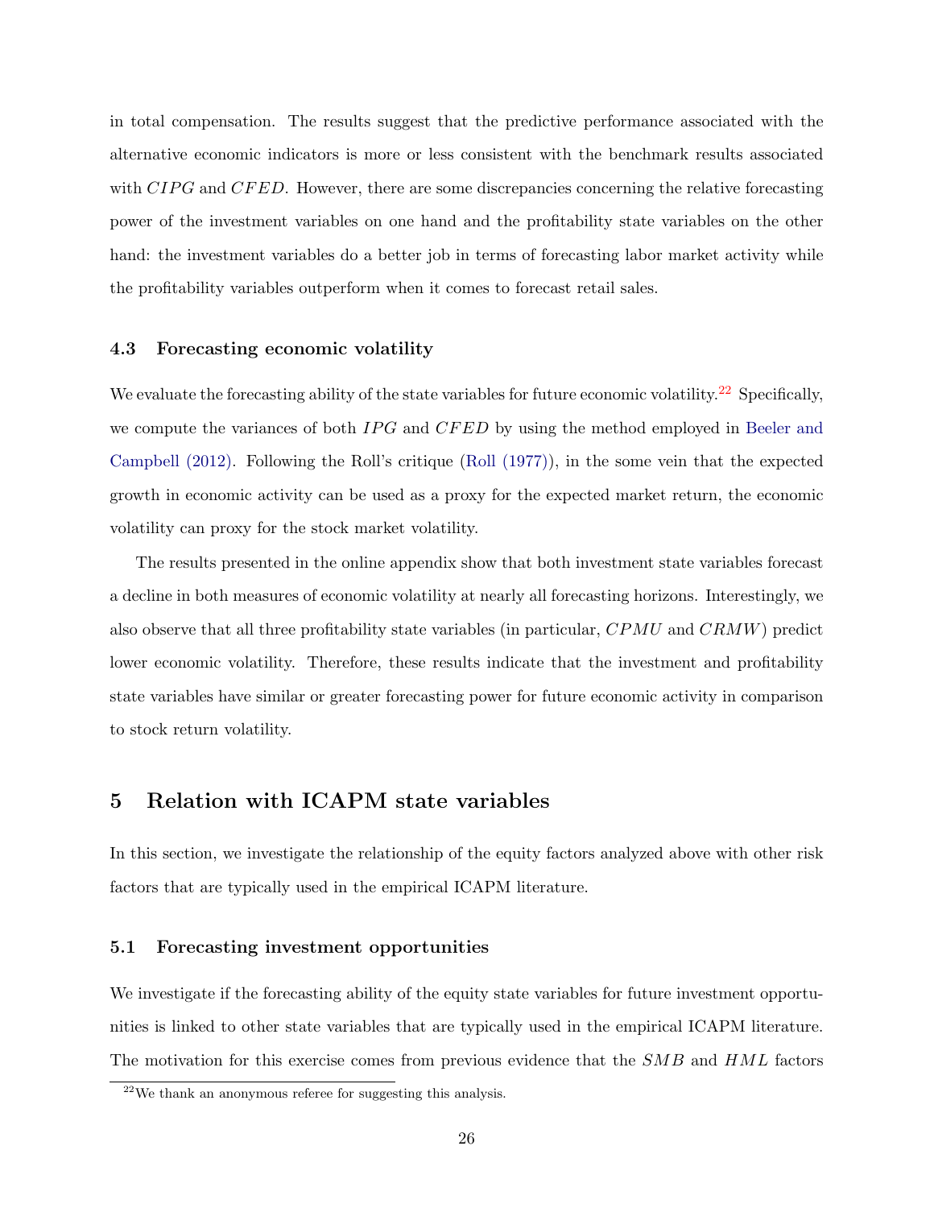in total compensation. The results suggest that the predictive performance associated with the alternative economic indicators is more or less consistent with the benchmark results associated with $CIPG$ and $CFED$. However, there are some discrepancies concerning the relative forecasting power of the investment variables on one hand and the profitability state variables on the other hand: the investment variables do a better job in terms of forecasting labor market activity while the profitability variables outperform when it comes to forecast retail sales.

### 4.3 Forecasting economic volatility

We evaluate the forecasting ability of the state variables for future economic volatility.[22] Specifically, we compute the variances of both $IPG$ and $CFED$ by using the method employed in Beeler and Campbell (2012). Following the Roll's critique (Roll (1977)), in the some vein that the expected growth in economic activity can be used as a proxy for the expected market return, the economic volatility can proxy for the stock market volatility.

The results presented in the online appendix show that both investment state variables forecast a decline in both measures of economic volatility at nearly all forecasting horizons. Interestingly, we also observe that all three profitability state variables (in particular, $CPMU$ and $CRMW$) predict lower economic volatility. Therefore, these results indicate that the investment and profitability state variables have similar or greater forecasting power for future economic activity in comparison to stock return volatility.

## 5 Relation with ICAPM state variables

In this section, we investigate the relationship of the equity factors analyzed above with other risk factors that are typically used in the empirical ICAPM literature.

### 5.1 Forecasting investment opportunities

We investigate if the forecasting ability of the equity state variables for future investment opportunities is linked to other state variables that are typically used in the empirical ICAPM literature. The motivation for this exercise comes from previous evidence that the $SMB$ and $HML$ factors

[22] We thank an anonymous referee for suggesting this analysis.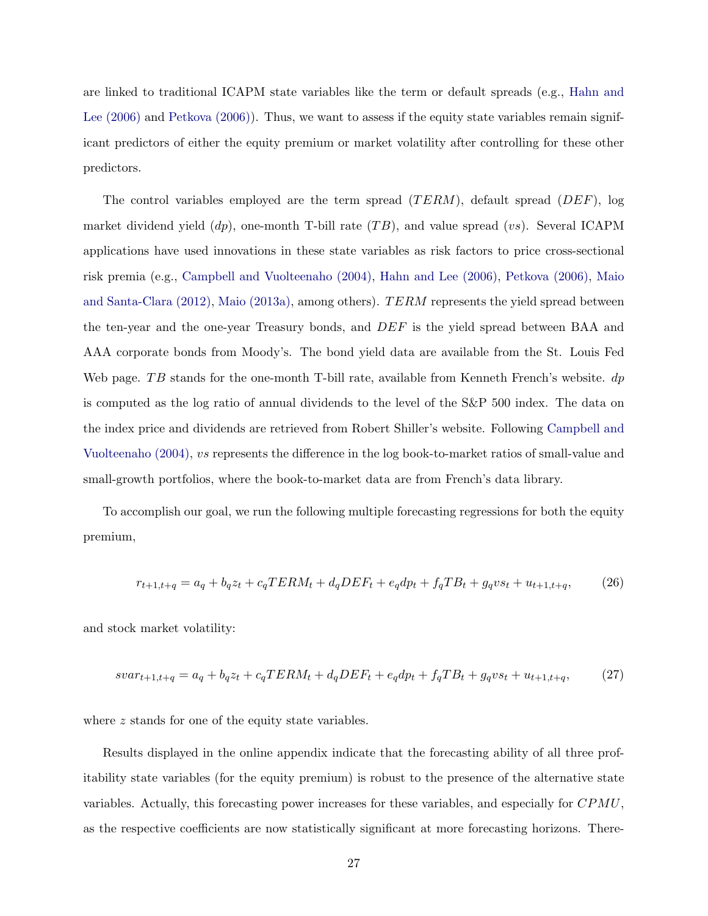are linked to traditional ICAPM state variables like the term or default spreads (e.g., Hahn and Lee (2006) and Petkova (2006)). Thus, we want to assess if the equity state variables remain significant predictors of either the equity premium or market volatility after controlling for these other predictors.

The control variables employed are the term spread ($TERM$), default spread ($DEF$), log market dividend yield ($dp$), one-month T-bill rate ($TB$), and value spread ($vs$). Several ICAPM applications have used innovations in these state variables as risk factors to price cross-sectional risk premia (e.g., Campbell and Vuolteenaho (2004), Hahn and Lee (2006), Petkova (2006), Maio and Santa-Clara (2012), Maio (2013a), among others). $TERM$ represents the yield spread between the ten-year and the one-year Treasury bonds, and $DEF$ is the yield spread between BAA and AAA corporate bonds from Moody's. The bond yield data are available from the St. Louis Fed Web page. $TB$ stands for the one-month T-bill rate, available from Kenneth French's website. $dp$ is computed as the log ratio of annual dividends to the level of the S&P 500 index. The data on the index price and dividends are retrieved from Robert Shiller's website. Following Campbell and Vuolteenaho (2004), $vs$ represents the difference in the log book-to-market ratios of small-value and small-growth portfolios, where the book-to-market data are from French's data library.

To accomplish our goal, we run the following multiple forecasting regressions for both the equity premium,

$$r_{t+1,t+q} = a_q + b_q z_t + c_q TERM_t + d_q DEF_t + e_q dp_t + f_q TB_t + g_q vs_t + u_{t+1,t+q}, \tag{26}$$

and stock market volatility:

$$svar_{t+1,t+q} = a_q + b_q z_t + c_q TERM_t + d_q DEF_t + e_q dp_t + f_q TB_t + g_q vs_t + u_{t+1,t+q}, \tag{27}$$

where $z$ stands for one of the equity state variables.

Results displayed in the online appendix indicate that the forecasting ability of all three profitability state variables (for the equity premium) is robust to the presence of the alternative state variables. Actually, this forecasting power increases for these variables, and especially for $CPMU$, as the respective coefficients are now statistically significant at more forecasting horizons. There-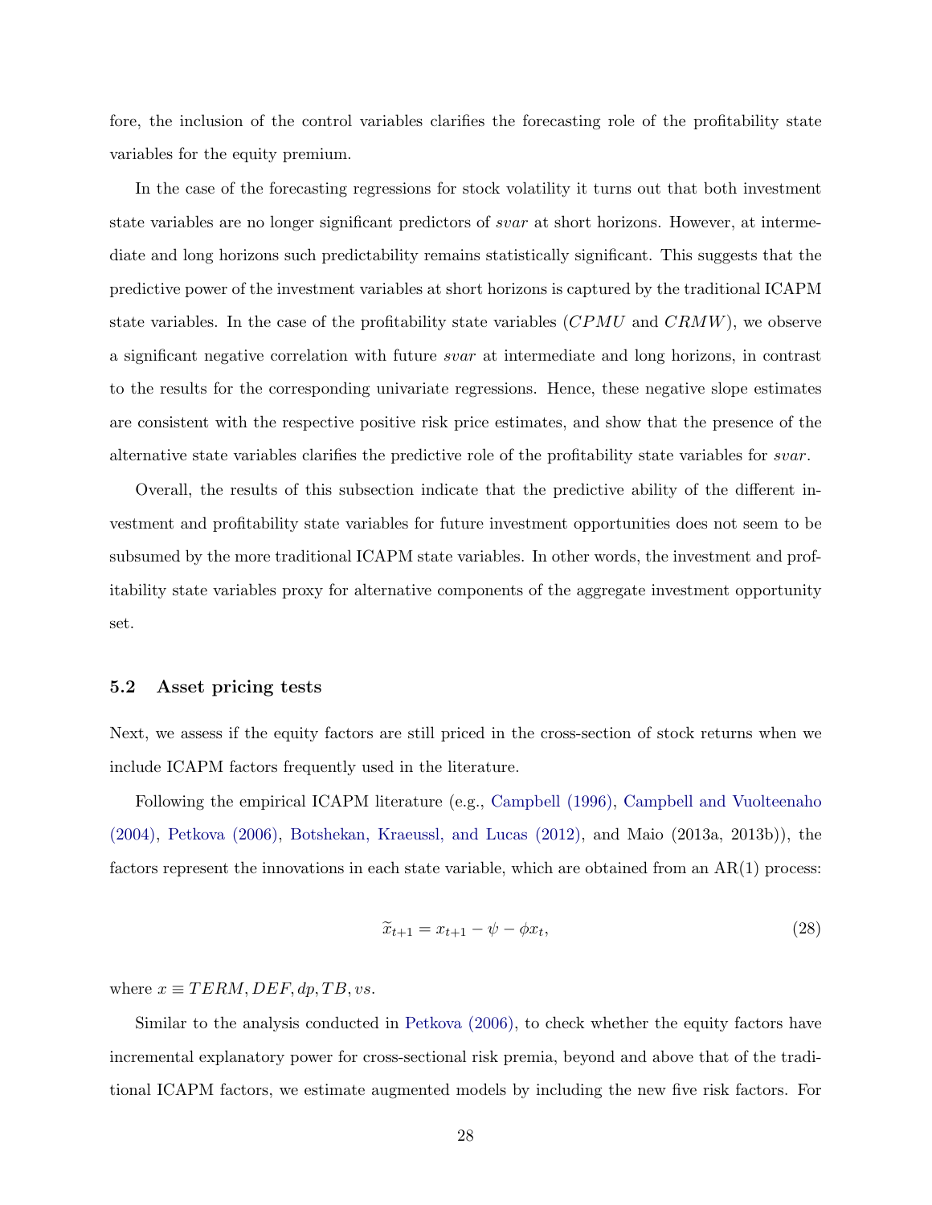fore, the inclusion of the control variables clarifies the forecasting role of the profitability state variables for the equity premium.

In the case of the forecasting regressions for stock volatility it turns out that both investment state variables are no longer significant predictors of *svar* at short horizons. However, at intermediate and long horizons such predictability remains statistically significant. This suggests that the predictive power of the investment variables at short horizons is captured by the traditional ICAPM state variables. In the case of the profitability state variables ($CPMU$ and $CRMW$), we observe a significant negative correlation with future *svar* at intermediate and long horizons, in contrast to the results for the corresponding univariate regressions. Hence, these negative slope estimates are consistent with the respective positive risk price estimates, and show that the presence of the alternative state variables clarifies the predictive role of the profitability state variables for *svar*.

Overall, the results of this subsection indicate that the predictive ability of the different investment and profitability state variables for future investment opportunities does not seem to be subsumed by the more traditional ICAPM state variables. In other words, the investment and profitability state variables proxy for alternative components of the aggregate investment opportunity set.

### 5.2 Asset pricing tests

Next, we assess if the equity factors are still priced in the cross-section of stock returns when we include ICAPM factors frequently used in the literature.

Following the empirical ICAPM literature (e.g., Campbell (1996), Campbell and Vuolteenaho (2004), Petkova (2006), Botshekan, Kraeussl, and Lucas (2012), and Maio (2013a, 2013b)), the factors represent the innovations in each state variable, which are obtained from an AR(1) process:

$$\widetilde{x}_{t+1} = x_{t+1} - \psi - \phi x_t, \tag{28}$$

where $x \equiv TERM, DEF, dp, TB, vs$.

Similar to the analysis conducted in Petkova (2006), to check whether the equity factors have incremental explanatory power for cross-sectional risk premia, beyond and above that of the traditional ICAPM factors, we estimate augmented models by including the new five risk factors. For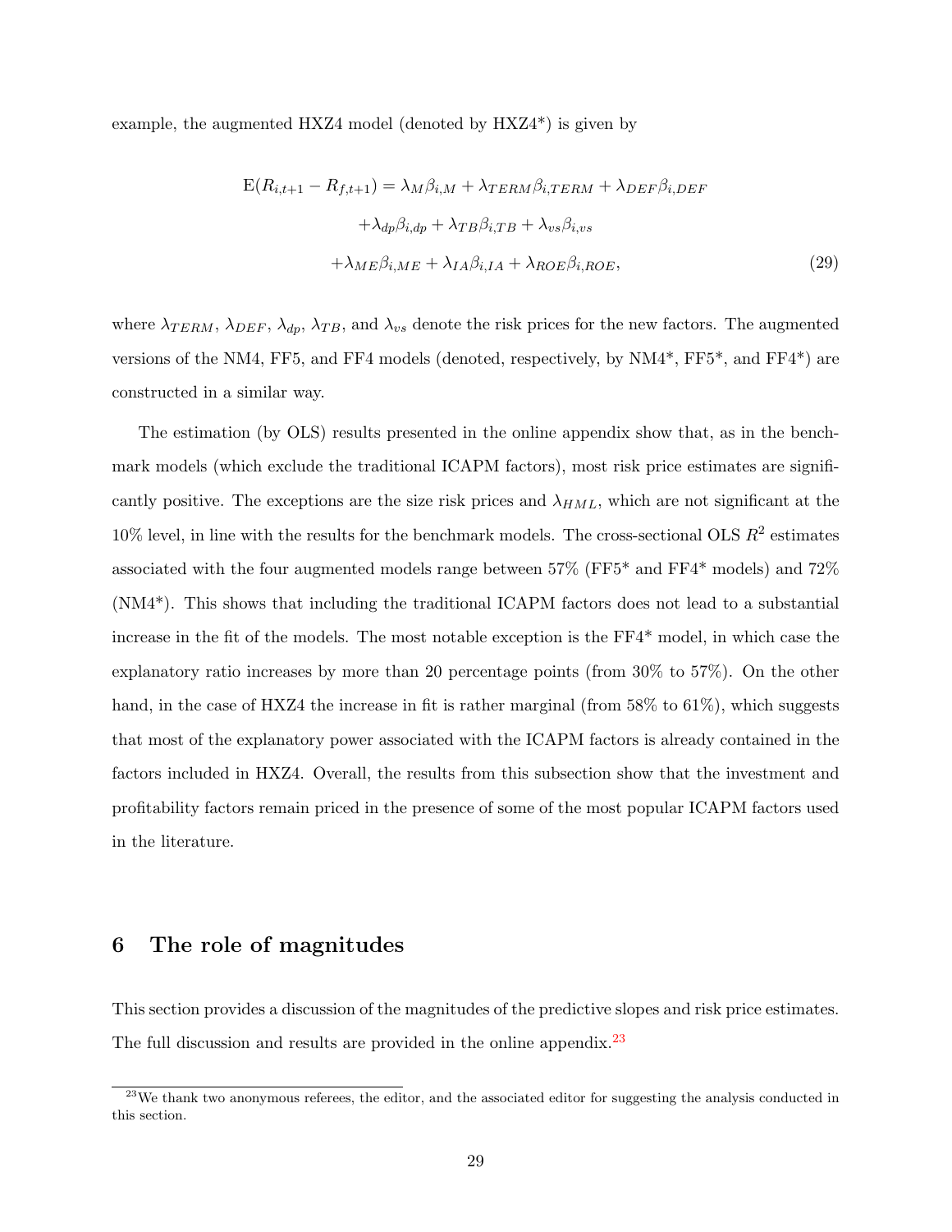example, the augmented HXZ4 model (denoted by HXZ4*) is given by

$$
\begin{aligned}
\mathrm{E}(R_{i,t+1} - R_{f,t+1}) = \lambda_M \beta_{i,M} + \lambda_{TERM} \beta_{i,TERM} + \lambda_{DEF} \beta_{i,DEF} \\
+ \lambda_{dp} \beta_{i,dp} + \lambda_{TB} \beta_{i,TB} + \lambda_{vs} \beta_{i,vs} \\
+ \lambda_{ME} \beta_{i,ME} + \lambda_{IA} \beta_{i,IA} + \lambda_{ROE} \beta_{i,ROE},
\end{aligned} \tag{29}
$$

where $\lambda_{TERM}$, $\lambda_{DEF}$, $\lambda_{dp}$, $\lambda_{TB}$, and $\lambda_{vs}$ denote the risk prices for the new factors. The augmented versions of the NM4, FF5, and FF4 models (denoted, respectively, by NM4*, FF5*, and FF4*) are constructed in a similar way.

The estimation (by OLS) results presented in the online appendix show that, as in the benchmark models (which exclude the traditional ICAPM factors), most risk price estimates are significantly positive. The exceptions are the size risk prices and $\lambda_{HML}$, which are not significant at the 10% level, in line with the results for the benchmark models. The cross-sectional OLS $R^2$ estimates associated with the four augmented models range between 57% (FF5* and FF4* models) and 72% (NM4*). This shows that including the traditional ICAPM factors does not lead to a substantial increase in the fit of the models. The most notable exception is the FF4* model, in which case the explanatory ratio increases by more than 20 percentage points (from 30% to 57%). On the other hand, in the case of HXZ4 the increase in fit is rather marginal (from 58% to 61%), which suggests that most of the explanatory power associated with the ICAPM factors is already contained in the factors included in HXZ4. Overall, the results from this subsection show that the investment and profitability factors remain priced in the presence of some of the most popular ICAPM factors used in the literature.

# 6 The role of magnitudes

This section provides a discussion of the magnitudes of the predictive slopes and risk price estimates. The full discussion and results are provided in the online appendix.[23]

[23] We thank two anonymous referees, the editor, and the associated editor for suggesting the analysis conducted in this section.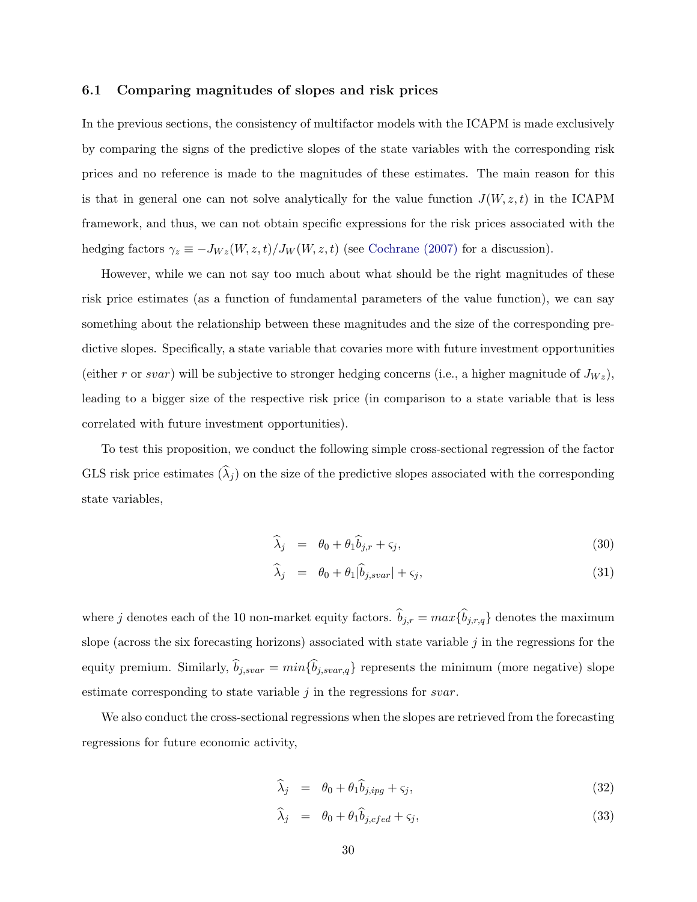### 6.1 Comparing magnitudes of slopes and risk prices

In the previous sections, the consistency of multifactor models with the ICAPM is made exclusively by comparing the signs of the predictive slopes of the state variables with the corresponding risk prices and no reference is made to the magnitudes of these estimates. The main reason for this is that in general one can not solve analytically for the value function $J(W, z, t)$ in the ICAPM framework, and thus, we can not obtain specific expressions for the risk prices associated with the hedging factors $\gamma_z \equiv -J_{Wz}(W, z, t)/J_W(W, z, t)$ (see Cochrane (2007) for a discussion).

However, while we can not say too much about what should be the right magnitudes of these risk price estimates (as a function of fundamental parameters of the value function), we can say something about the relationship between these magnitudes and the size of the corresponding predictive slopes. Specifically, a state variable that covaries more with future investment opportunities (either $r$ or $svar$) will be subjective to stronger hedging concerns (i.e., a higher magnitude of $J_{Wz}$), leading to a bigger size of the respective risk price (in comparison to a state variable that is less correlated with future investment opportunities).

To test this proposition, we conduct the following simple cross-sectional regression of the factor GLS risk price estimates ($\widehat{\lambda}_j$) on the size of the predictive slopes associated with the corresponding state variables,

$$\widehat{\lambda}_j = \theta_0 + \theta_1 \widehat{b}_{j,r} + \varsigma_j, \tag{30}$$

$$\widehat{\lambda}_j = \theta_0 + \theta_1 |\widehat{b}_{j,svar}| + \varsigma_j, \tag{31}$$

where $j$ denotes each of the 10 non-market equity factors. $\widehat{b}_{j,r} = max\{\widehat{b}_{j,r,q}\}$ denotes the maximum slope (across the six forecasting horizons) associated with state variable $j$ in the regressions for the equity premium. Similarly, $\widehat{b}_{j,svar} = min\{\widehat{b}_{j,svar,q}\}$ represents the minimum (more negative) slope estimate corresponding to state variable $j$ in the regressions for $svar$.

We also conduct the cross-sectional regressions when the slopes are retrieved from the forecasting regressions for future economic activity,

$$\widehat{\lambda}_j = \theta_0 + \theta_1 \widehat{b}_{j,ipg} + \varsigma_j, \tag{32}$$

$$\widehat{\lambda}_j = \theta_0 + \theta_1 \widehat{b}_{j,cfed} + \varsigma_j, \tag{33}$$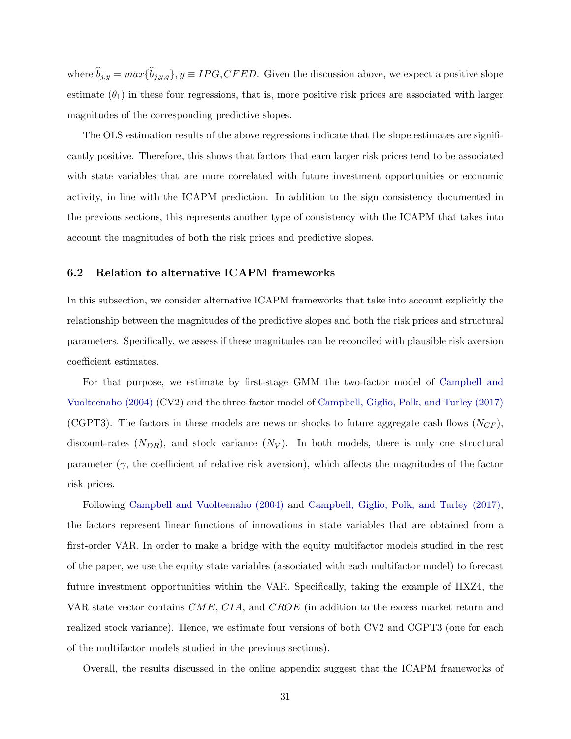where $\widehat{b}_{j,y} = max\{\widehat{b}_{j,y,q}\}, y \equiv IPG, CFED$. Given the discussion above, we expect a positive slope estimate ($\theta_1$) in these four regressions, that is, more positive risk prices are associated with larger magnitudes of the corresponding predictive slopes.

The OLS estimation results of the above regressions indicate that the slope estimates are significantly positive. Therefore, this shows that factors that earn larger risk prices tend to be associated with state variables that are more correlated with future investment opportunities or economic activity, in line with the ICAPM prediction. In addition to the sign consistency documented in the previous sections, this represents another type of consistency with the ICAPM that takes into account the magnitudes of both the risk prices and predictive slopes.

### 6.2 Relation to alternative ICAPM frameworks

In this subsection, we consider alternative ICAPM frameworks that take into account explicitly the relationship between the magnitudes of the predictive slopes and both the risk prices and structural parameters. Specifically, we assess if these magnitudes can be reconciled with plausible risk aversion coefficient estimates.

For that purpose, we estimate by first-stage GMM the two-factor model of Campbell and Vuolteenaho (2004) (CV2) and the three-factor model of Campbell, Giglio, Polk, and Turley (2017) (CGPT3). The factors in these models are news or shocks to future aggregate cash flows ($N_{CF}$), discount-rates ($N_{DR}$), and stock variance ($N_V$). In both models, there is only one structural parameter ($\gamma$, the coefficient of relative risk aversion), which affects the magnitudes of the factor risk prices.

Following Campbell and Vuolteenaho (2004) and Campbell, Giglio, Polk, and Turley (2017), the factors represent linear functions of innovations in state variables that are obtained from a first-order VAR. In order to make a bridge with the equity multifactor models studied in the rest of the paper, we use the equity state variables (associated with each multifactor model) to forecast future investment opportunities within the VAR. Specifically, taking the example of HXZ4, the VAR state vector contains $CME$, $CIA$, and $CROE$ (in addition to the excess market return and realized stock variance). Hence, we estimate four versions of both CV2 and CGPT3 (one for each of the multifactor models studied in the previous sections).

Overall, the results discussed in the online appendix suggest that the ICAPM frameworks of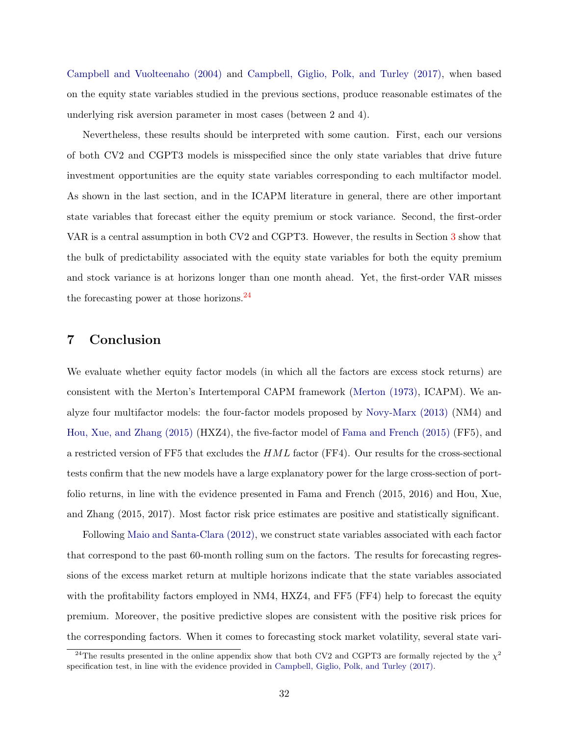Campbell and Vuolteenaho (2004) and Campbell, Giglio, Polk, and Turley (2017), when based on the equity state variables studied in the previous sections, produce reasonable estimates of the underlying risk aversion parameter in most cases (between 2 and 4).

Nevertheless, these results should be interpreted with some caution. First, each our versions of both CV2 and CGPT3 models is misspecified since the only state variables that drive future investment opportunities are the equity state variables corresponding to each multifactor model. As shown in the last section, and in the ICAPM literature in general, there are other important state variables that forecast either the equity premium or stock variance. Second, the first-order VAR is a central assumption in both CV2 and CGPT3. However, the results in Section 3 show that the bulk of predictability associated with the equity state variables for both the equity premium and stock variance is at horizons longer than one month ahead. Yet, the first-order VAR misses the forecasting power at those horizons.[24]

# 7 Conclusion

We evaluate whether equity factor models (in which all the factors are excess stock returns) are consistent with the Merton's Intertemporal CAPM framework (Merton (1973), ICAPM). We analyze four multifactor models: the four-factor models proposed by Novy-Marx (2013) (NM4) and Hou, Xue, and Zhang (2015) (HXZ4), the five-factor model of Fama and French (2015) (FF5), and a restricted version of FF5 that excludes the $HML$ factor (FF4). Our results for the cross-sectional tests confirm that the new models have a large explanatory power for the large cross-section of portfolio returns, in line with the evidence presented in Fama and French (2015, 2016) and Hou, Xue, and Zhang (2015, 2017). Most factor risk price estimates are positive and statistically significant.

Following Maio and Santa-Clara (2012), we construct state variables associated with each factor that correspond to the past 60-month rolling sum on the factors. The results for forecasting regressions of the excess market return at multiple horizons indicate that the state variables associated with the profitability factors employed in NM4, HXZ4, and FF5 (FF4) help to forecast the equity premium. Moreover, the positive predictive slopes are consistent with the positive risk prices for the corresponding factors. When it comes to forecasting stock market volatility, several state vari-

[24] The results presented in the online appendix show that both CV2 and CGPT3 are formally rejected by the $\chi^2$ specification test, in line with the evidence provided in Campbell, Giglio, Polk, and Turley (2017).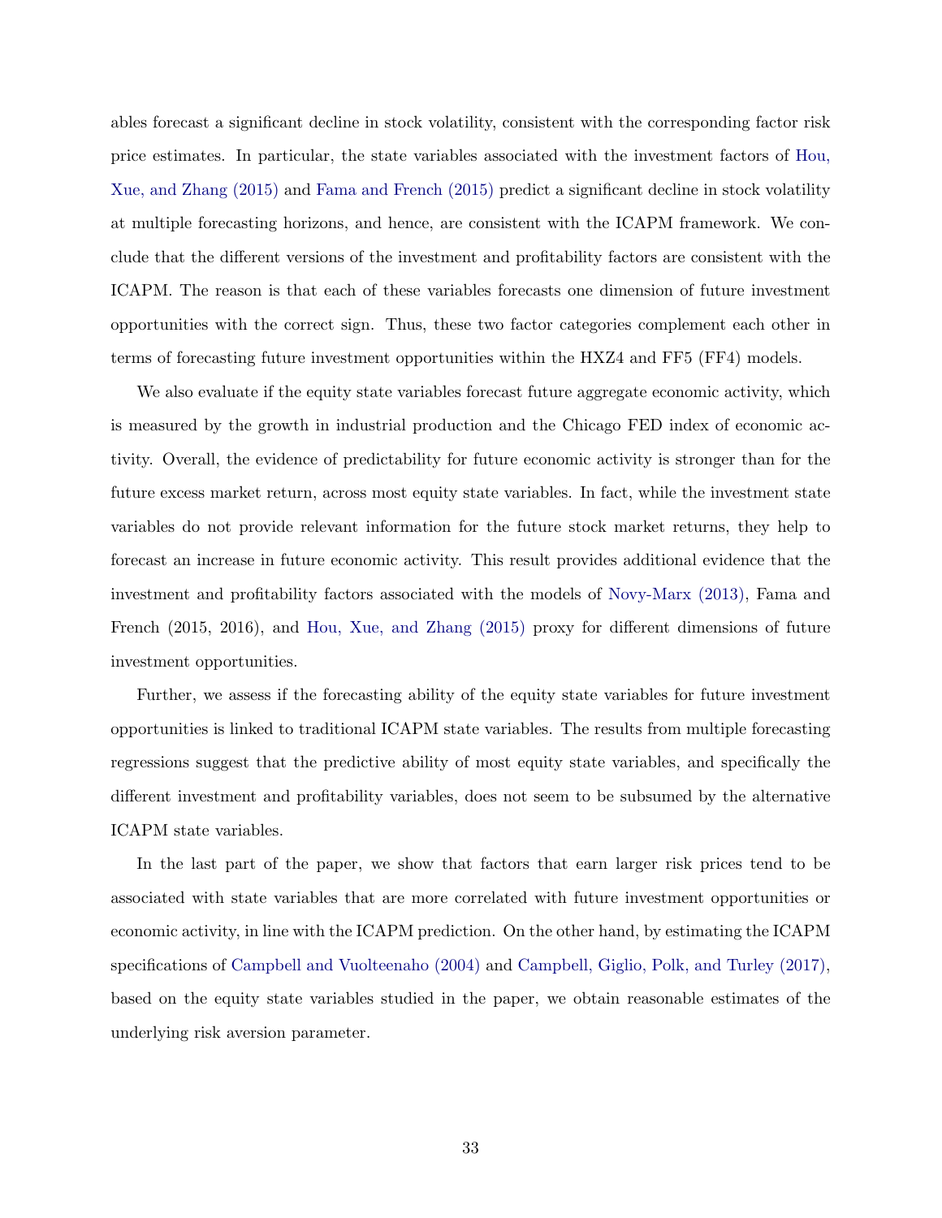ables forecast a significant decline in stock volatility, consistent with the corresponding factor risk price estimates. In particular, the state variables associated with the investment factors of Hou, Xue, and Zhang (2015) and Fama and French (2015) predict a significant decline in stock volatility at multiple forecasting horizons, and hence, are consistent with the ICAPM framework. We conclude that the different versions of the investment and profitability factors are consistent with the ICAPM. The reason is that each of these variables forecasts one dimension of future investment opportunities with the correct sign. Thus, these two factor categories complement each other in terms of forecasting future investment opportunities within the HXZ4 and FF5 (FF4) models.

We also evaluate if the equity state variables forecast future aggregate economic activity, which is measured by the growth in industrial production and the Chicago FED index of economic activity. Overall, the evidence of predictability for future economic activity is stronger than for the future excess market return, across most equity state variables. In fact, while the investment state variables do not provide relevant information for the future stock market returns, they help to forecast an increase in future economic activity. This result provides additional evidence that the investment and profitability factors associated with the models of Novy-Marx (2013), Fama and French (2015, 2016), and Hou, Xue, and Zhang (2015) proxy for different dimensions of future investment opportunities.

Further, we assess if the forecasting ability of the equity state variables for future investment opportunities is linked to traditional ICAPM state variables. The results from multiple forecasting regressions suggest that the predictive ability of most equity state variables, and specifically the different investment and profitability variables, does not seem to be subsumed by the alternative ICAPM state variables.

In the last part of the paper, we show that factors that earn larger risk prices tend to be associated with state variables that are more correlated with future investment opportunities or economic activity, in line with the ICAPM prediction. On the other hand, by estimating the ICAPM specifications of Campbell and Vuolteenaho (2004) and Campbell, Giglio, Polk, and Turley (2017), based on the equity state variables studied in the paper, we obtain reasonable estimates of the underlying risk aversion parameter.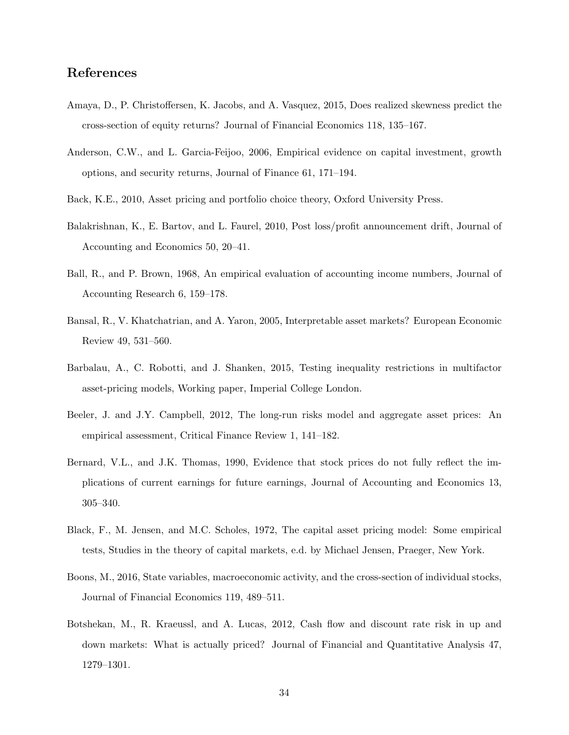## References

Amaya, D., P. Christoffersen, K. Jacobs, and A. Vasquez, 2015, Does realized skewness predict the cross-section of equity returns? Journal of Financial Economics 118, 135–167.

Anderson, C.W., and L. Garcia-Feijoo, 2006, Empirical evidence on capital investment, growth options, and security returns, Journal of Finance 61, 171–194.

Back, K.E., 2010, Asset pricing and portfolio choice theory, Oxford University Press.

Balakrishnan, K., E. Bartov, and L. Faurel, 2010, Post loss/profit announcement drift, Journal of Accounting and Economics 50, 20–41.

Ball, R., and P. Brown, 1968, An empirical evaluation of accounting income numbers, Journal of Accounting Research 6, 159–178.

Bansal, R., V. Khatchatrian, and A. Yaron, 2005, Interpretable asset markets? European Economic Review 49, 531–560.

Barbalau, A., C. Robotti, and J. Shanken, 2015, Testing inequality restrictions in multifactor asset-pricing models, Working paper, Imperial College London.

Beeler, J. and J.Y. Campbell, 2012, The long-run risks model and aggregate asset prices: An empirical assessment, Critical Finance Review 1, 141–182.

Bernard, V.L., and J.K. Thomas, 1990, Evidence that stock prices do not fully reflect the implications of current earnings for future earnings, Journal of Accounting and Economics 13, 305–340.

Black, F., M. Jensen, and M.C. Scholes, 1972, The capital asset pricing model: Some empirical tests, Studies in the theory of capital markets, e.d. by Michael Jensen, Praeger, New York.

Boons, M., 2016, State variables, macroeconomic activity, and the cross-section of individual stocks, Journal of Financial Economics 119, 489–511.

Botshekan, M., R. Kraeussl, and A. Lucas, 2012, Cash flow and discount rate risk in up and down markets: What is actually priced? Journal of Financial and Quantitative Analysis 47, 1279–1301.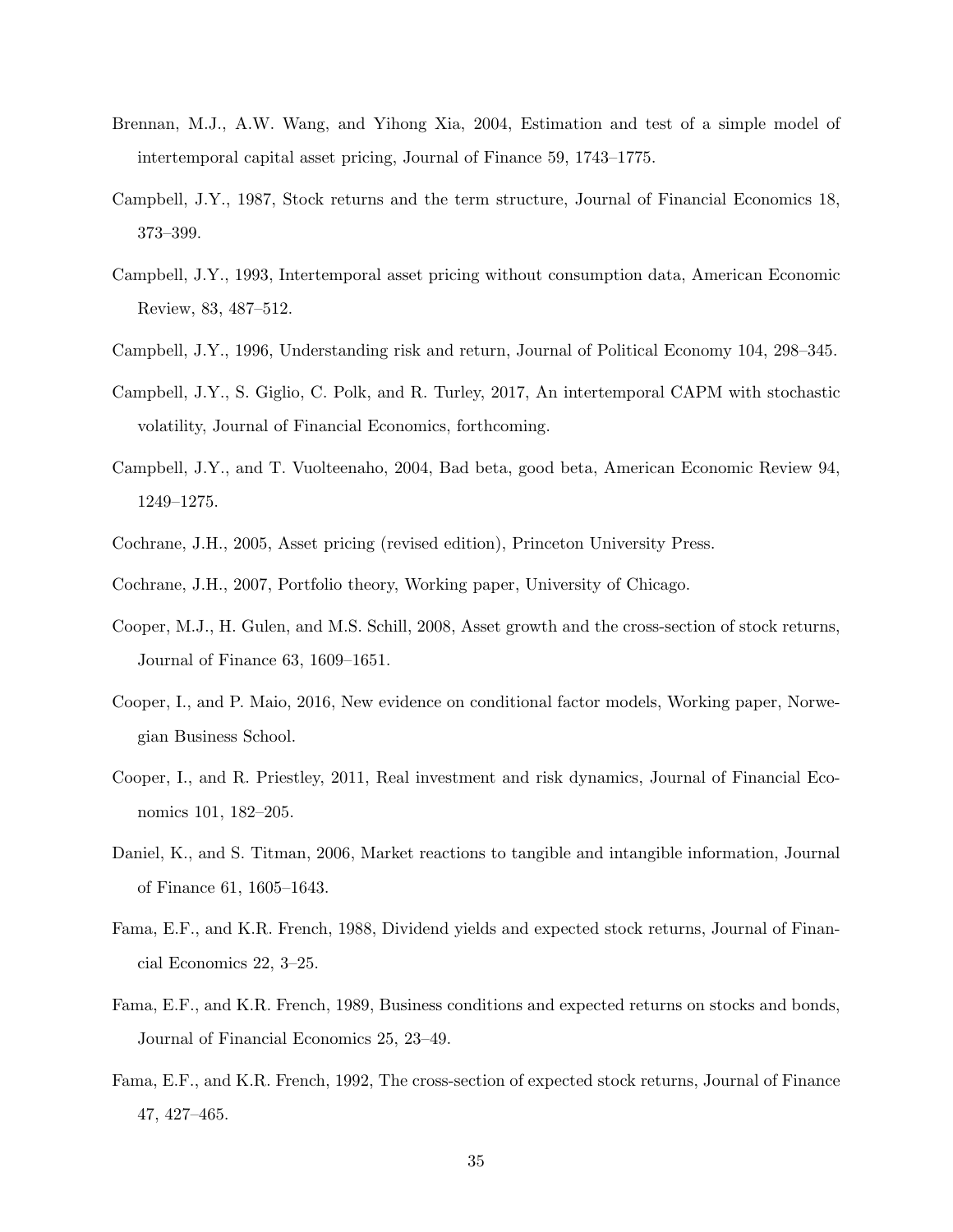Brennan, M.J., A.W. Wang, and Yihong Xia, 2004, Estimation and test of a simple model of intertemporal capital asset pricing, Journal of Finance 59, 1743–1775.

Campbell, J.Y., 1987, Stock returns and the term structure, Journal of Financial Economics 18, 373–399.

Campbell, J.Y., 1993, Intertemporal asset pricing without consumption data, American Economic Review, 83, 487–512.

Campbell, J.Y., 1996, Understanding risk and return, Journal of Political Economy 104, 298–345.

Campbell, J.Y., S. Giglio, C. Polk, and R. Turley, 2017, An intertemporal CAPM with stochastic volatility, Journal of Financial Economics, forthcoming.

Campbell, J.Y., and T. Vuolteenaho, 2004, Bad beta, good beta, American Economic Review 94, 1249–1275.

Cochrane, J.H., 2005, Asset pricing (revised edition), Princeton University Press.

Cochrane, J.H., 2007, Portfolio theory, Working paper, University of Chicago.

Cooper, M.J., H. Gulen, and M.S. Schill, 2008, Asset growth and the cross-section of stock returns, Journal of Finance 63, 1609–1651.

Cooper, I., and P. Maio, 2016, New evidence on conditional factor models, Working paper, Norwegian Business School.

Cooper, I., and R. Priestley, 2011, Real investment and risk dynamics, Journal of Financial Economics 101, 182–205.

Daniel, K., and S. Titman, 2006, Market reactions to tangible and intangible information, Journal of Finance 61, 1605–1643.

Fama, E.F., and K.R. French, 1988, Dividend yields and expected stock returns, Journal of Financial Economics 22, 3–25.

Fama, E.F., and K.R. French, 1989, Business conditions and expected returns on stocks and bonds, Journal of Financial Economics 25, 23–49.

Fama, E.F., and K.R. French, 1992, The cross-section of expected stock returns, Journal of Finance 47, 427–465.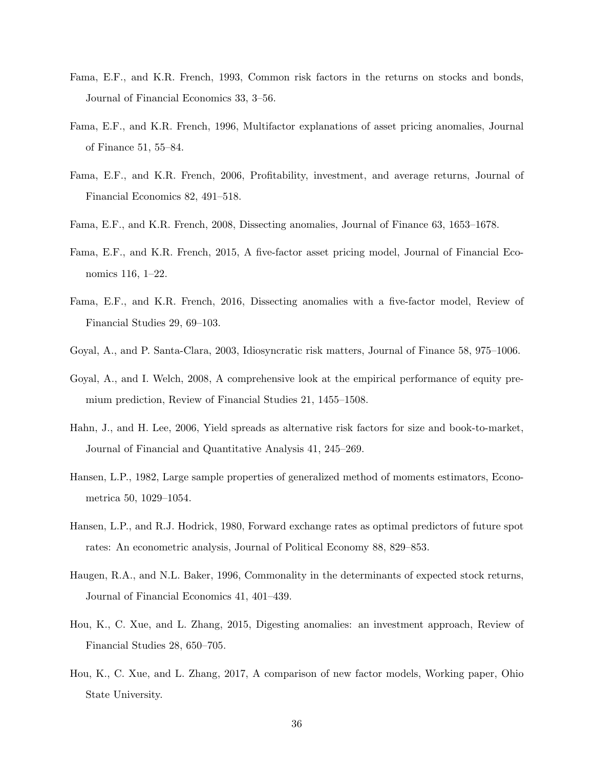Fama, E.F., and K.R. French, 1993, Common risk factors in the returns on stocks and bonds, Journal of Financial Economics 33, 3–56.

Fama, E.F., and K.R. French, 1996, Multifactor explanations of asset pricing anomalies, Journal of Finance 51, 55–84.

Fama, E.F., and K.R. French, 2006, Profitability, investment, and average returns, Journal of Financial Economics 82, 491–518.

Fama, E.F., and K.R. French, 2008, Dissecting anomalies, Journal of Finance 63, 1653–1678.

Fama, E.F., and K.R. French, 2015, A five-factor asset pricing model, Journal of Financial Economics 116, 1–22.

Fama, E.F., and K.R. French, 2016, Dissecting anomalies with a five-factor model, Review of Financial Studies 29, 69–103.

Goyal, A., and P. Santa-Clara, 2003, Idiosyncratic risk matters, Journal of Finance 58, 975–1006.

Goyal, A., and I. Welch, 2008, A comprehensive look at the empirical performance of equity premium prediction, Review of Financial Studies 21, 1455–1508.

Hahn, J., and H. Lee, 2006, Yield spreads as alternative risk factors for size and book-to-market, Journal of Financial and Quantitative Analysis 41, 245–269.

Hansen, L.P., 1982, Large sample properties of generalized method of moments estimators, Econometrica 50, 1029–1054.

Hansen, L.P., and R.J. Hodrick, 1980, Forward exchange rates as optimal predictors of future spot rates: An econometric analysis, Journal of Political Economy 88, 829–853.

Haugen, R.A., and N.L. Baker, 1996, Commonality in the determinants of expected stock returns, Journal of Financial Economics 41, 401–439.

Hou, K., C. Xue, and L. Zhang, 2015, Digesting anomalies: an investment approach, Review of Financial Studies 28, 650–705.

Hou, K., C. Xue, and L. Zhang, 2017, A comparison of new factor models, Working paper, Ohio State University.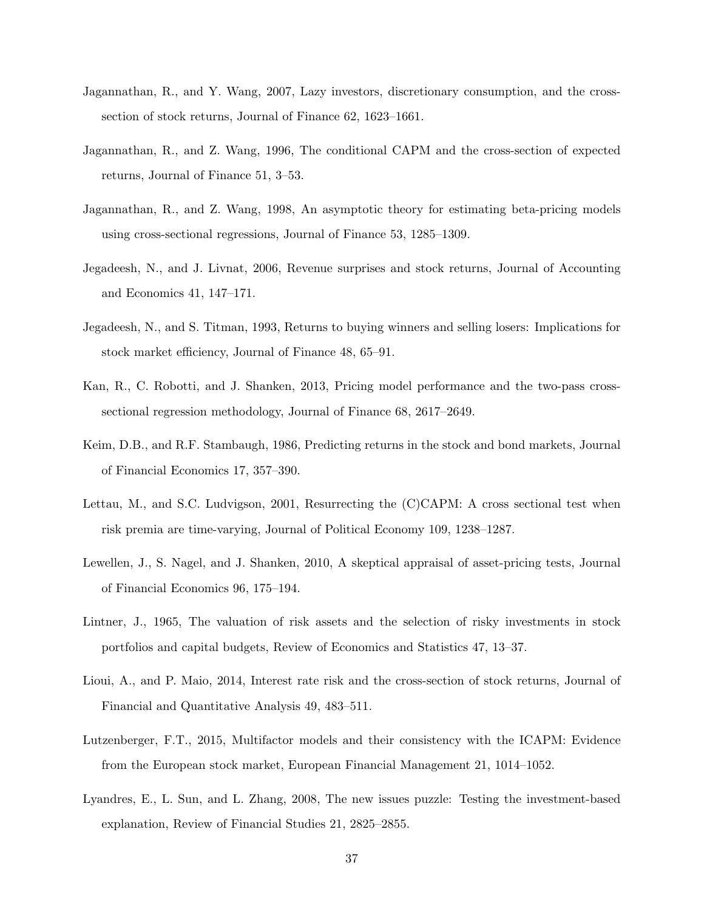Jagannathan, R., and Y. Wang, 2007, Lazy investors, discretionary consumption, and the cross-section of stock returns, Journal of Finance 62, 1623–1661.

Jagannathan, R., and Z. Wang, 1996, The conditional CAPM and the cross-section of expected returns, Journal of Finance 51, 3–53.

Jagannathan, R., and Z. Wang, 1998, An asymptotic theory for estimating beta-pricing models using cross-sectional regressions, Journal of Finance 53, 1285–1309.

Jegadeesh, N., and J. Livnat, 2006, Revenue surprises and stock returns, Journal of Accounting and Economics 41, 147–171.

Jegadeesh, N., and S. Titman, 1993, Returns to buying winners and selling losers: Implications for stock market efficiency, Journal of Finance 48, 65–91.

Kan, R., C. Robotti, and J. Shanken, 2013, Pricing model performance and the two-pass cross-sectional regression methodology, Journal of Finance 68, 2617–2649.

Keim, D.B., and R.F. Stambaugh, 1986, Predicting returns in the stock and bond markets, Journal of Financial Economics 17, 357–390.

Lettau, M., and S.C. Ludvigson, 2001, Resurrecting the (C)CAPM: A cross sectional test when risk premia are time-varying, Journal of Political Economy 109, 1238–1287.

Lewellen, J., S. Nagel, and J. Shanken, 2010, A skeptical appraisal of asset-pricing tests, Journal of Financial Economics 96, 175–194.

Lintner, J., 1965, The valuation of risk assets and the selection of risky investments in stock portfolios and capital budgets, Review of Economics and Statistics 47, 13–37.

Lioui, A., and P. Maio, 2014, Interest rate risk and the cross-section of stock returns, Journal of Financial and Quantitative Analysis 49, 483–511.

Lutzenberger, F.T., 2015, Multifactor models and their consistency with the ICAPM: Evidence from the European stock market, European Financial Management 21, 1014–1052.

Lyandres, E., L. Sun, and L. Zhang, 2008, The new issues puzzle: Testing the investment-based explanation, Review of Financial Studies 21, 2825–2855.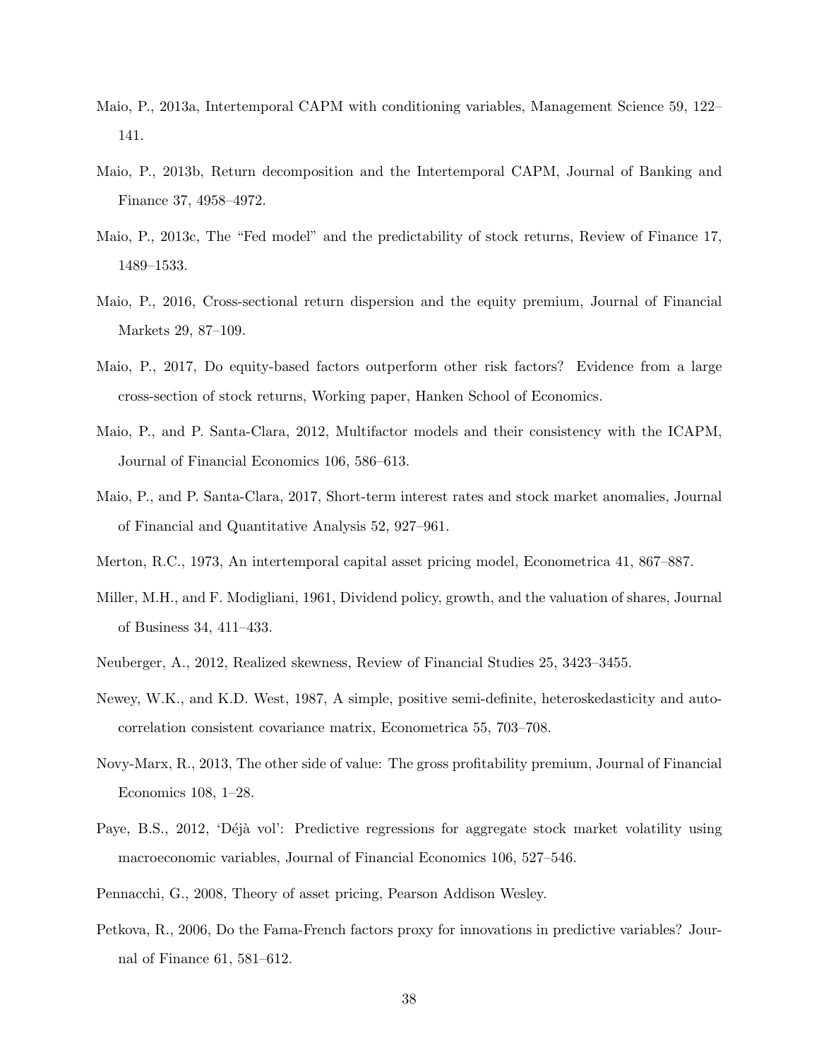Maio, P., 2013a, Intertemporal CAPM with conditioning variables, Management Science 59, 122–141.

Maio, P., 2013b, Return decomposition and the Intertemporal CAPM, Journal of Banking and Finance 37, 4958–4972.

Maio, P., 2013c, The "Fed model" and the predictability of stock returns, Review of Finance 17, 1489–1533.

Maio, P., 2016, Cross-sectional return dispersion and the equity premium, Journal of Financial Markets 29, 87–109.

Maio, P., 2017, Do equity-based factors outperform other risk factors? Evidence from a large cross-section of stock returns, Working paper, Hanken School of Economics.

Maio, P., and P. Santa-Clara, 2012, Multifactor models and their consistency with the ICAPM, Journal of Financial Economics 106, 586–613.

Maio, P., and P. Santa-Clara, 2017, Short-term interest rates and stock market anomalies, Journal of Financial and Quantitative Analysis 52, 927–961.

Merton, R.C., 1973, An intertemporal capital asset pricing model, Econometrica 41, 867–887.

Miller, M.H., and F. Modigliani, 1961, Dividend policy, growth, and the valuation of shares, Journal of Business 34, 411–433.

Neuberger, A., 2012, Realized skewness, Review of Financial Studies 25, 3423–3455.

Newey, W.K., and K.D. West, 1987, A simple, positive semi-definite, heteroskedasticity and autocorrelation consistent covariance matrix, Econometrica 55, 703–708.

Novy-Marx, R., 2013, The other side of value: The gross profitability premium, Journal of Financial Economics 108, 1–28.

Paye, B.S., 2012, 'Déjà vol': Predictive regressions for aggregate stock market volatility using macroeconomic variables, Journal of Financial Economics 106, 527–546.

Pennacchi, G., 2008, Theory of asset pricing, Pearson Addison Wesley.

Petkova, R., 2006, Do the Fama-French factors proxy for innovations in predictive variables? Journal of Finance 61, 581–612.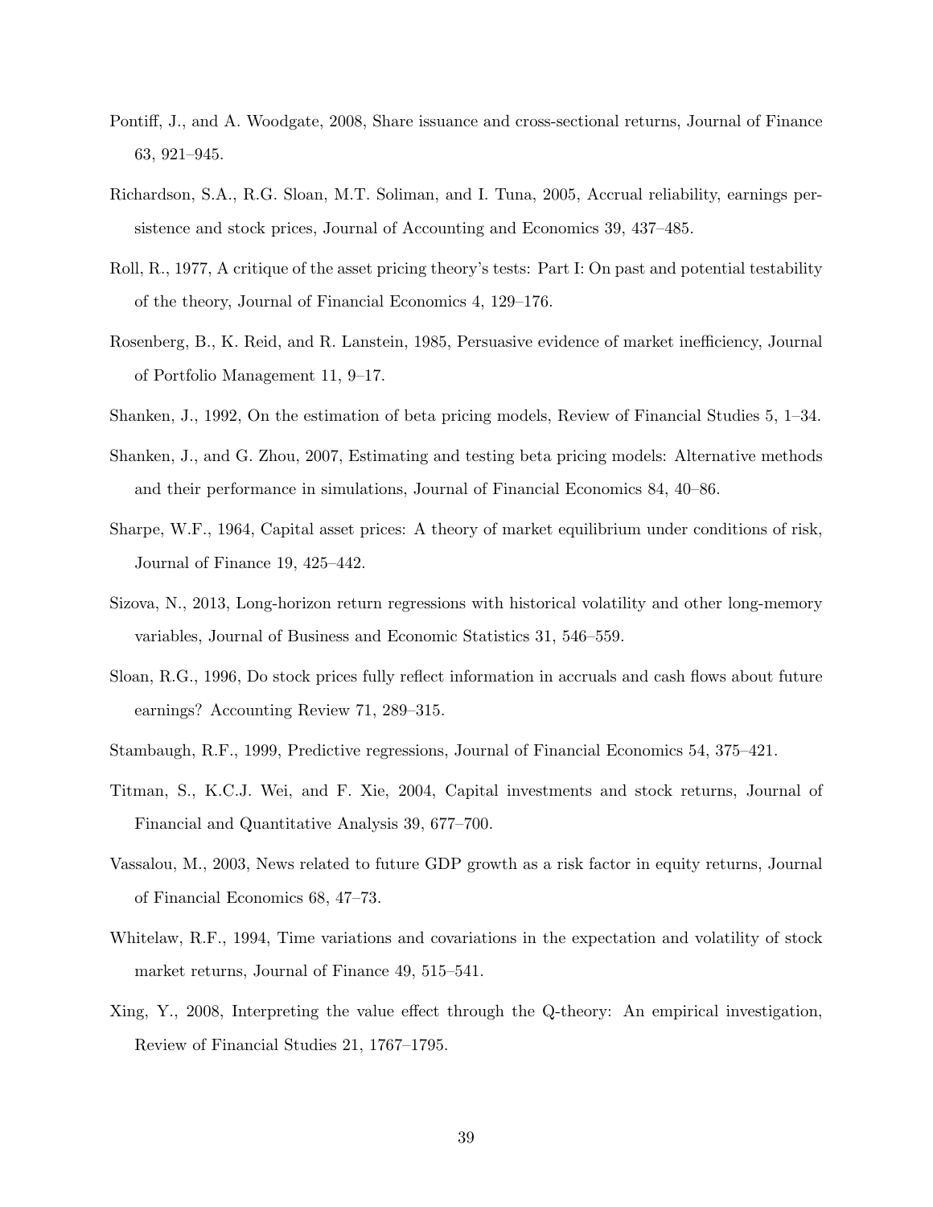Pontiff, J., and A. Woodgate, 2008, Share issuance and cross-sectional returns, Journal of Finance 63, 921–945.

Richardson, S.A., R.G. Sloan, M.T. Soliman, and I. Tuna, 2005, Accrual reliability, earnings persistence and stock prices, Journal of Accounting and Economics 39, 437–485.

Roll, R., 1977, A critique of the asset pricing theory's tests: Part I: On past and potential testability of the theory, Journal of Financial Economics 4, 129–176.

Rosenberg, B., K. Reid, and R. Lanstein, 1985, Persuasive evidence of market inefficiency, Journal of Portfolio Management 11, 9–17.

Shanken, J., 1992, On the estimation of beta pricing models, Review of Financial Studies 5, 1–34.

Shanken, J., and G. Zhou, 2007, Estimating and testing beta pricing models: Alternative methods and their performance in simulations, Journal of Financial Economics 84, 40–86.

Sharpe, W.F., 1964, Capital asset prices: A theory of market equilibrium under conditions of risk, Journal of Finance 19, 425–442.

Sizova, N., 2013, Long-horizon return regressions with historical volatility and other long-memory variables, Journal of Business and Economic Statistics 31, 546–559.

Sloan, R.G., 1996, Do stock prices fully reflect information in accruals and cash flows about future earnings? Accounting Review 71, 289–315.

Stambaugh, R.F., 1999, Predictive regressions, Journal of Financial Economics 54, 375–421.

Titman, S., K.C.J. Wei, and F. Xie, 2004, Capital investments and stock returns, Journal of Financial and Quantitative Analysis 39, 677–700.

Vassalou, M., 2003, News related to future GDP growth as a risk factor in equity returns, Journal of Financial Economics 68, 47–73.

Whitelaw, R.F., 1994, Time variations and covariations in the expectation and volatility of stock market returns, Journal of Finance 49, 515–541.

Xing, Y., 2008, Interpreting the value effect through the Q-theory: An empirical investigation, Review of Financial Studies 21, 1767–1795.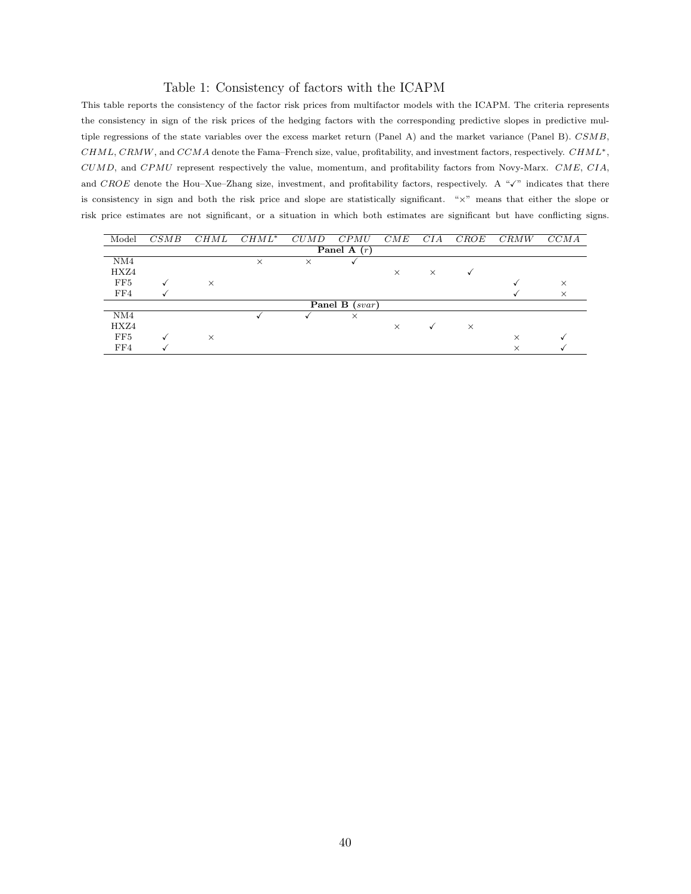## Table 1: Consistency of factors with the ICAPM

This table reports the consistency of the factor risk prices from multifactor models with the ICAPM. The criteria represents the consistency in sign of the risk prices of the hedging factors with the corresponding predictive slopes in predictive multiple regressions of the state variables over the excess market return (Panel A) and the market variance (Panel B). $CSMB$, $CHML$, $CRMW$, and $CCMA$ denote the Fama–French size, value, profitability, and investment factors, respectively. $CHML^*$, $CUMD$, and $CPMU$ represent respectively the value, momentum, and profitability factors from Novy-Marx. $CME$, $CIA$, and $CROE$ denote the Hou–Xue–Zhang size, investment, and profitability factors, respectively. A "✓" indicates that there is consistency in sign and both the risk price and slope are statistically significant. "×" means that either the slope or risk price estimates are not significant, or a situation in which both estimates are significant but have conflicting signs.

| Model | $CSMB$ | $CHML$ | $CHML^*$ | $CUMD$ | $CPMU$ | $CME$ | $CIA$ | $CROE$ | $CRMW$ | $CCMA$ |
|---|---|---|---|---|---|---|---|---|---|---|
| **Panel A ($r$)** | | | | | | | | | | |
| NM4 | | | × | × | ✓ | | | | | |
| HXZ4 | | | | | | × | × | ✓ | | |
| FF5 | ✓ | × | | | | | | | ✓ | × |
| FF4 | ✓ | | | | | | | | ✓ | × |
| **Panel B ($svar$)** | | | | | | | | | | |
| NM4 | | | ✓ | ✓ | × | | | | | |
| HXZ4 | | | | | | × | ✓ | × | | |
| FF5 | ✓ | × | | | | | | | × | ✓ |
| FF4 | ✓ | | | | | | | | × | ✓ |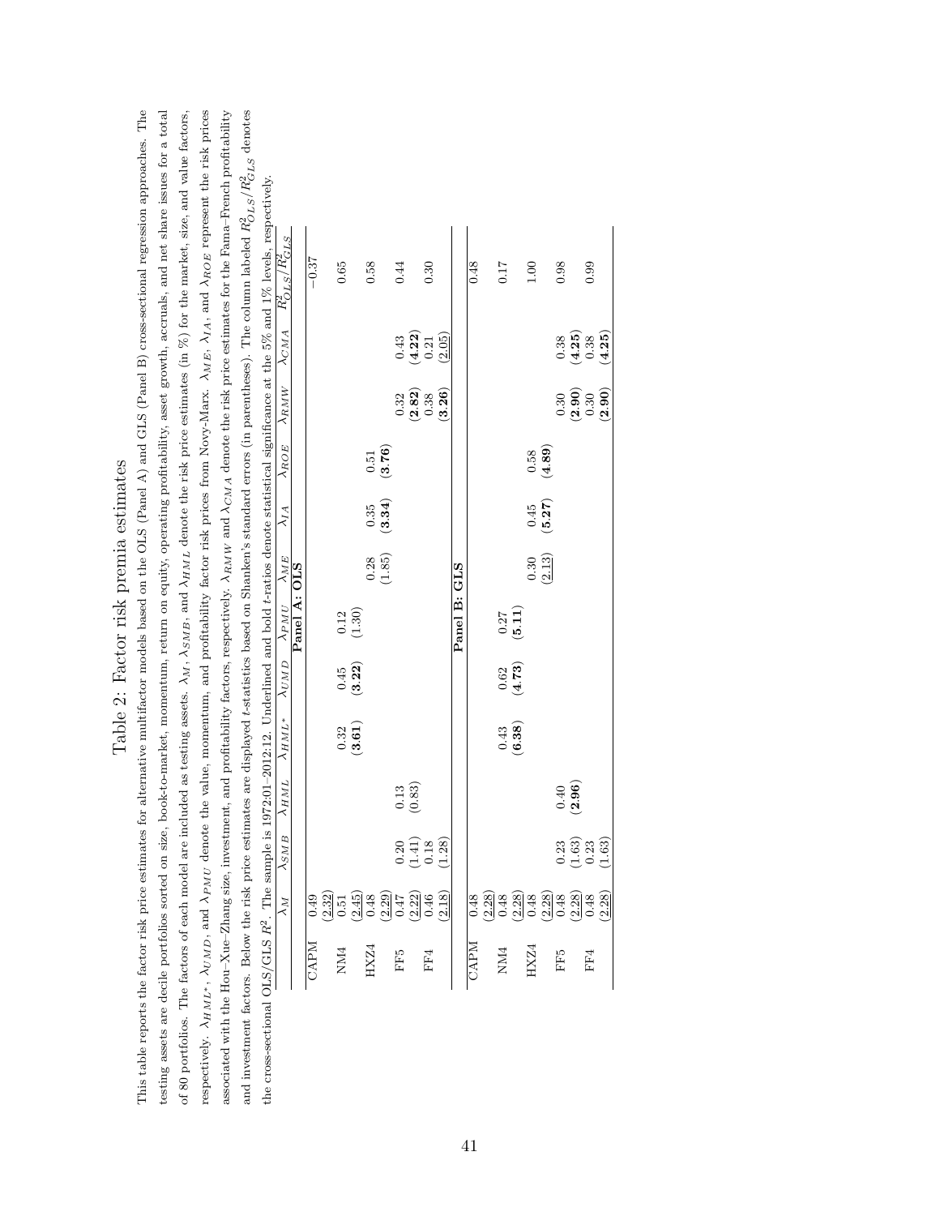# Table 2: Factor risk premia estimates

This table reports the factor risk price estimates for alternative multifactor models based on the OLS (Panel A) and GLS (Panel B) cross-sectional regression approaches. The testing assets are decile portfolios sorted on size, book-to-market, momentum, return on equity, operating profitability, asset growth, accruals, and net share issues for a total of 80 portfolios. The factors of each model are included as testing assets. $\lambda_M$, $\lambda_{SMB}$, and $\lambda_{HML}$ denote the risk price estimates (in %) for the market, size, and value factors, respectively. $\lambda_{HML^*}$, $\lambda_{UMD}$, and $\lambda_{PMU}$ denote the value, momentum, and profitability factor risk prices from Novy-Marx. $\lambda_{ME}$, $\lambda_{IA}$, and $\lambda_{ROE}$ represent the risk prices associated with the Hou–Xue–Zhang size, investment, and profitability factors, respectively. $\lambda_{RMW}$ and $\lambda_{CMA}$ denote the risk price estimates for the Fama–French profitability and investment factors. Below the risk price estimates are displayed $t$-statistics based on Shanken's standard errors (in parentheses). The column labeled $R^2_{OLS}/R^2_{GLS}$ denotes the cross-sectional OLS/GLS $R^2$. The sample is 1972:01–2012:12. Underlined and bold $t$-ratios denote statistical significance at the 5% and 1% levels, respectively.

| | $\lambda_M$ | $\lambda_{SMB}$ | $\lambda_{HML}$ | $\lambda_{HML^*}$ | $\lambda_{UMD}$ | $\lambda_{PMU}$ | $\lambda_{ME}$ | $\lambda_{IA}$ | $\lambda_{ROE}$ | $\lambda_{RMW}$ | $\lambda_{CMA}$ | $R^2_{OLS}/R^2_{GLS}$ |
|---|---|---|---|---|---|---|---|---|---|---|---|---|
| **Panel A: OLS** | | | | | | | | | | | | |
| CAPM | 0.49 | | | | | | | | | | | −0.37 |
| | <u>(2.32)</u> | | | | | | | | | | | |
| NM4 | 0.51 | | | 0.32 | 0.45 | 0.12 | | | | | | 0.65 |
| | <u>(2.45)</u> | | | **(3.61)** | **(3.22)** | (1.30) | | | | | | |
| HXZ4 | 0.48 | | | | | | 0.28 | 0.35 | 0.51 | | | 0.58 |
| | <u>(2.29)</u> | | | | | | (1.85) | **(3.34)** | **(3.76)** | | | |
| FF5 | 0.47 | 0.20 | 0.13 | | | | | | | 0.32 | 0.43 | 0.44 |
| | <u>(2.22)</u> | (1.41) | (0.83) | | | | | | | **(2.82)** | **(4.22)** | |
| FF4 | 0.46 | 0.18 | | | | | | | | 0.38 | 0.21 | 0.30 |
| | <u>(2.18)</u> | (1.28) | | | | | | | | **(3.26)** | <u>(2.05)</u> | |
| **Panel B: GLS** | | | | | | | | | | | | |
| CAPM | 0.48 | | | | | | | | | | | 0.48 |
| | <u>(2.28)</u> | | | | | | | | | | | |
| NM4 | 0.48 | | | 0.43 | 0.62 | 0.27 | | | | | | 0.17 |
| | <u>(2.28)</u> | | | **(6.38)** | **(4.73)** | **(5.11)** | | | | | | |
| HXZ4 | 0.48 | | | | | | 0.30 | 0.45 | 0.58 | | | 1.00 |
| | <u>(2.28)</u> | | | | | | <u>(2.13)</u> | **(5.27)** | **(4.89)** | | | |
| FF5 | 0.48 | 0.23 | 0.40 | | | | | | | 0.30 | 0.38 | 0.98 |
| | <u>(2.28)</u> | (1.63) | **(2.96)** | | | | | | | **(2.90)** | **(4.25)** | |
| FF4 | 0.48 | 0.23 | | | | | | | | 0.30 | 0.38 | 0.99 |
| | <u>(2.28)</u> | (1.63) | | | | | | | | **(2.90)** | **(4.25)** | |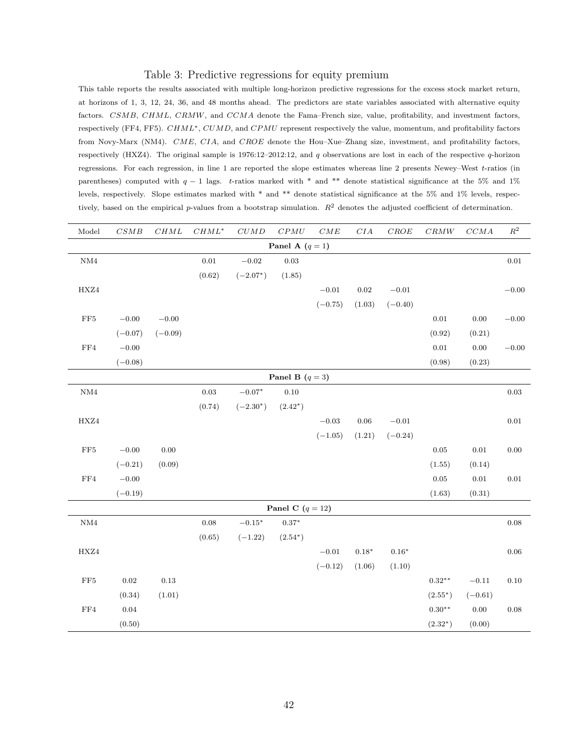Table 3: Predictive regressions for equity premium

This table reports the results associated with multiple long-horizon predictive regressions for the excess stock market return, at horizons of 1, 3, 12, 24, 36, and 48 months ahead. The predictors are state variables associated with alternative equity factors. $CSMB$, $CHML$, $CRMW$, and $CCMA$ denote the Fama–French size, value, profitability, and investment factors, respectively (FF4, FF5). $CHML^{*}$, $CUMD$, and $CPMU$ represent respectively the value, momentum, and profitability factors from Novy-Marx (NM4). $CME$, $CIA$, and $CROE$ denote the Hou–Xue–Zhang size, investment, and profitability factors, respectively (HXZ4). The original sample is 1976:12–2012:12, and $q$ observations are lost in each of the respective $q$-horizon regressions. For each regression, in line 1 are reported the slope estimates whereas line 2 presents Newey–West $t$-ratios (in parentheses) computed with $q-1$ lags. $t$-ratios marked with * and ** denote statistical significance at the 5% and 1% levels, respectively. Slope estimates marked with * and ** denote statistical significance at the 5% and 1% levels, respectively, based on the empirical $p$-values from a bootstrap simulation. $R^2$ denotes the adjusted coefficient of determination.

| Model | $CSMB$ | $CHML$ | $CHML^{*}$ | $CUMD$ | $CPMU$ | $CME$ | $CIA$ | $CROE$ | $CRMW$ | $CCMA$ | $R^2$ |
|---|---|---|---|---|---|---|---|---|---|---|---|
| | | | | | **Panel A ($q=1$)** | | | | | | |
| NM4 | | | 0.01 | −0.02 | 0.03 | | | | | | 0.01 |
| | | | (0.62) | (−2.07*) | (1.85) | | | | | | |
| HXZ4 | | | | | | −0.01 | 0.02 | −0.01 | | | −0.00 |
| | | | | | | (−0.75) | (1.03) | (−0.40) | | | |
| FF5 | −0.00 | −0.00 | | | | | | | 0.01 | 0.00 | −0.00 |
| | (−0.07) | (−0.09) | | | | | | | (0.92) | (0.21) | |
| FF4 | −0.00 | | | | | | | | 0.01 | 0.00 | −0.00 |
| | (−0.08) | | | | | | | | (0.98) | (0.23) | |
| | | | | | **Panel B ($q=3$)** | | | | | | |
| NM4 | | | 0.03 | −0.07* | 0.10 | | | | | | 0.03 |
| | | | (0.74) | (−2.30*) | (2.42*) | | | | | | |
| HXZ4 | | | | | | −0.03 | 0.06 | −0.01 | | | 0.01 |
| | | | | | | (−1.05) | (1.21) | (−0.24) | | | |
| FF5 | −0.00 | 0.00 | | | | | | | 0.05 | 0.01 | 0.00 |
| | (−0.21) | (0.09) | | | | | | | (1.55) | (0.14) | |
| FF4 | −0.00 | | | | | | | | 0.05 | 0.01 | 0.01 |
| | (−0.19) | | | | | | | | (1.63) | (0.31) | |
| | | | | | **Panel C ($q=12$)** | | | | | | |
| NM4 | | | 0.08 | −0.15* | 0.37* | | | | | | 0.08 |
| | | | (0.65) | (−1.22) | (2.54*) | | | | | | |
| HXZ4 | | | | | | −0.01 | 0.18* | 0.16* | | | 0.06 |
| | | | | | | (−0.12) | (1.06) | (1.10) | | | |
| FF5 | 0.02 | 0.13 | | | | | | | 0.32** | −0.11 | 0.10 |
| | (0.34) | (1.01) | | | | | | | (2.55*) | (−0.61) | |
| FF4 | 0.04 | | | | | | | | 0.30** | 0.00 | 0.08 |
| | (0.50) | | | | | | | | (2.32*) | (0.00) | |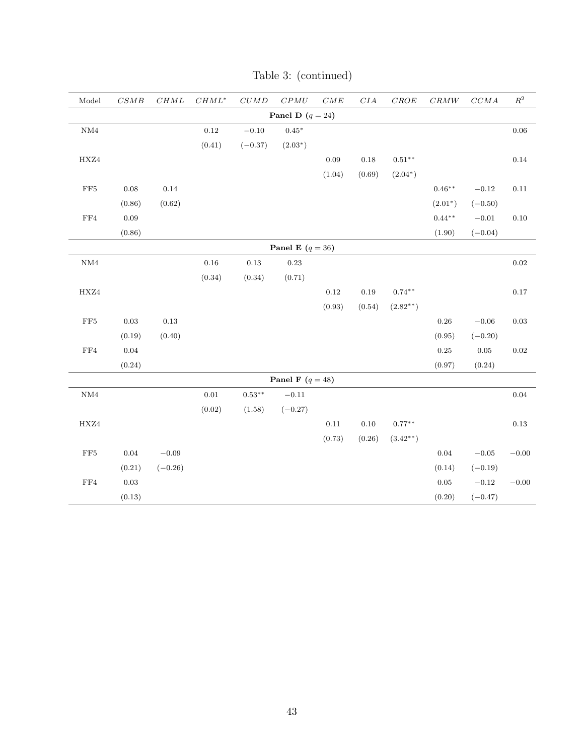Table 3: (continued)

| Model | $CSMB$ | $CHML$ | $CHML^*$ | $CUMD$ | $CPMU$ | $CME$ | $CIA$ | $CROE$ | $CRMW$ | $CCMA$ | $R^2$ |
|---|---|---|---|---|---|---|---|---|---|---|---|
| | | | | | **Panel D** ($q = 24$) | | | | | | |
| NM4 | | | 0.12 | $-0.10$ | $0.45^*$ | | | | | | 0.06 |
| | | | (0.41) | $(-0.37)$ | $(2.03^*)$ | | | | | | |
| HXZ4 | | | | | | 0.09 | 0.18 | $0.51^{**}$ | | | 0.14 |
| | | | | | | (1.04) | (0.69) | $(2.04^*)$ | | | |
| FF5 | 0.08 | 0.14 | | | | | | | $0.46^{**}$ | $-0.12$ | 0.11 |
| | (0.86) | (0.62) | | | | | | | $(2.01^*)$ | $(-0.50)$ | |
| FF4 | 0.09 | | | | | | | | $0.44^{**}$ | $-0.01$ | 0.10 |
| | (0.86) | | | | | | | | (1.90) | $(-0.04)$ | |
| | | | | | **Panel E** ($q = 36$) | | | | | | |
| NM4 | | | 0.16 | 0.13 | 0.23 | | | | | | 0.02 |
| | | | (0.34) | (0.34) | (0.71) | | | | | | |
| HXZ4 | | | | | | 0.12 | 0.19 | $0.74^{**}$ | | | 0.17 |
| | | | | | | (0.93) | (0.54) | $(2.82^{**})$ | | | |
| FF5 | 0.03 | 0.13 | | | | | | | 0.26 | $-0.06$ | 0.03 |
| | (0.19) | (0.40) | | | | | | | (0.95) | $(-0.20)$ | |
| FF4 | 0.04 | | | | | | | | 0.25 | 0.05 | 0.02 |
| | (0.24) | | | | | | | | (0.97) | (0.24) | |
| | | | | | **Panel F** ($q = 48$) | | | | | | |
| NM4 | | | 0.01 | $0.53^{**}$ | $-0.11$ | | | | | | 0.04 |
| | | | (0.02) | (1.58) | $(-0.27)$ | | | | | | |
| HXZ4 | | | | | | 0.11 | 0.10 | $0.77^{**}$ | | | 0.13 |
| | | | | | | (0.73) | (0.26) | $(3.42^{**})$ | | | |
| FF5 | 0.04 | $-0.09$ | | | | | | | 0.04 | $-0.05$ | $-0.00$ |
| | (0.21) | $(-0.26)$ | | | | | | | (0.14) | $(-0.19)$ | |
| FF4 | 0.03 | | | | | | | | 0.05 | $-0.12$ | $-0.00$ |
| | (0.13) | | | | | | | | (0.20) | $(-0.47)$ | |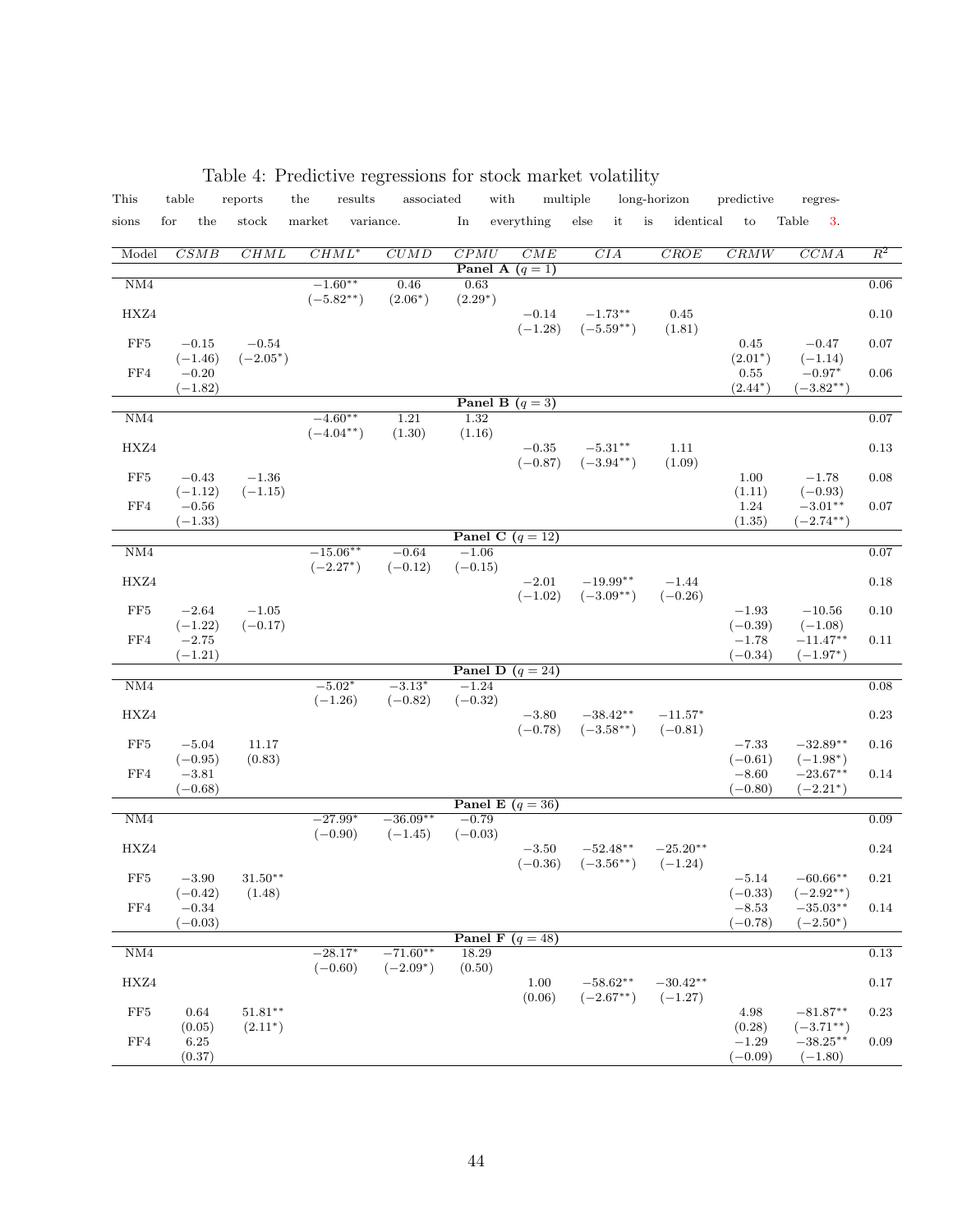Table 4: Predictive regressions for stock market volatility

This table reports the results associated with multiple long-horizon predictive regressions for the stock market variance. In everything else it is identical to Table 3.

| Model | $CSMB$ | $CHML$ | $CHML^*$ | $CUMD$ | $CPMU$ | $CME$ | $CIA$ | $CROE$ | $CRMW$ | $CCMA$ | $R^2$ |
|---|---|---|---|---|---|---|---|---|---|---|---|
| **Panel A ($q=1$)** | | | | | | | | | | | |
| NM4 | | | $-1.60^{**}$ | $0.46$ | $0.63$ | | | | | | 0.06 |
| | | | $(-5.82^{**})$ | $(2.06^{*})$ | $(2.29^{*})$ | | | | | | |
| HXZ4 | | | | | | $-0.14$ | $-1.73^{**}$ | $0.45$ | | | 0.10 |
| | | | | | | $(-1.28)$ | $(-5.59^{**})$ | $(1.81)$ | | | |
| FF5 | $-0.15$ | $-0.54$ | | | | | | | $0.45$ | $-0.47$ | 0.07 |
| | $(-1.46)$ | $(-2.05^{*})$ | | | | | | | $(2.01^{*})$ | $(-1.14)$ | |
| FF4 | $-0.20$ | | | | | | | | $0.55$ | $-0.97^{*}$ | 0.06 |
| | $(-1.82)$ | | | | | | | | $(2.44^{*})$ | $(-3.82^{**})$ | |
| **Panel B ($q=3$)** | | | | | | | | | | | |
| NM4 | | | $-4.60^{**}$ | $1.21$ | $1.32$ | | | | | | 0.07 |
| | | | $(-4.04^{**})$ | $(1.30)$ | $(1.16)$ | | | | | | |
| HXZ4 | | | | | | $-0.35$ | $-5.31^{**}$ | $1.11$ | | | 0.13 |
| | | | | | | $(-0.87)$ | $(-3.94^{**})$ | $(1.09)$ | | | |
| FF5 | $-0.43$ | $-1.36$ | | | | | | | $1.00$ | $-1.78$ | 0.08 |
| | $(-1.12)$ | $(-1.15)$ | | | | | | | $(1.11)$ | $(-0.93)$ | |
| FF4 | $-0.56$ | | | | | | | | $1.24$ | $-3.01^{**}$ | 0.07 |
| | $(-1.33)$ | | | | | | | | $(1.35)$ | $(-2.74^{**})$ | |
| **Panel C ($q=12$)** | | | | | | | | | | | |
| NM4 | | | $-15.06^{**}$ | $-0.64$ | $-1.06$ | | | | | | 0.07 |
| | | | $(-2.27^{*})$ | $(-0.12)$ | $(-0.15)$ | | | | | | |
| HXZ4 | | | | | | $-2.01$ | $-19.99^{**}$ | $-1.44$ | | | 0.18 |
| | | | | | | $(-1.02)$ | $(-3.09^{**})$ | $(-0.26)$ | | | |
| FF5 | $-2.64$ | $-1.05$ | | | | | | | $-1.93$ | $-10.56$ | 0.10 |
| | $(-1.22)$ | $(-0.17)$ | | | | | | | $(-0.39)$ | $(-1.08)$ | |
| FF4 | $-2.75$ | | | | | | | | $-1.78$ | $-11.47^{**}$ | 0.11 |
| | $(-1.21)$ | | | | | | | | $(-0.34)$ | $(-1.97^{*})$ | |
| **Panel D ($q=24$)** | | | | | | | | | | | |
| NM4 | | | $-5.02^{*}$ | $-3.13^{*}$ | $-1.24$ | | | | | | 0.08 |
| | | | $(-1.26)$ | $(-0.82)$ | $(-0.32)$ | | | | | | |
| HXZ4 | | | | | | $-3.80$ | $-38.42^{**}$ | $-11.57^{*}$ | | | 0.23 |
| | | | | | | $(-0.78)$ | $(-3.58^{**})$ | $(-0.81)$ | | | |
| FF5 | $-5.04$ | $11.17$ | | | | | | | $-7.33$ | $-32.89^{**}$ | 0.16 |
| | $(-0.95)$ | $(0.83)$ | | | | | | | $(-0.61)$ | $(-1.98^{*})$ | |
| FF4 | $-3.81$ | | | | | | | | $-8.60$ | $-23.67^{**}$ | 0.14 |
| | $(-0.68)$ | | | | | | | | $(-0.80)$ | $(-2.21^{*})$ | |
| **Panel E ($q=36$)** | | | | | | | | | | | |
| NM4 | | | $-27.99^{*}$ | $-36.09^{**}$ | $-0.79$ | | | | | | 0.09 |
| | | | $(-0.90)$ | $(-1.45)$ | $(-0.03)$ | | | | | | |
| HXZ4 | | | | | | $-3.50$ | $-52.48^{**}$ | $-25.20^{**}$ | | | 0.24 |
| | | | | | | $(-0.36)$ | $(-3.56^{**})$ | $(-1.24)$ | | | |
| FF5 | $-3.90$ | $31.50^{**}$ | | | | | | | $-5.14$ | $-60.66^{**}$ | 0.21 |
| | $(-0.42)$ | $(1.48)$ | | | | | | | $(-0.33)$ | $(-2.92^{**})$ | |
| FF4 | $-0.34$ | | | | | | | | $-8.53$ | $-35.03^{**}$ | 0.14 |
| | $(-0.03)$ | | | | | | | | $(-0.78)$ | $(-2.50^{*})$ | |
| **Panel F ($q=48$)** | | | | | | | | | | | |
| NM4 | | | $-28.17^{*}$ | $-71.60^{**}$ | $18.29$ | | | | | | 0.13 |
| | | | $(-0.60)$ | $(-2.09^{*})$ | $(0.50)$ | | | | | | |
| HXZ4 | | | | | | $1.00$ | $-58.62^{**}$ | $-30.42^{**}$ | | | 0.17 |
| | | | | | | $(0.06)$ | $(-2.67^{**})$ | $(-1.27)$ | | | |
| FF5 | $0.64$ | $51.81^{**}$ | | | | | | | $4.98$ | $-81.87^{**}$ | 0.23 |
| | $(0.05)$ | $(2.11^{*})$ | | | | | | | $(0.28)$ | $(-3.71^{**})$ | |
| FF4 | $6.25$ | | | | | | | | $-1.29$ | $-38.25^{**}$ | 0.09 |
| | $(0.37)$ | | | | | | | | $(-0.09)$ | $(-1.80)$ | |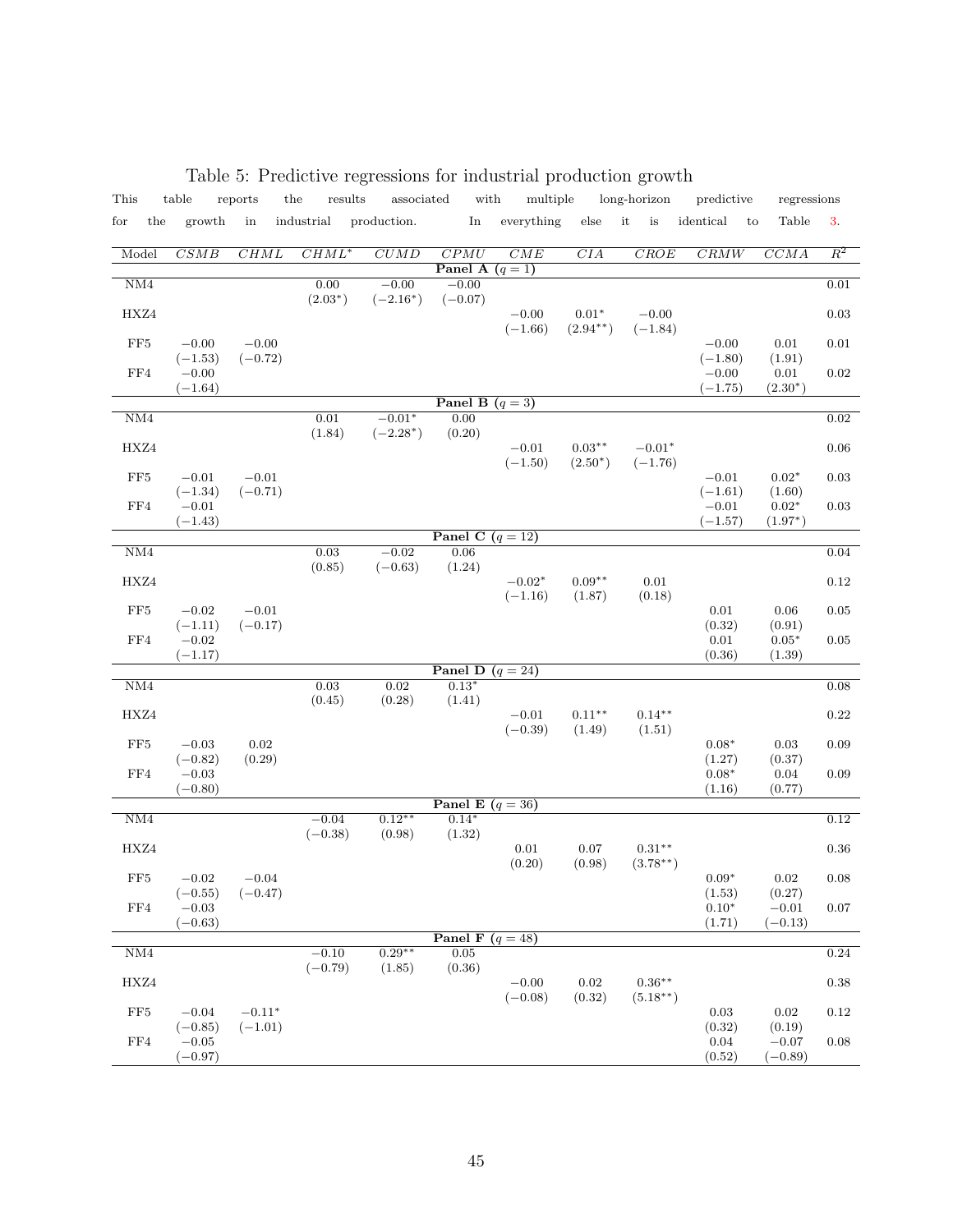# Table 5: Predictive regressions for industrial production growth

This table reports the results associated with multiple long-horizon predictive regressions for the growth in industrial production. In everything else it is identical to Table 3.

| Model | *CSMB* | *CHML* | *CHML*\* | *CUMD* | *CPMU* | *CME* | *CIA* | *CROE* | *CRMW* | *CCMA* | $R^2$ |
|---|---|---|---|---|---|---|---|---|---|---|---|
| **Panel A ($q = 1$)** | | | | | | | | | | | |
| NM4 | | | 0.00 | −0.00 | −0.00 | | | | | | 0.01 |
| | | | (2.03\*) | (−2.16\*) | (−0.07) | | | | | | |
| HXZ4 | | | | | | −0.00 | 0.01\* | −0.00 | | | 0.03 |
| | | | | | | (−1.66) | (2.94\*\*) | (−1.84) | | | |
| FF5 | −0.00 | −0.00 | | | | | | | −0.00 | 0.01 | 0.01 |
| | (−1.53) | (−0.72) | | | | | | | (−1.80) | (1.91) | |
| FF4 | −0.00 | | | | | | | | −0.00 | 0.01 | 0.02 |
| | (−1.64) | | | | | | | | (−1.75) | (2.30\*) | |
| **Panel B ($q = 3$)** | | | | | | | | | | | |
| NM4 | | | 0.01 | −0.01\* | 0.00 | | | | | | 0.02 |
| | | | (1.84) | (−2.28\*) | (0.20) | | | | | | |
| HXZ4 | | | | | | −0.01 | 0.03\*\* | −0.01\* | | | 0.06 |
| | | | | | | (−1.50) | (2.50\*) | (−1.76) | | | |
| FF5 | −0.01 | −0.01 | | | | | | | −0.01 | 0.02\* | 0.03 |
| | (−1.34) | (−0.71) | | | | | | | (−1.61) | (1.60) | |
| FF4 | −0.01 | | | | | | | | −0.01 | 0.02\* | 0.03 |
| | (−1.43) | | | | | | | | (−1.57) | (1.97\*) | |
| **Panel C ($q = 12$)** | | | | | | | | | | | |
| NM4 | | | 0.03 | −0.02 | 0.06 | | | | | | 0.04 |
| | | | (0.85) | (−0.63) | (1.24) | | | | | | |
| HXZ4 | | | | | | −0.02\* | 0.09\*\* | 0.01 | | | 0.12 |
| | | | | | | (−1.16) | (1.87) | (0.18) | | | |
| FF5 | −0.02 | −0.01 | | | | | | | 0.01 | 0.06 | 0.05 |
| | (−1.11) | (−0.17) | | | | | | | (0.32) | (0.91) | |
| FF4 | −0.02 | | | | | | | | 0.01 | 0.05\* | 0.05 |
| | (−1.17) | | | | | | | | (0.36) | (1.39) | |
| **Panel D ($q = 24$)** | | | | | | | | | | | |
| NM4 | | | 0.03 | 0.02 | 0.13\* | | | | | | 0.08 |
| | | | (0.45) | (0.28) | (1.41) | | | | | | |
| HXZ4 | | | | | | −0.01 | 0.11\*\* | 0.14\*\* | | | 0.22 |
| | | | | | | (−0.39) | (1.49) | (1.51) | | | |
| FF5 | −0.03 | 0.02 | | | | | | | 0.08\* | 0.03 | 0.09 |
| | (−0.82) | (0.29) | | | | | | | (1.27) | (0.37) | |
| FF4 | −0.03 | | | | | | | | 0.08\* | 0.04 | 0.09 |
| | (−0.80) | | | | | | | | (1.16) | (0.77) | |
| **Panel E ($q = 36$)** | | | | | | | | | | | |
| NM4 | | | −0.04 | 0.12\*\* | 0.14\* | | | | | | 0.12 |
| | | | (−0.38) | (0.98) | (1.32) | | | | | | |
| HXZ4 | | | | | | 0.01 | 0.07 | 0.31\*\* | | | 0.36 |
| | | | | | | (0.20) | (0.98) | (3.78\*\*) | | | |
| FF5 | −0.02 | −0.04 | | | | | | | 0.09\* | 0.02 | 0.08 |
| | (−0.55) | (−0.47) | | | | | | | (1.53) | (0.27) | |
| FF4 | −0.03 | | | | | | | | 0.10\* | −0.01 | 0.07 |
| | (−0.63) | | | | | | | | (1.71) | (−0.13) | |
| **Panel F ($q = 48$)** | | | | | | | | | | | |
| NM4 | | | −0.10 | 0.29\*\* | 0.05 | | | | | | 0.24 |
| | | | (−0.79) | (1.85) | (0.36) | | | | | | |
| HXZ4 | | | | | | −0.00 | 0.02 | 0.36\*\* | | | 0.38 |
| | | | | | | (−0.08) | (0.32) | (5.18\*\*) | | | |
| FF5 | −0.04 | −0.11\* | | | | | | | 0.03 | 0.02 | 0.12 |
| | (−0.85) | (−1.01) | | | | | | | (0.32) | (0.19) | |
| FF4 | −0.05 | | | | | | | | 0.04 | −0.07 | 0.08 |
| | (−0.97) | | | | | | | | (0.52) | (−0.89) | |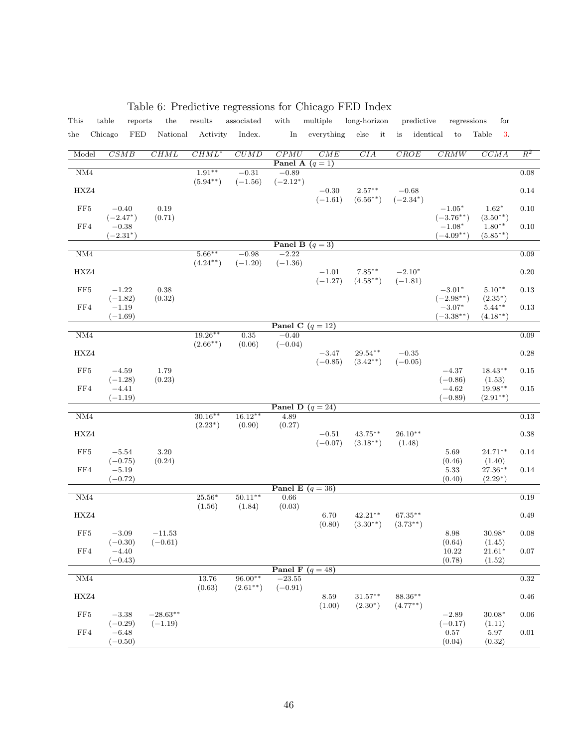Table 6: Predictive regressions for Chicago FED Index

This table reports the results associated with multiple long-horizon predictive regressions for the Chicago FED National Activity Index. In everything else it is identical to Table 3.

| Model | $CSMB$ | $CHML$ | $CHML^*$ | $CUMD$ | $CPMU$ | $CME$ | $CIA$ | $CROE$ | $CRMW$ | $CCMA$ | $R^2$ |
|---|---|---|---|---|---|---|---|---|---|---|---|
| **Panel A ($q = 1$)** | | | | | | | | | | | |
| NM4 | | | $1.91^{**}$ | $-0.31$ | $-0.89$ | | | | | | 0.08 |
| | | | $(5.94^{**})$ | $(-1.56)$ | $(-2.12^{*})$ | | | | | | |
| HXZ4 | | | | | | $-0.30$ | $2.57^{**}$ | $-0.68$ | | | 0.14 |
| | | | | | | $(-1.61)$ | $(6.56^{**})$ | $(-2.34^{*})$ | | | |
| FF5 | $-0.40$ | 0.19 | | | | | | | $-1.05^{*}$ | $1.62^{*}$ | 0.10 |
| | $(-2.47^{*})$ | $(0.71)$ | | | | | | | $(-3.76^{**})$ | $(3.50^{**})$ | |
| FF4 | $-0.38$ | | | | | | | | $-1.08^{*}$ | $1.80^{**}$ | 0.10 |
| | $(-2.31^{*})$ | | | | | | | | $(-4.09^{**})$ | $(5.85^{**})$ | |
| **Panel B ($q = 3$)** | | | | | | | | | | | |
| NM4 | | | $5.66^{**}$ | $-0.98$ | $-2.22$ | | | | | | 0.09 |
| | | | $(4.24^{**})$ | $(-1.20)$ | $(-1.36)$ | | | | | | |
| HXZ4 | | | | | | $-1.01$ | $7.85^{**}$ | $-2.10^{*}$ | | | 0.20 |
| | | | | | | $(-1.27)$ | $(4.58^{**})$ | $(-1.81)$ | | | |
| FF5 | $-1.22$ | 0.38 | | | | | | | $-3.01^{*}$ | $5.10^{**}$ | 0.13 |
| | $(-1.82)$ | $(0.32)$ | | | | | | | $(-2.98^{**})$ | $(2.35^{*})$ | |
| FF4 | $-1.19$ | | | | | | | | $-3.07^{*}$ | $5.44^{**}$ | 0.13 |
| | $(-1.69)$ | | | | | | | | $(-3.38^{**})$ | $(4.18^{**})$ | |
| **Panel C ($q = 12$)** | | | | | | | | | | | |
| NM4 | | | $19.26^{**}$ | 0.35 | $-0.40$ | | | | | | 0.09 |
| | | | $(2.66^{**})$ | $(0.06)$ | $(-0.04)$ | | | | | | |
| HXZ4 | | | | | | $-3.47$ | $29.54^{**}$ | $-0.35$ | | | 0.28 |
| | | | | | | $(-0.85)$ | $(3.42^{**})$ | $(-0.05)$ | | | |
| FF5 | $-4.59$ | 1.79 | | | | | | | $-4.37$ | $18.43^{**}$ | 0.15 |
| | $(-1.28)$ | $(0.23)$ | | | | | | | $(-0.86)$ | $(1.53)$ | |
| FF4 | $-4.41$ | | | | | | | | $-4.62$ | $19.98^{**}$ | 0.15 |
| | $(-1.19)$ | | | | | | | | $(-0.89)$ | $(2.91^{**})$ | |
| **Panel D ($q = 24$)** | | | | | | | | | | | |
| NM4 | | | $30.16^{**}$ | $16.12^{**}$ | 4.89 | | | | | | 0.13 |
| | | | $(2.23^{*})$ | $(0.90)$ | $(0.27)$ | | | | | | |
| HXZ4 | | | | | | $-0.51$ | $43.75^{**}$ | $26.10^{**}$ | | | 0.38 |
| | | | | | | $(-0.07)$ | $(3.18^{**})$ | $(1.48)$ | | | |
| FF5 | $-5.54$ | 3.20 | | | | | | | 5.69 | $24.71^{**}$ | 0.14 |
| | $(-0.75)$ | $(0.24)$ | | | | | | | $(0.46)$ | $(1.40)$ | |
| FF4 | $-5.19$ | | | | | | | | 5.33 | $27.36^{**}$ | 0.14 |
| | $(-0.72)$ | | | | | | | | $(0.40)$ | $(2.29^{*})$ | |
| **Panel E ($q = 36$)** | | | | | | | | | | | |
| NM4 | | | $25.56^{*}$ | $50.11^{**}$ | 0.66 | | | | | | 0.19 |
| | | | $(1.56)$ | $(1.84)$ | $(0.03)$ | | | | | | |
| HXZ4 | | | | | | 6.70 | $42.21^{**}$ | $67.35^{**}$ | | | 0.49 |
| | | | | | | $(0.80)$ | $(3.30^{**})$ | $(3.73^{**})$ | | | |
| FF5 | $-3.09$ | $-11.53$ | | | | | | | 8.98 | $30.98^{*}$ | 0.08 |
| | $(-0.30)$ | $(-0.61)$ | | | | | | | $(0.64)$ | $(1.45)$ | |
| FF4 | $-4.40$ | | | | | | | | 10.22 | $21.61^{*}$ | 0.07 |
| | $(-0.43)$ | | | | | | | | $(0.78)$ | $(1.52)$ | |
| **Panel F ($q = 48$)** | | | | | | | | | | | |
| NM4 | | | 13.76 | $96.00^{**}$ | $-23.55$ | | | | | | 0.32 |
| | | | $(0.63)$ | $(2.61^{**})$ | $(-0.91)$ | | | | | | |
| HXZ4 | | | | | | 8.59 | $31.57^{**}$ | $88.36^{**}$ | | | 0.46 |
| | | | | | | $(1.00)$ | $(2.30^{*})$ | $(4.77^{**})$ | | | |
| FF5 | $-3.38$ | $-28.63^{**}$ | | | | | | | $-2.89$ | $30.08^{*}$ | 0.06 |
| | $(-0.29)$ | $(-1.19)$ | | | | | | | $(-0.17)$ | $(1.11)$ | |
| FF4 | $-6.48$ | | | | | | | | 0.57 | 5.97 | 0.01 |
| | $(-0.50)$ | | | | | | | | $(0.04)$ | $(0.32)$ | |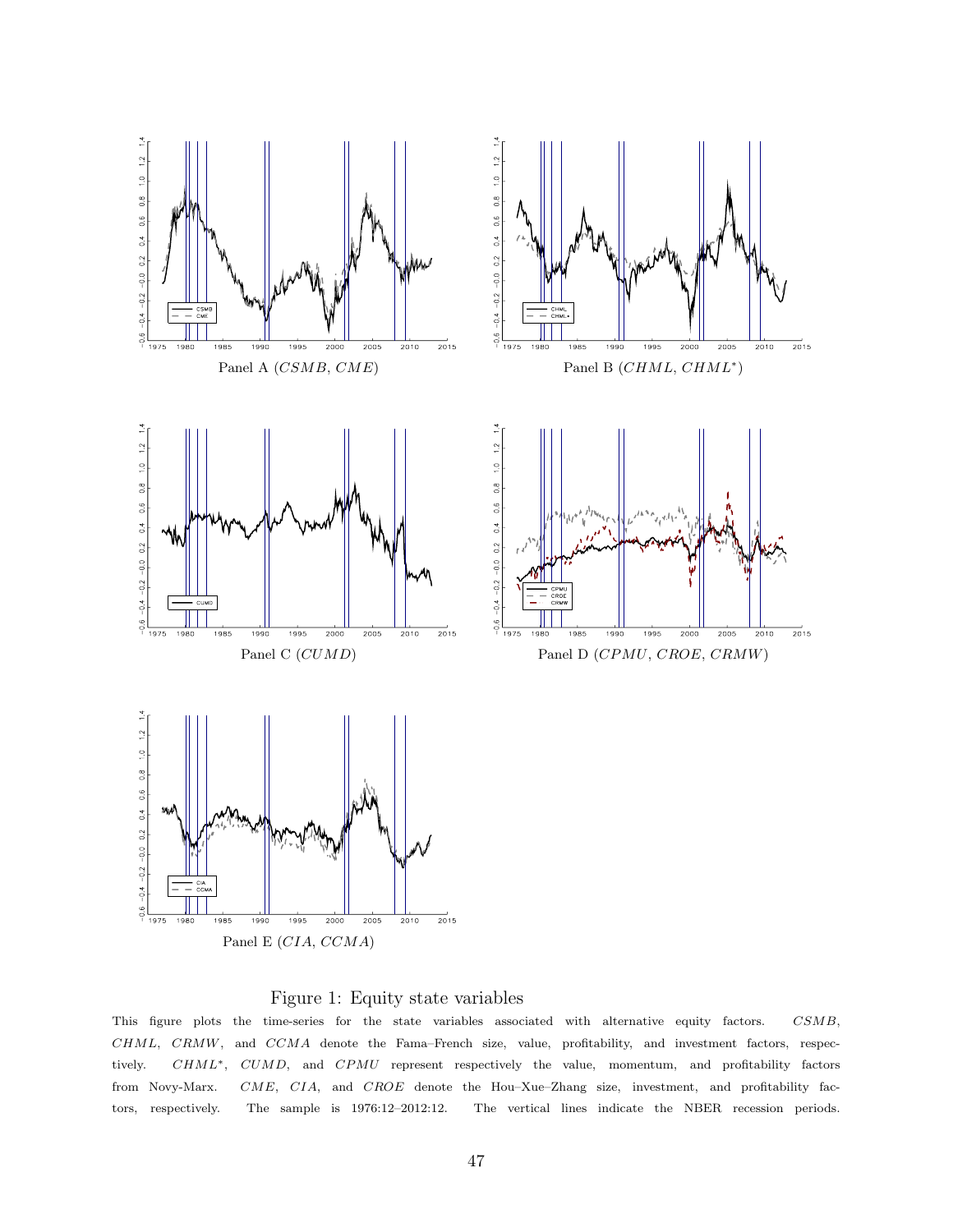−0.6 −0.4 −0.2 −0.0 0.2 0.4 0.6 0.8 1.0 1.2 1.4

CSMB
CME

1975 1980 1985 1990 1995 2000 2005 2010 2015

Panel A ($CSMB$, $CME$)

−0.6 −0.4 −0.2 −0.0 0.2 0.4 0.6 0.8 1.0 1.2 1.4

CHML
CHML*

1975 1980 1985 1990 1995 2000 2005 2010 2015

Panel B ($CHML$, $CHML^*$)

−0.6 −0.4 −0.2 −0.0 0.2 0.4 0.6 0.8 1.0 1.2 1.4

CUMD

1975 1980 1985 1990 1995 2000 2005 2010 2015

Panel C ($CUMD$)

−0.6 −0.4 −0.2 −0.0 0.2 0.4 0.6 0.8 1.0 1.2 1.4

CPMU
CROE
CRMW

1975 1980 1985 1990 1995 2000 2005 2010 2015

Panel D ($CPMU$, $CROE$, $CRMW$)

−0.6 −0.4 −0.2 −0.0 0.2 0.4 0.6 0.8 1.0 1.2 1.4

CIA
CCMA

1975 1980 1985 1990 1995 2000 2005 2010 2015

Panel E ($CIA$, $CCMA$)

Figure 1: Equity state variables

This figure plots the time-series for the state variables associated with alternative equity factors. $CSMB$, $CHML$, $CRMW$, and $CCMA$ denote the Fama–French size, value, profitability, and investment factors, respectively. $CHML^*$, $CUMD$, and $CPMU$ represent respectively the value, momentum, and profitability factors from Novy-Marx. $CME$, $CIA$, and $CROE$ denote the Hou–Xue–Zhang size, investment, and profitability factors, respectively. The sample is 1976:12–2012:12. The vertical lines indicate the NBER recession periods.